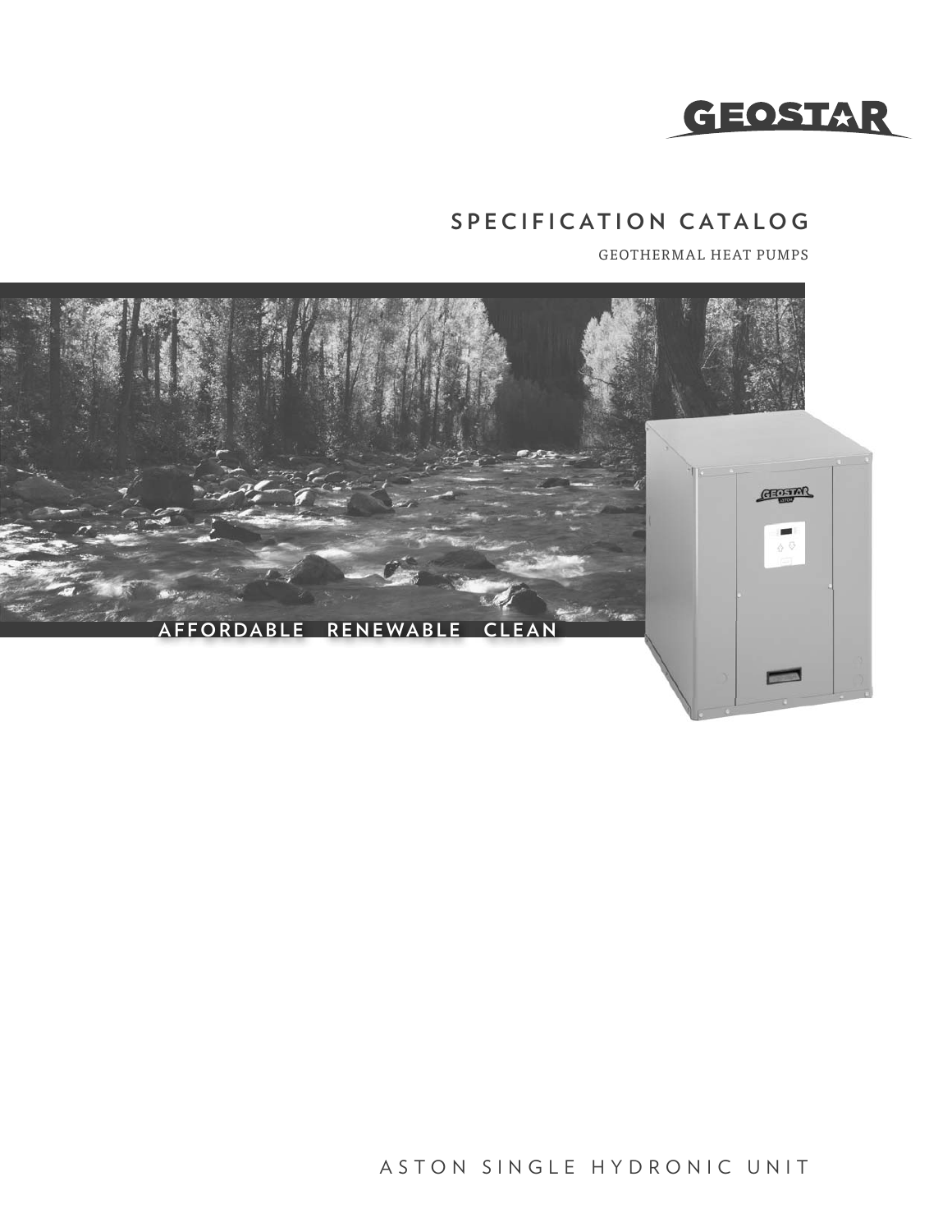GEOSTAR

# SPECIFICATION CATALOG

GEOTHERMAL HEAT PUMPS

AFFORDABLE RENEWABLE CLEAN

ASTON SINGLE HYDRONIC UNIT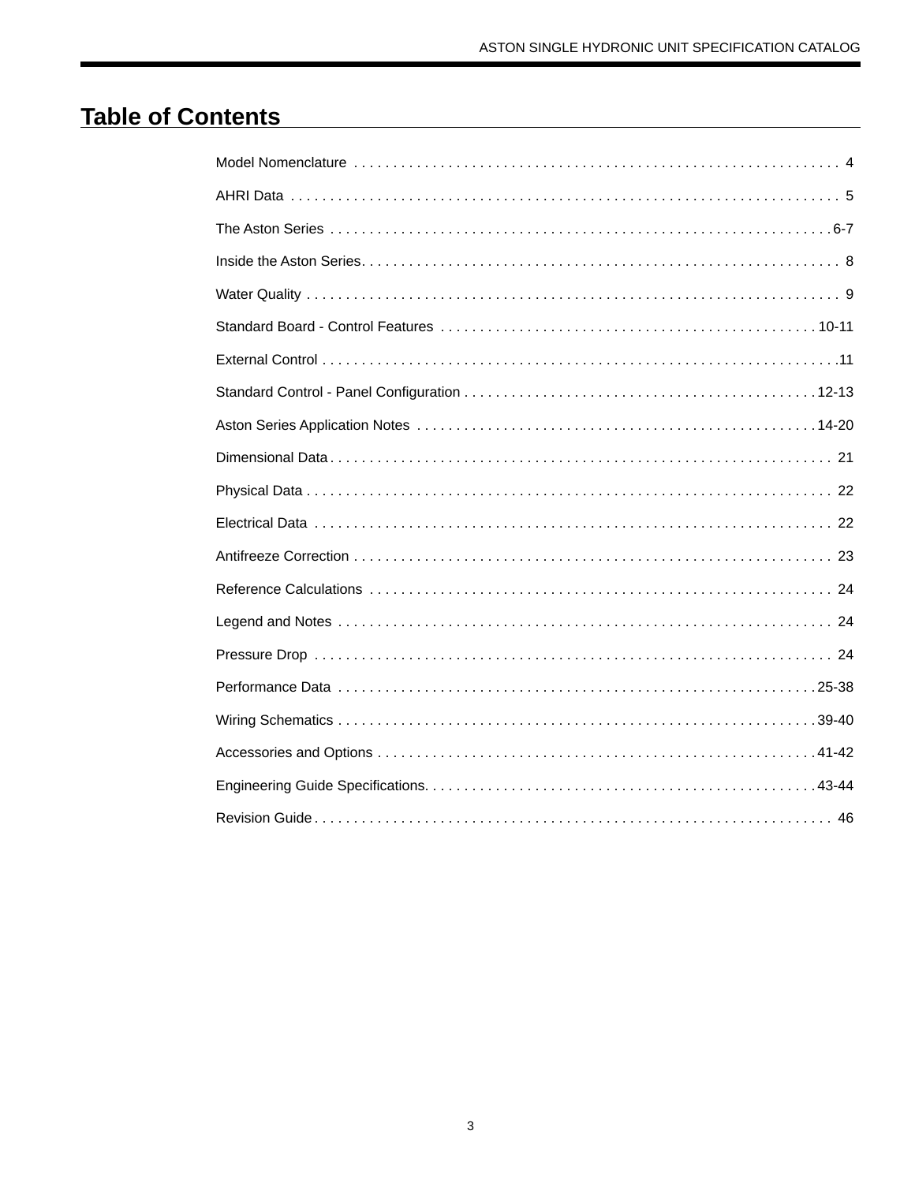# Table of Contents

| Section | Page |
| --- | --- |
| Model Nomenclature | 4 |
| AHRI Data | 5 |
| The Aston Series | 6-7 |
| Inside the Aston Series | 8 |
| Water Quality | 9 |
| Standard Board - Control Features | 10-11 |
| External Control | 11 |
| Standard Control - Panel Configuration | 12-13 |
| Aston Series Application Notes | 14-20 |
| Dimensional Data | 21 |
| Physical Data | 22 |
| Electrical Data | 22 |
| Antifreeze Correction | 23 |
| Reference Calculations | 24 |
| Legend and Notes | 24 |
| Pressure Drop | 24 |
| Performance Data | 25-38 |
| Wiring Schematics | 39-40 |
| Accessories and Options | 41-42 |
| Engineering Guide Specifications | 43-44 |
| Revision Guide | 46 |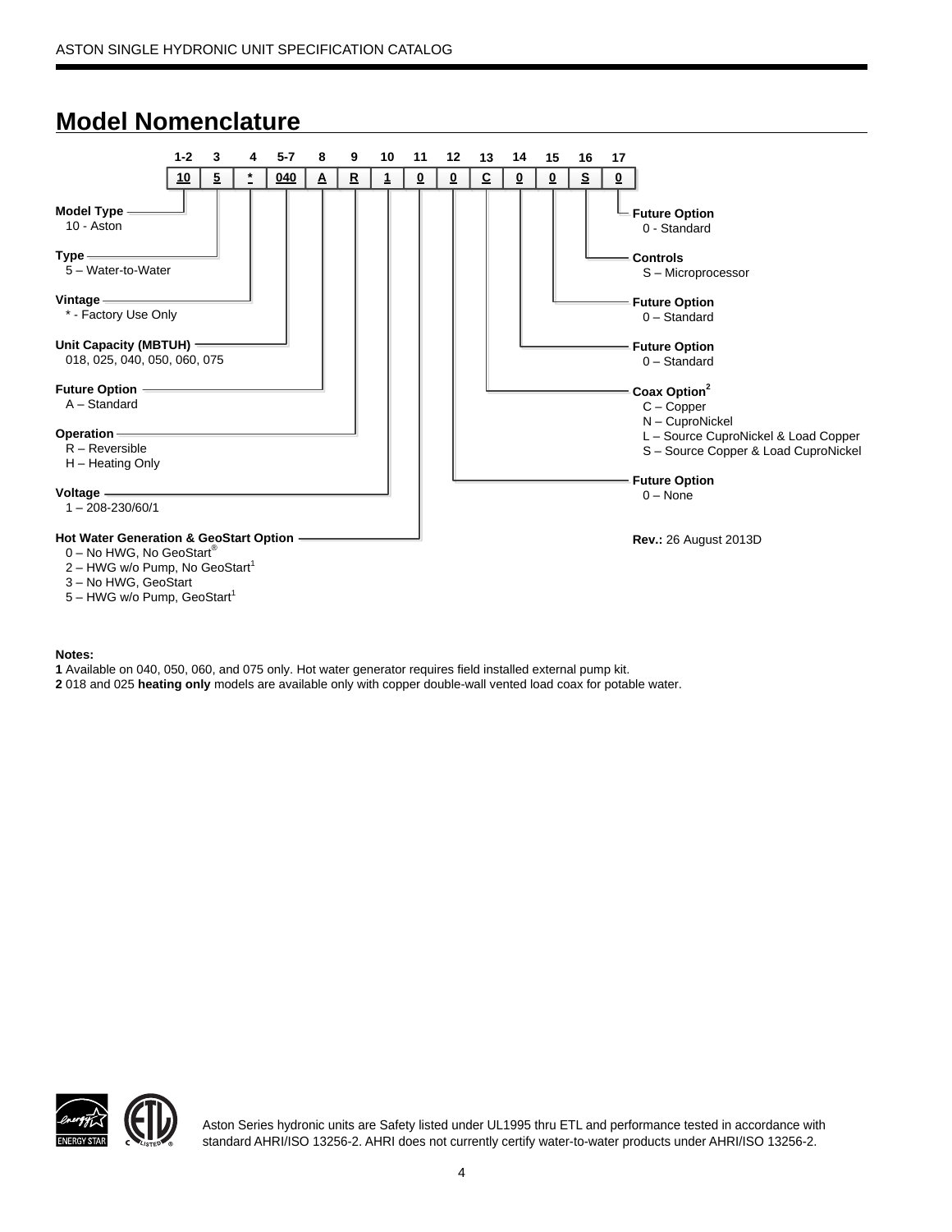## Model Nomenclature

| 1-2 | 3 | 4 | 5-7 | 8 | 9 | 10 | 11 | 12 | 13 | 14 | 15 | 16 | 17 |
|---|---|---|---|---|---|---|---|---|---|---|---|---|---|
| 10 | 5 | * | 040 | A | R | 1 | 0 | 0 | C | 0 | 0 | S | 0 |

**Model Type**
10 - Aston

**Type**
5 – Water-to-Water

**Vintage**
* - Factory Use Only

**Unit Capacity (MBTUH)**
018, 025, 040, 050, 060, 075

**Future Option**
A – Standard

**Operation**
R – Reversible
H – Heating Only

**Voltage**
1 – 208-230/60/1

**Hot Water Generation & GeoStart Option**
0 – No HWG, No GeoStart®
2 – HWG w/o Pump, No GeoStart[1]
3 – No HWG, GeoStart
5 – HWG w/o Pump, GeoStart[1]

**Future Option**
0 – None

**Coax Option[2]**
C – Copper
N – CuproNickel
L – Source CuproNickel & Load Copper
S – Source Copper & Load CuproNickel

**Future Option**
0 – Standard

**Future Option**
0 – Standard

**Controls**
S – Microprocessor

**Future Option**
0 - Standard

**Rev.:** 26 August 2013D

**Notes:**
**1** Available on 040, 050, 060, and 075 only. Hot water generator requires field installed external pump kit.
**2** 018 and 025 **heating only** models are available only with copper double-wall vented load coax for potable water.

Aston Series hydronic units are Safety listed under UL1995 thru ETL and performance tested in accordance with standard AHRI/ISO 13256-2. AHRI does not currently certify water-to-water products under AHRI/ISO 13256-2.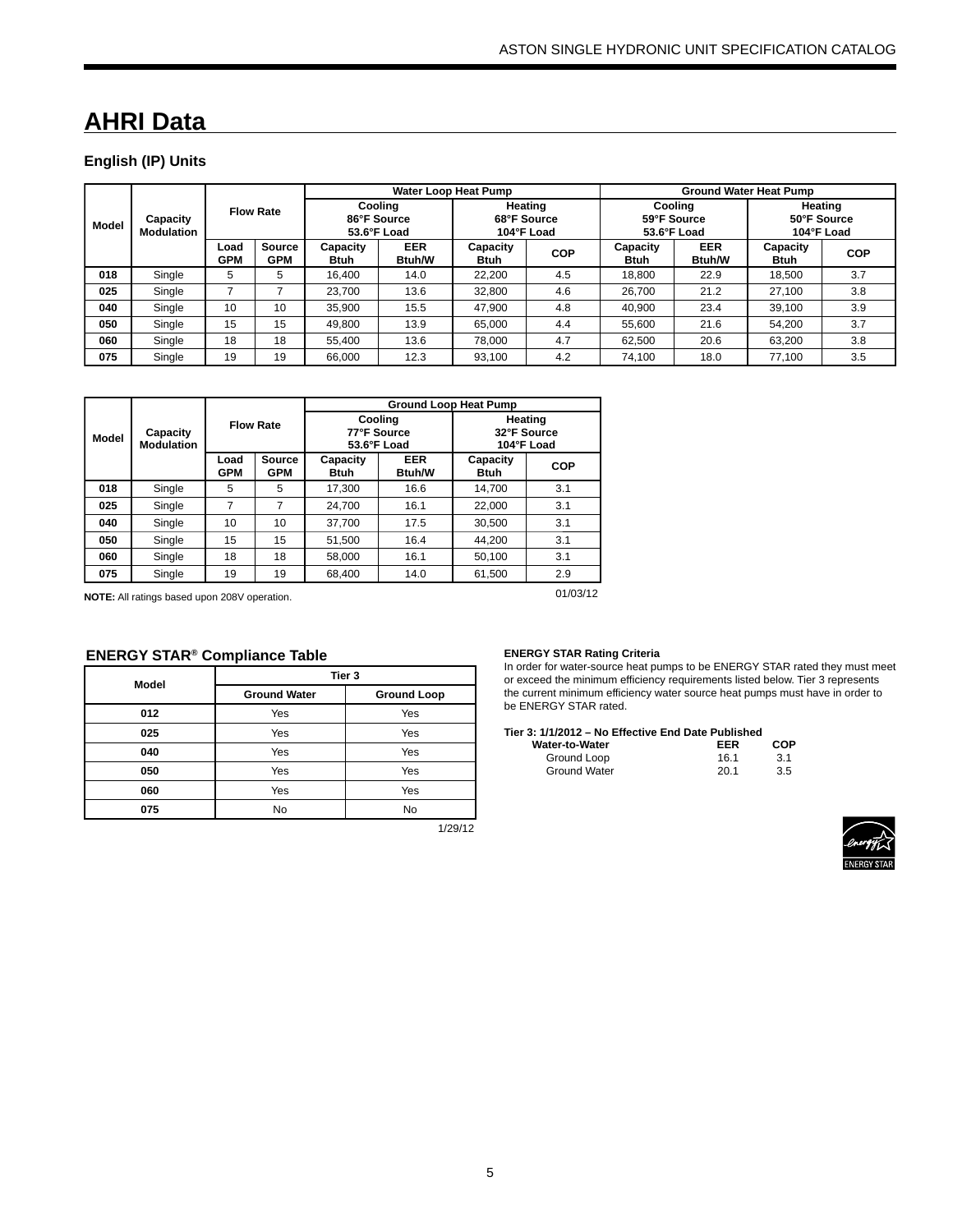# AHRI Data

### English (IP) Units

| Model | Capacity Modulation | Flow Rate | | Water Loop Heat Pump | | | | Ground Water Heat Pump | | | |
|---|---|---|---|---|---|---|---|---|---|---|---|
| | | | | Cooling 86°F Source 53.6°F Load | | Heating 68°F Source 104°F Load | | Cooling 59°F Source 53.6°F Load | | Heating 50°F Source 104°F Load | |
| | | Load GPM | Source GPM | Capacity Btuh | EER Btuh/W | Capacity Btuh | COP | Capacity Btuh | EER Btuh/W | Capacity Btuh | COP |
| **018** | Single | 5 | 5 | 16,400 | 14.0 | 22,200 | 4.5 | 18,800 | 22.9 | 18,500 | 3.7 |
| **025** | Single | 7 | 7 | 23,700 | 13.6 | 32,800 | 4.6 | 26,700 | 21.2 | 27,100 | 3.8 |
| **040** | Single | 10 | 10 | 35,900 | 15.5 | 47,900 | 4.8 | 40,900 | 23.4 | 39,100 | 3.9 |
| **050** | Single | 15 | 15 | 49,800 | 13.9 | 65,000 | 4.4 | 55,600 | 21.6 | 54,200 | 3.7 |
| **060** | Single | 18 | 18 | 55,400 | 13.6 | 78,000 | 4.7 | 62,500 | 20.6 | 63,200 | 3.8 |
| **075** | Single | 19 | 19 | 66,000 | 12.3 | 93,100 | 4.2 | 74,100 | 18.0 | 77,100 | 3.5 |

| Model | Capacity Modulation | Flow Rate | | Ground Loop Heat Pump | | | |
|---|---|---|---|---|---|---|---|
| | | | | Cooling 77°F Source 53.6°F Load | | Heating 32°F Source 104°F Load | |
| | | Load GPM | Source GPM | Capacity Btuh | EER Btuh/W | Capacity Btuh | COP |
| **018** | Single | 5 | 5 | 17,300 | 16.6 | 14,700 | 3.1 |
| **025** | Single | 7 | 7 | 24,700 | 16.1 | 22,000 | 3.1 |
| **040** | Single | 10 | 10 | 37,700 | 17.5 | 30,500 | 3.1 |
| **050** | Single | 15 | 15 | 51,500 | 16.4 | 44,200 | 3.1 |
| **060** | Single | 18 | 18 | 58,000 | 16.1 | 50,100 | 3.1 |
| **075** | Single | 19 | 19 | 68,400 | 14.0 | 61,500 | 2.9 |

**NOTE:** All ratings based upon 208V operation.

01/03/12

### ENERGY STAR® Compliance Table

| Model | Tier 3 | |
|---|---|---|
| | Ground Water | Ground Loop |
| **012** | Yes | Yes |
| **025** | Yes | Yes |
| **040** | Yes | Yes |
| **050** | Yes | Yes |
| **060** | Yes | Yes |
| **075** | No | No |

1/29/12

**ENERGY STAR Rating Criteria**

In order for water-source heat pumps to be ENERGY STAR rated they must meet or exceed the minimum efficiency requirements listed below. Tier 3 represents the current minimum efficiency water source heat pumps must have in order to be ENERGY STAR rated.

**Tier 3: 1/1/2012 – No Effective End Date Published**

| Water-to-Water | EER | COP |
|---|---|---|
| Ground Loop | 16.1 | 3.1 |
| Ground Water | 20.1 | 3.5 |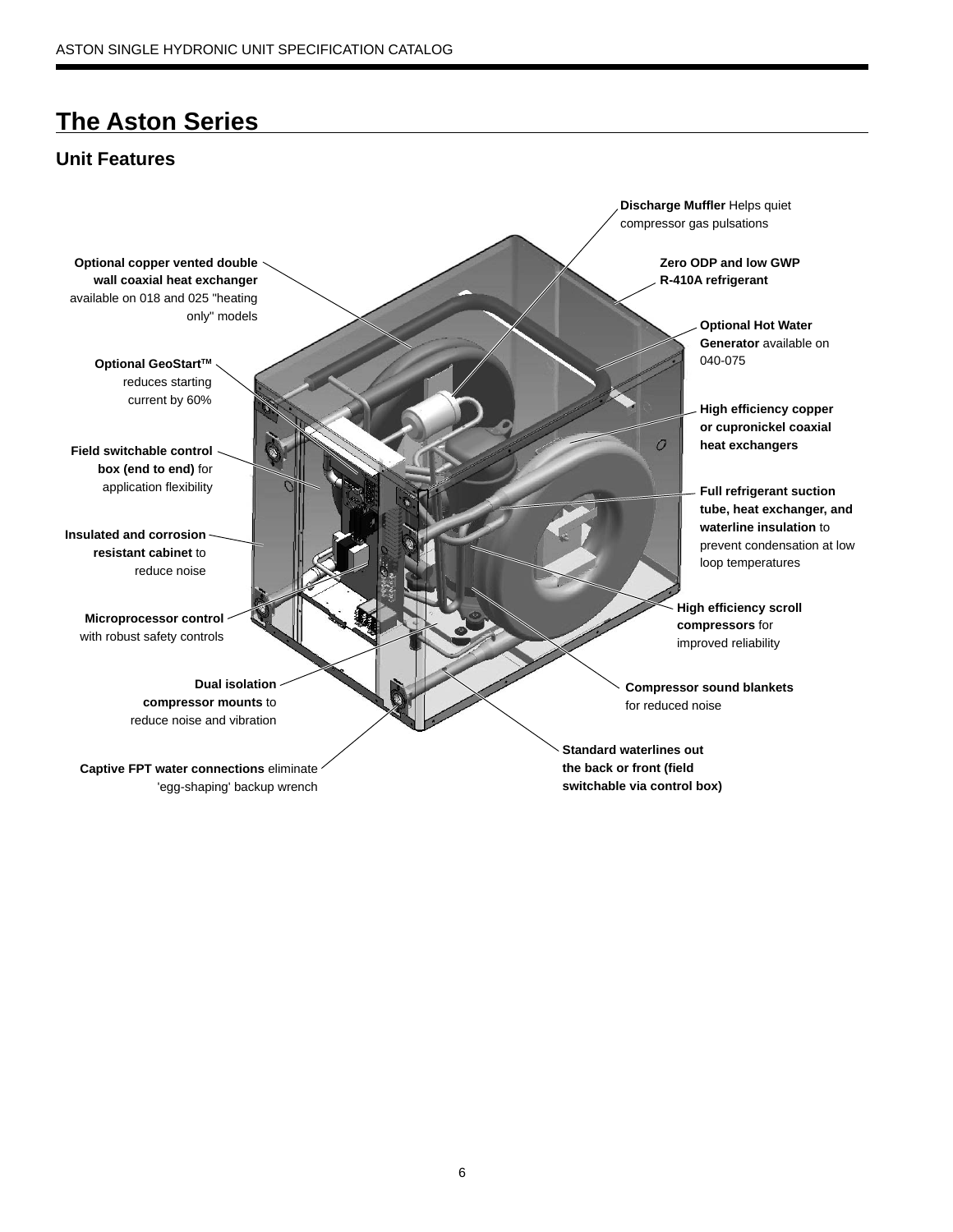# The Aston Series

## Unit Features

**Discharge Muffler** Helps quiet compressor gas pulsations

**Optional copper vented double wall coaxial heat exchanger** available on 018 and 025 "heating only" models

**Zero ODP and low GWP R-410A refrigerant**

**Optional Hot Water Generator** available on 040-075

**Optional GeoStart™** reduces starting current by 60%

**High efficiency copper or cupronickel coaxial heat exchangers**

**Field switchable control box (end to end)** for application flexibility

**Full refrigerant suction tube, heat exchanger, and waterline insulation** to prevent condensation at low loop temperatures

**Insulated and corrosion resistant cabinet** to reduce noise

**High efficiency scroll compressors** for improved reliability

**Microprocessor control** with robust safety controls

**Dual isolation compressor mounts** to reduce noise and vibration

**Compressor sound blankets** for reduced noise

**Standard waterlines out the back or front (field switchable via control box)**

**Captive FPT water connections** eliminate 'egg-shaping' backup wrench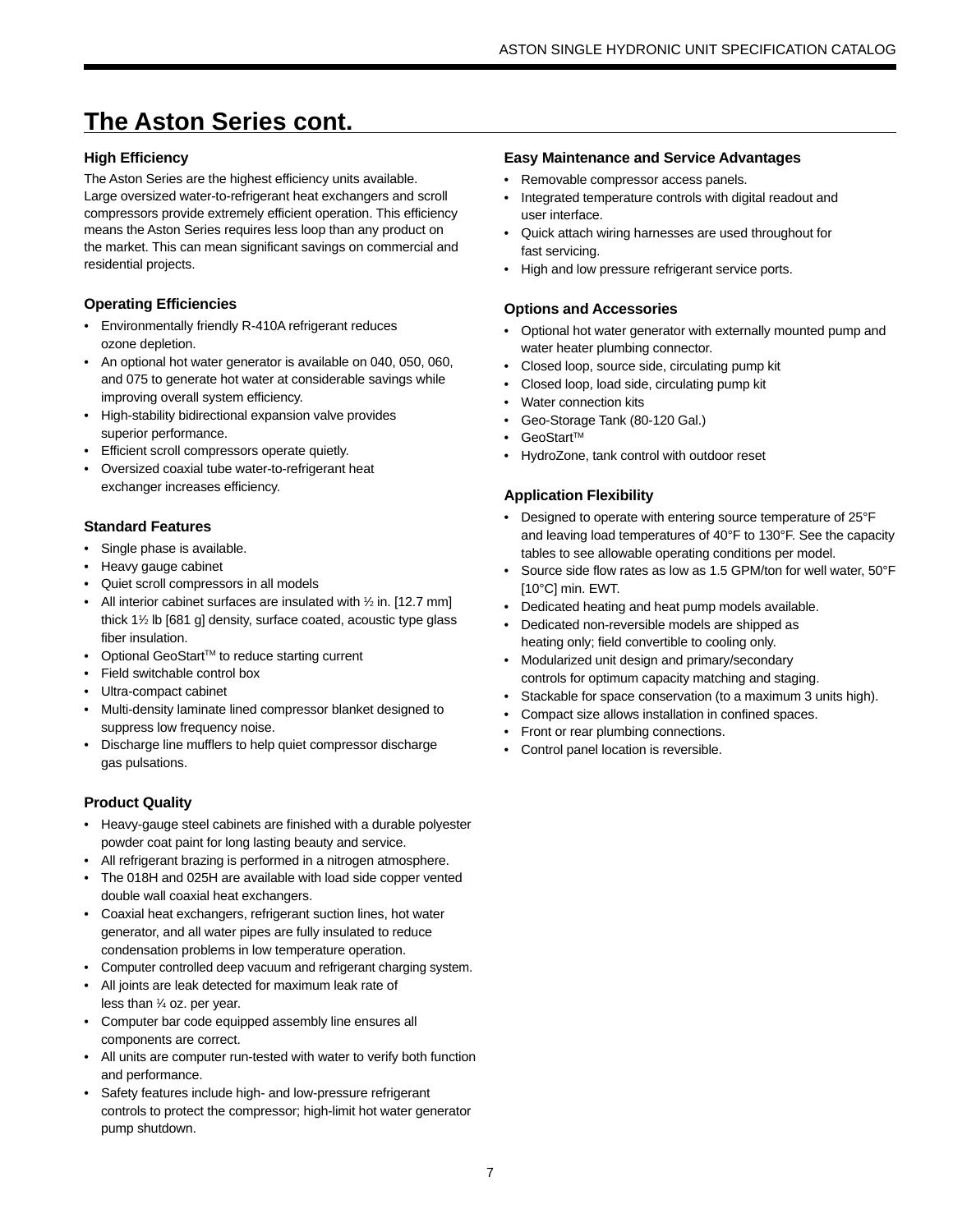# The Aston Series cont.

### High Efficiency

The Aston Series are the highest efficiency units available. Large oversized water-to-refrigerant heat exchangers and scroll compressors provide extremely efficient operation. This efficiency means the Aston Series requires less loop than any product on the market. This can mean significant savings on commercial and residential projects.

### Operating Efficiencies

- Environmentally friendly R-410A refrigerant reduces ozone depletion.
- An optional hot water generator is available on 040, 050, 060, and 075 to generate hot water at considerable savings while improving overall system efficiency.
- High-stability bidirectional expansion valve provides superior performance.
- Efficient scroll compressors operate quietly.
- Oversized coaxial tube water-to-refrigerant heat exchanger increases efficiency.

### Standard Features

- Single phase is available.
- Heavy gauge cabinet
- Quiet scroll compressors in all models
- All interior cabinet surfaces are insulated with ½ in. [12.7 mm] thick 1½ lb [681 g] density, surface coated, acoustic type glass fiber insulation.
- Optional GeoStart™ to reduce starting current
- Field switchable control box
- Ultra-compact cabinet
- Multi-density laminate lined compressor blanket designed to suppress low frequency noise.
- Discharge line mufflers to help quiet compressor discharge gas pulsations.

### Product Quality

- Heavy-gauge steel cabinets are finished with a durable polyester powder coat paint for long lasting beauty and service.
- All refrigerant brazing is performed in a nitrogen atmosphere.
- The 018H and 025H are available with load side copper vented double wall coaxial heat exchangers.
- Coaxial heat exchangers, refrigerant suction lines, hot water generator, and all water pipes are fully insulated to reduce condensation problems in low temperature operation.
- Computer controlled deep vacuum and refrigerant charging system.
- All joints are leak detected for maximum leak rate of less than ¼ oz. per year.
- Computer bar code equipped assembly line ensures all components are correct.
- All units are computer run-tested with water to verify both function and performance.
- Safety features include high- and low-pressure refrigerant controls to protect the compressor; high-limit hot water generator pump shutdown.

### Easy Maintenance and Service Advantages

- Removable compressor access panels.
- Integrated temperature controls with digital readout and user interface.
- Quick attach wiring harnesses are used throughout for fast servicing.
- High and low pressure refrigerant service ports.

### Options and Accessories

- Optional hot water generator with externally mounted pump and water heater plumbing connector.
- Closed loop, source side, circulating pump kit
- Closed loop, load side, circulating pump kit
- Water connection kits
- Geo-Storage Tank (80-120 Gal.)
- GeoStart™
- HydroZone, tank control with outdoor reset

### Application Flexibility

- Designed to operate with entering source temperature of 25°F and leaving load temperatures of 40°F to 130°F. See the capacity tables to see allowable operating conditions per model.
- Source side flow rates as low as 1.5 GPM/ton for well water, 50°F [10°C] min. EWT.
- Dedicated heating and heat pump models available.
- Dedicated non-reversible models are shipped as heating only; field convertible to cooling only.
- Modularized unit design and primary/secondary controls for optimum capacity matching and staging.
- Stackable for space conservation (to a maximum 3 units high).
- Compact size allows installation in confined spaces.
- Front or rear plumbing connections.
- Control panel location is reversible.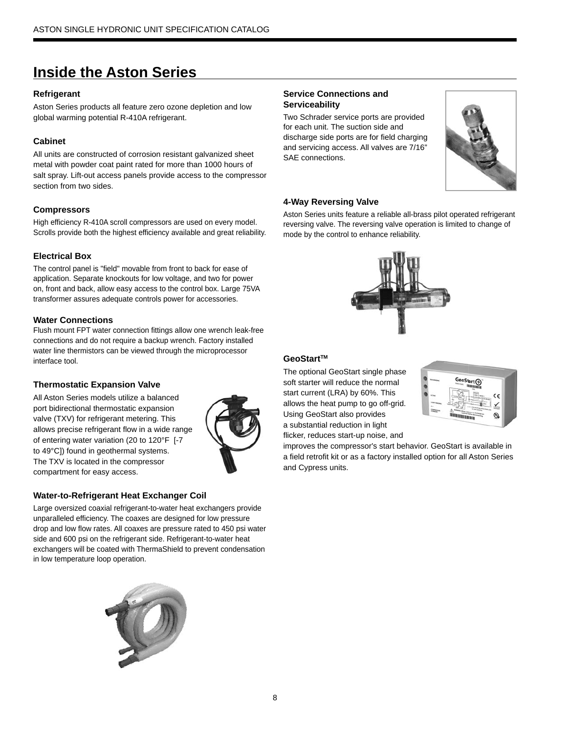# Inside the Aston Series

### Refrigerant

Aston Series products all feature zero ozone depletion and low global warming potential R-410A refrigerant.

### Cabinet

All units are constructed of corrosion resistant galvanized sheet metal with powder coat paint rated for more than 1000 hours of salt spray. Lift-out access panels provide access to the compressor section from two sides.

### Compressors

High efficiency R-410A scroll compressors are used on every model. Scrolls provide both the highest efficiency available and great reliability.

### Electrical Box

The control panel is "field" movable from front to back for ease of application. Separate knockouts for low voltage, and two for power on, front and back, allow easy access to the control box. Large 75VA transformer assures adequate controls power for accessories.

### Water Connections

Flush mount FPT water connection fittings allow one wrench leak-free connections and do not require a backup wrench. Factory installed water line thermistors can be viewed through the microprocessor interface tool.

### Thermostatic Expansion Valve

All Aston Series models utilize a balanced port bidirectional thermostatic expansion valve (TXV) for refrigerant metering. This allows precise refrigerant flow in a wide range of entering water variation (20 to 120°F [-7 to 49°C]) found in geothermal systems. The TXV is located in the compressor compartment for easy access.

### Water-to-Refrigerant Heat Exchanger Coil

Large oversized coaxial refrigerant-to-water heat exchangers provide unparalleled efficiency. The coaxes are designed for low pressure drop and low flow rates. All coaxes are pressure rated to 450 psi water side and 600 psi on the refrigerant side. Refrigerant-to-water heat exchangers will be coated with ThermaShield to prevent condensation in low temperature loop operation.

### Service Connections and Serviceability

Two Schrader service ports are provided for each unit. The suction side and discharge side ports are for field charging and servicing access. All valves are 7/16" SAE connections.

### 4-Way Reversing Valve

Aston Series units feature a reliable all-brass pilot operated refrigerant reversing valve. The reversing valve operation is limited to change of mode by the control to enhance reliability.

### GeoStart™

The optional GeoStart single phase soft starter will reduce the normal start current (LRA) by 60%. This allows the heat pump to go off-grid. Using GeoStart also provides a substantial reduction in light flicker, reduces start-up noise, and improves the compressor's start behavior. GeoStart is available in a field retrofit kit or as a factory installed option for all Aston Series and Cypress units.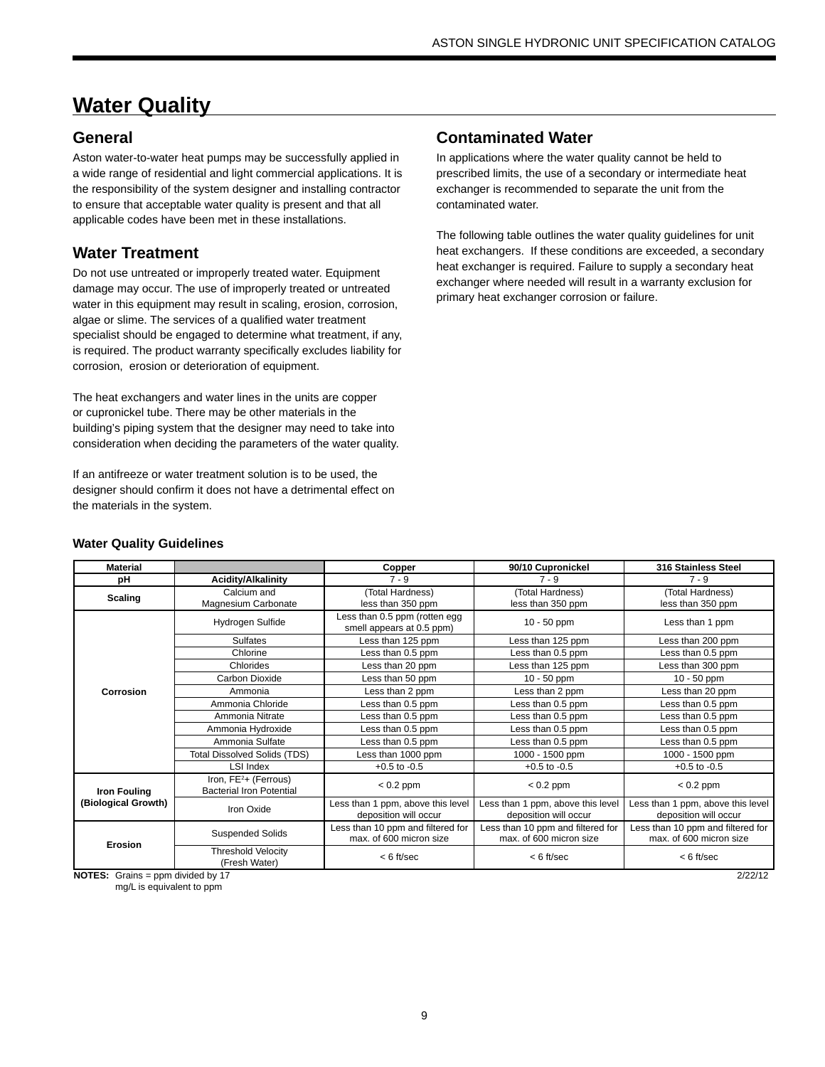# Water Quality

## General

Aston water-to-water heat pumps may be successfully applied in a wide range of residential and light commercial applications. It is the responsibility of the system designer and installing contractor to ensure that acceptable water quality is present and that all applicable codes have been met in these installations.

## Water Treatment

Do not use untreated or improperly treated water. Equipment damage may occur. The use of improperly treated or untreated water in this equipment may result in scaling, erosion, corrosion, algae or slime. The services of a qualified water treatment specialist should be engaged to determine what treatment, if any, is required. The product warranty specifically excludes liability for corrosion, erosion or deterioration of equipment.

The heat exchangers and water lines in the units are copper or cupronickel tube. There may be other materials in the building's piping system that the designer may need to take into consideration when deciding the parameters of the water quality.

If an antifreeze or water treatment solution is to be used, the designer should confirm it does not have a detrimental effect on the materials in the system.

## Contaminated Water

In applications where the water quality cannot be held to prescribed limits, the use of a secondary or intermediate heat exchanger is recommended to separate the unit from the contaminated water.

The following table outlines the water quality guidelines for unit heat exchangers. If these conditions are exceeded, a secondary heat exchanger is required. Failure to supply a secondary heat exchanger where needed will result in a warranty exclusion for primary heat exchanger corrosion or failure.

**Water Quality Guidelines**

| Material | | Copper | 90/10 Cupronickel | 316 Stainless Steel |
|---|---|---|---|---|
| pH | Acidity/Alkalinity | 7 - 9 | 7 - 9 | 7 - 9 |
| Scaling | Calcium and Magnesium Carbonate | (Total Hardness) less than 350 ppm | (Total Hardness) less than 350 ppm | (Total Hardness) less than 350 ppm |
| Corrosion | Hydrogen Sulfide | Less than 0.5 ppm (rotten egg smell appears at 0.5 ppm) | 10 - 50 ppm | Less than 1 ppm |
| | Sulfates | Less than 125 ppm | Less than 125 ppm | Less than 200 ppm |
| | Chlorine | Less than 0.5 ppm | Less than 0.5 ppm | Less than 0.5 ppm |
| | Chlorides | Less than 20 ppm | Less than 125 ppm | Less than 300 ppm |
| | Carbon Dioxide | Less than 50 ppm | 10 - 50 ppm | 10 - 50 ppm |
| | Ammonia | Less than 2 ppm | Less than 2 ppm | Less than 20 ppm |
| | Ammonia Chloride | Less than 0.5 ppm | Less than 0.5 ppm | Less than 0.5 ppm |
| | Ammonia Nitrate | Less than 0.5 ppm | Less than 0.5 ppm | Less than 0.5 ppm |
| | Ammonia Hydroxide | Less than 0.5 ppm | Less than 0.5 ppm | Less than 0.5 ppm |
| | Ammonia Sulfate | Less than 0.5 ppm | Less than 0.5 ppm | Less than 0.5 ppm |
| | Total Dissolved Solids (TDS) | Less than 1000 ppm | 1000 - 1500 ppm | 1000 - 1500 ppm |
| | LSI Index | +0.5 to -0.5 | +0.5 to -0.5 | +0.5 to -0.5 |
| Iron Fouling (Biological Growth) | Iron, $FE^{2+}$ (Ferrous) Bacterial Iron Potential | < 0.2 ppm | < 0.2 ppm | < 0.2 ppm |
| | Iron Oxide | Less than 1 ppm, above this level deposition will occur | Less than 1 ppm, above this level deposition will occur | Less than 1 ppm, above this level deposition will occur |
| Erosion | Suspended Solids | Less than 10 ppm and filtered for max. of 600 micron size | Less than 10 ppm and filtered for max. of 600 micron size | Less than 10 ppm and filtered for max. of 600 micron size |
| | Threshold Velocity (Fresh Water) | < 6 ft/sec | < 6 ft/sec | < 6 ft/sec |

**NOTES:** Grains = ppm divided by 17
mg/L is equivalent to ppm

2/22/12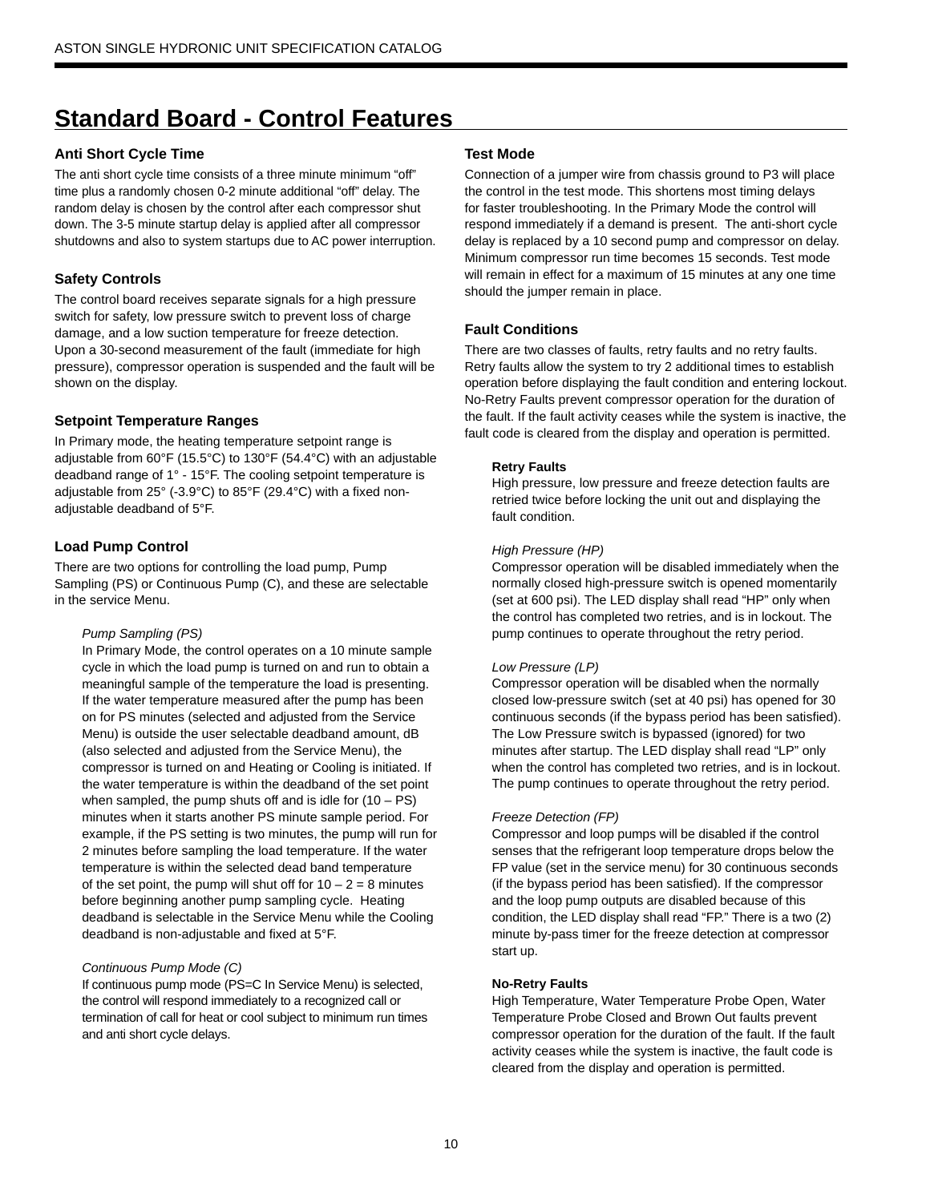# Standard Board - Control Features

## Anti Short Cycle Time

The anti short cycle time consists of a three minute minimum “off” time plus a randomly chosen 0-2 minute additional “off” delay. The random delay is chosen by the control after each compressor shut down. The 3-5 minute startup delay is applied after all compressor shutdowns and also to system startups due to AC power interruption.

## Safety Controls

The control board receives separate signals for a high pressure switch for safety, low pressure switch to prevent loss of charge damage, and a low suction temperature for freeze detection. Upon a 30-second measurement of the fault (immediate for high pressure), compressor operation is suspended and the fault will be shown on the display.

## Setpoint Temperature Ranges

In Primary mode, the heating temperature setpoint range is adjustable from 60°F (15.5°C) to 130°F (54.4°C) with an adjustable deadband range of 1° - 15°F. The cooling setpoint temperature is adjustable from 25° (-3.9°C) to 85°F (29.4°C) with a fixed non-adjustable deadband of 5°F.

## Load Pump Control

There are two options for controlling the load pump, Pump Sampling (PS) or Continuous Pump (C), and these are selectable in the service Menu.

*Pump Sampling (PS)*

In Primary Mode, the control operates on a 10 minute sample cycle in which the load pump is turned on and run to obtain a meaningful sample of the temperature the load is presenting. If the water temperature measured after the pump has been on for PS minutes (selected and adjusted from the Service Menu) is outside the user selectable deadband amount, dB (also selected and adjusted from the Service Menu), the compressor is turned on and Heating or Cooling is initiated. If the water temperature is within the deadband of the set point when sampled, the pump shuts off and is idle for (10 – PS) minutes when it starts another PS minute sample period. For example, if the PS setting is two minutes, the pump will run for 2 minutes before sampling the load temperature. If the water temperature is within the selected dead band temperature of the set point, the pump will shut off for 10 – 2 = 8 minutes before beginning another pump sampling cycle. Heating deadband is selectable in the Service Menu while the Cooling deadband is non-adjustable and fixed at 5°F.

*Continuous Pump Mode (C)*

If continuous pump mode (PS=C In Service Menu) is selected, the control will respond immediately to a recognized call or termination of call for heat or cool subject to minimum run times and anti short cycle delays.

## Test Mode

Connection of a jumper wire from chassis ground to P3 will place the control in the test mode. This shortens most timing delays for faster troubleshooting. In the Primary Mode the control will respond immediately if a demand is present. The anti-short cycle delay is replaced by a 10 second pump and compressor on delay. Minimum compressor run time becomes 15 seconds. Test mode will remain in effect for a maximum of 15 minutes at any one time should the jumper remain in place.

## Fault Conditions

There are two classes of faults, retry faults and no retry faults. Retry faults allow the system to try 2 additional times to establish operation before displaying the fault condition and entering lockout. No-Retry Faults prevent compressor operation for the duration of the fault. If the fault activity ceases while the system is inactive, the fault code is cleared from the display and operation is permitted.

**Retry Faults**

High pressure, low pressure and freeze detection faults are retried twice before locking the unit out and displaying the fault condition.

*High Pressure (HP)*

Compressor operation will be disabled immediately when the normally closed high-pressure switch is opened momentarily (set at 600 psi). The LED display shall read “HP” only when the control has completed two retries, and is in lockout. The pump continues to operate throughout the retry period.

*Low Pressure (LP)*

Compressor operation will be disabled when the normally closed low-pressure switch (set at 40 psi) has opened for 30 continuous seconds (if the bypass period has been satisfied). The Low Pressure switch is bypassed (ignored) for two minutes after startup. The LED display shall read “LP” only when the control has completed two retries, and is in lockout. The pump continues to operate throughout the retry period.

*Freeze Detection (FP)*

Compressor and loop pumps will be disabled if the control senses that the refrigerant loop temperature drops below the FP value (set in the service menu) for 30 continuous seconds (if the bypass period has been satisfied). If the compressor and the loop pump outputs are disabled because of this condition, the LED display shall read “FP.” There is a two (2) minute by-pass timer for the freeze detection at compressor start up.

**No-Retry Faults**

High Temperature, Water Temperature Probe Open, Water Temperature Probe Closed and Brown Out faults prevent compressor operation for the duration of the fault. If the fault activity ceases while the system is inactive, the fault code is cleared from the display and operation is permitted.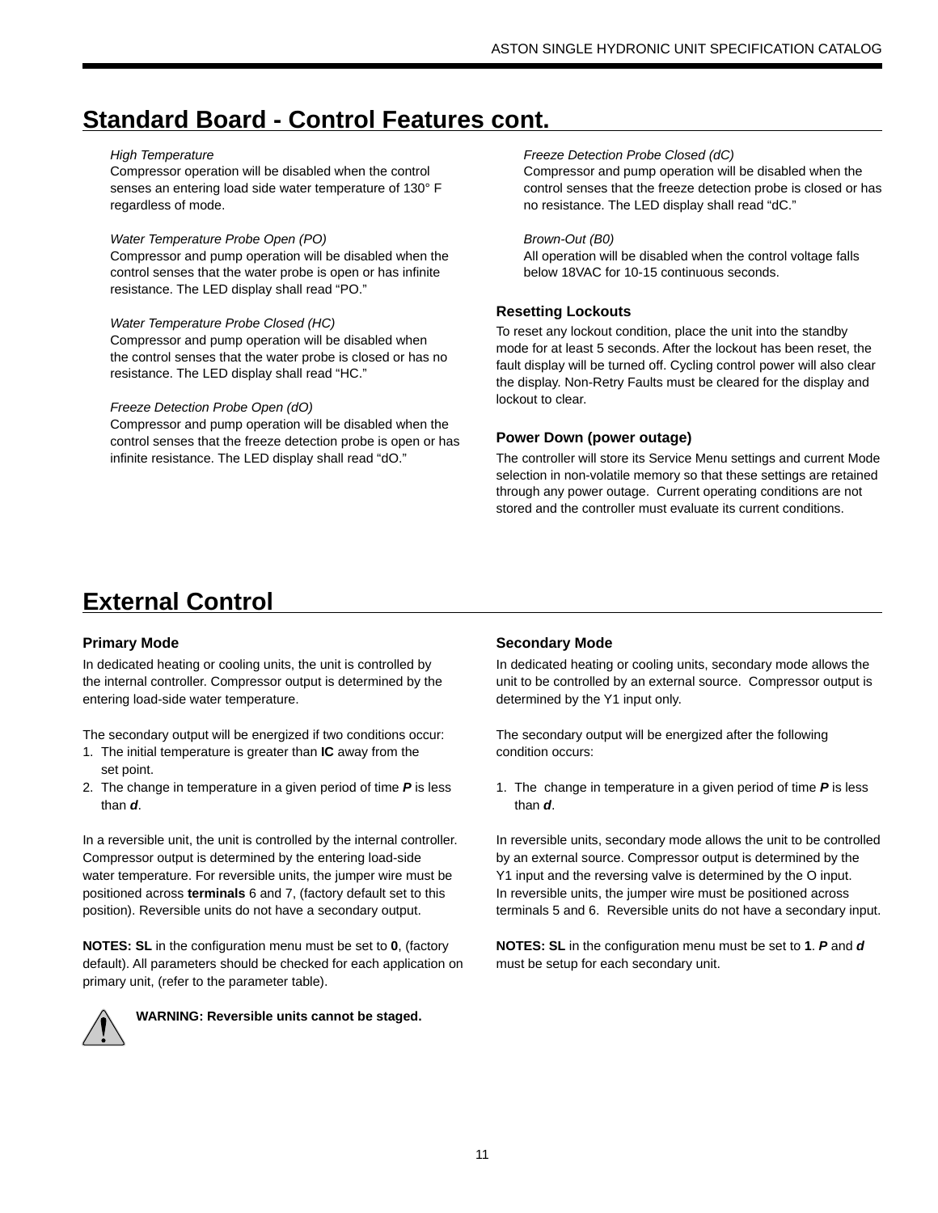## Standard Board - Control Features cont.

*High Temperature*
Compressor operation will be disabled when the control senses an entering load side water temperature of 130° F regardless of mode.

*Water Temperature Probe Open (PO)*
Compressor and pump operation will be disabled when the control senses that the water probe is open or has infinite resistance. The LED display shall read "PO."

*Water Temperature Probe Closed (HC)*
Compressor and pump operation will be disabled when the control senses that the water probe is closed or has no resistance. The LED display shall read "HC."

*Freeze Detection Probe Open (dO)*
Compressor and pump operation will be disabled when the control senses that the freeze detection probe is open or has infinite resistance. The LED display shall read "dO."

*Freeze Detection Probe Closed (dC)*
Compressor and pump operation will be disabled when the control senses that the freeze detection probe is closed or has no resistance. The LED display shall read "dC."

*Brown-Out (B0)*
All operation will be disabled when the control voltage falls below 18VAC for 10-15 continuous seconds.

### Resetting Lockouts

To reset any lockout condition, place the unit into the standby mode for at least 5 seconds. After the lockout has been reset, the fault display will be turned off. Cycling control power will also clear the display. Non-Retry Faults must be cleared for the display and lockout to clear.

### Power Down (power outage)

The controller will store its Service Menu settings and current Mode selection in non-volatile memory so that these settings are retained through any power outage. Current operating conditions are not stored and the controller must evaluate its current conditions.

## External Control

### Primary Mode

In dedicated heating or cooling units, the unit is controlled by the internal controller. Compressor output is determined by the entering load-side water temperature.

The secondary output will be energized if two conditions occur:

1. The initial temperature is greater than **IC** away from the set point.
2. The change in temperature in a given period of time ***P*** is less than ***d***.

In a reversible unit, the unit is controlled by the internal controller. Compressor output is determined by the entering load-side water temperature. For reversible units, the jumper wire must be positioned across **terminals** 6 and 7, (factory default set to this position). Reversible units do not have a secondary output.

**NOTES: SL** in the configuration menu must be set to **0**, (factory default). All parameters should be checked for each application on primary unit, (refer to the parameter table).

**WARNING: Reversible units cannot be staged.**

### Secondary Mode

In dedicated heating or cooling units, secondary mode allows the unit to be controlled by an external source. Compressor output is determined by the Y1 input only.

The secondary output will be energized after the following condition occurs:

1. The change in temperature in a given period of time ***P*** is less than ***d***.

In reversible units, secondary mode allows the unit to be controlled by an external source. Compressor output is determined by the Y1 input and the reversing valve is determined by the O input. In reversible units, the jumper wire must be positioned across terminals 5 and 6. Reversible units do not have a secondary input.

**NOTES: SL** in the configuration menu must be set to **1**. ***P*** and ***d*** must be setup for each secondary unit.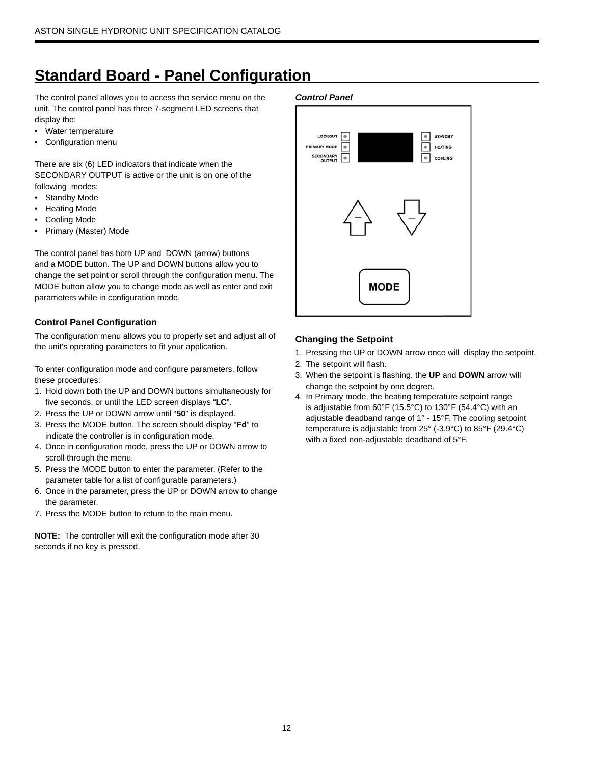## Standard Board - Panel Configuration

The control panel allows you to access the service menu on the unit. The control panel has three 7-segment LED screens that display the:

- Water temperature
- Configuration menu

There are six (6) LED indicators that indicate when the SECONDARY OUTPUT is active or the unit is on one of the following modes:

- Standby Mode
- Heating Mode
- Cooling Mode
- Primary (Master) Mode

The control panel has both UP and DOWN (arrow) buttons and a MODE button. The UP and DOWN buttons allow you to change the set point or scroll through the configuration menu. The MODE button allow you to change mode as well as enter and exit parameters while in configuration mode.

### Control Panel Configuration

The configuration menu allows you to properly set and adjust all of the unit's operating parameters to fit your application.

To enter configuration mode and configure parameters, follow these procedures:

1. Hold down both the UP and DOWN buttons simultaneously for five seconds, or until the LED screen displays "**LC**".
2. Press the UP or DOWN arrow until "**50**" is displayed.
3. Press the MODE button. The screen should display "**Fd**" to indicate the controller is in configuration mode.
4. Once in configuration mode, press the UP or DOWN arrow to scroll through the menu.
5. Press the MODE button to enter the parameter. (Refer to the parameter table for a list of configurable parameters.)
6. Once in the parameter, press the UP or DOWN arrow to change the parameter.
7. Press the MODE button to return to the main menu.

**NOTE:** The controller will exit the configuration mode after 30 seconds if no key is pressed.

***Control Panel***

LOCKOUT
PRIMARY MODE
SECONDARY OUTPUT
STANDBY
HEATING
COOLING
MODE

### Changing the Setpoint

1. Pressing the UP or DOWN arrow once will display the setpoint.
2. The setpoint will flash.
3. When the setpoint is flashing, the **UP** and **DOWN** arrow will change the setpoint by one degree.
4. In Primary mode, the heating temperature setpoint range is adjustable from 60°F (15.5°C) to 130°F (54.4°C) with an adjustable deadband range of 1° - 15°F. The cooling setpoint temperature is adjustable from 25° (-3.9°C) to 85°F (29.4°C) with a fixed non-adjustable deadband of 5°F.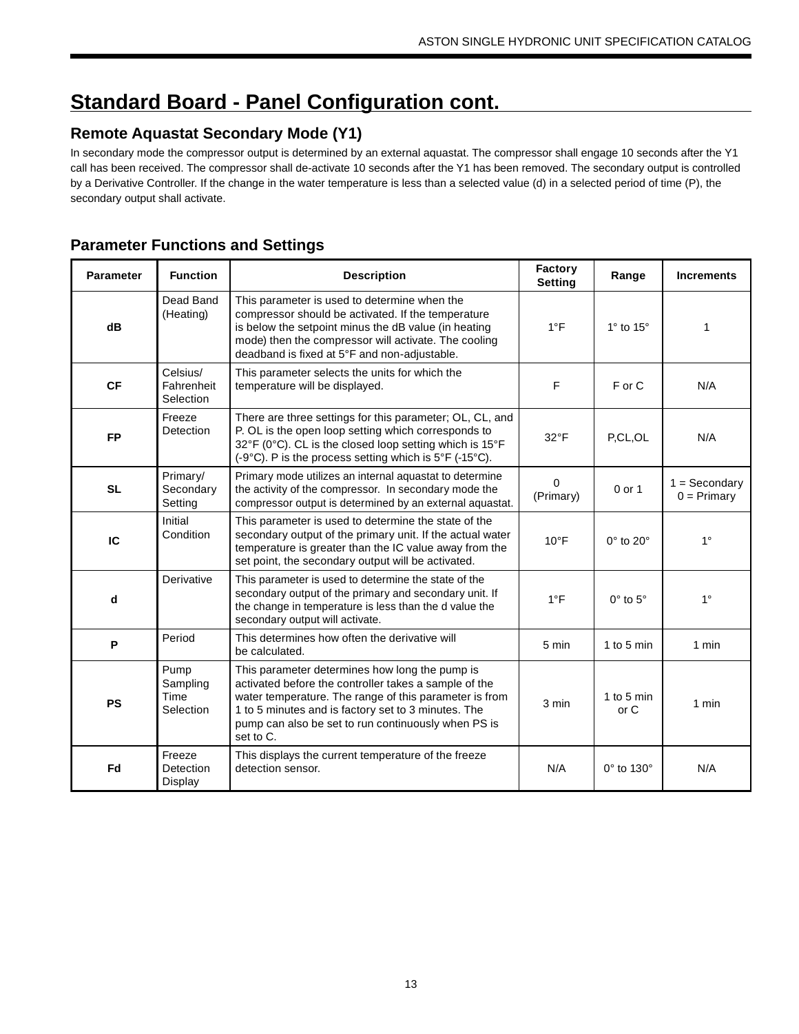# Standard Board - Panel Configuration cont.

## Remote Aquastat Secondary Mode (Y1)

In secondary mode the compressor output is determined by an external aquastat. The compressor shall engage 10 seconds after the Y1 call has been received. The compressor shall de-activate 10 seconds after the Y1 has been removed. The secondary output is controlled by a Derivative Controller. If the change in the water temperature is less than a selected value (d) in a selected period of time (P), the secondary output shall activate.

## Parameter Functions and Settings

| Parameter | Function | Description | Factory Setting | Range | Increments |
|---|---|---|---|---|---|
| **dB** | Dead Band (Heating) | This parameter is used to determine when the compressor should be activated. If the temperature is below the setpoint minus the dB value (in heating mode) then the compressor will activate. The cooling deadband is fixed at 5°F and non-adjustable. | 1°F | 1° to 15° | 1 |
| **CF** | Celsius/ Fahrenheit Selection | This parameter selects the units for which the temperature will be displayed. | F | F or C | N/A |
| **FP** | Freeze Detection | There are three settings for this parameter; OL, CL, and P. OL is the open loop setting which corresponds to 32°F (0°C). CL is the closed loop setting which is 15°F (-9°C). P is the process setting which is 5°F (-15°C). | 32°F | P,CL,OL | N/A |
| **SL** | Primary/ Secondary Setting | Primary mode utilizes an internal aquastat to determine the activity of the compressor. In secondary mode the compressor output is determined by an external aquastat. | 0 (Primary) | 0 or 1 | 1 = Secondary 0 = Primary |
| **IC** | Initial Condition | This parameter is used to determine the state of the secondary output of the primary unit. If the actual water temperature is greater than the IC value away from the set point, the secondary output will be activated. | 10°F | 0° to 20° | 1° |
| **d** | Derivative | This parameter is used to determine the state of the secondary output of the primary and secondary unit. If the change in temperature is less than the d value the secondary output will activate. | 1°F | 0° to 5° | 1° |
| **P** | Period | This determines how often the derivative will be calculated. | 5 min | 1 to 5 min | 1 min |
| **PS** | Pump Sampling Time Selection | This parameter determines how long the pump is activated before the controller takes a sample of the water temperature. The range of this parameter is from 1 to 5 minutes and is factory set to 3 minutes. The pump can also be set to run continuously when PS is set to C. | 3 min | 1 to 5 min or C | 1 min |
| **Fd** | Freeze Detection Display | This displays the current temperature of the freeze detection sensor. | N/A | 0° to 130° | N/A |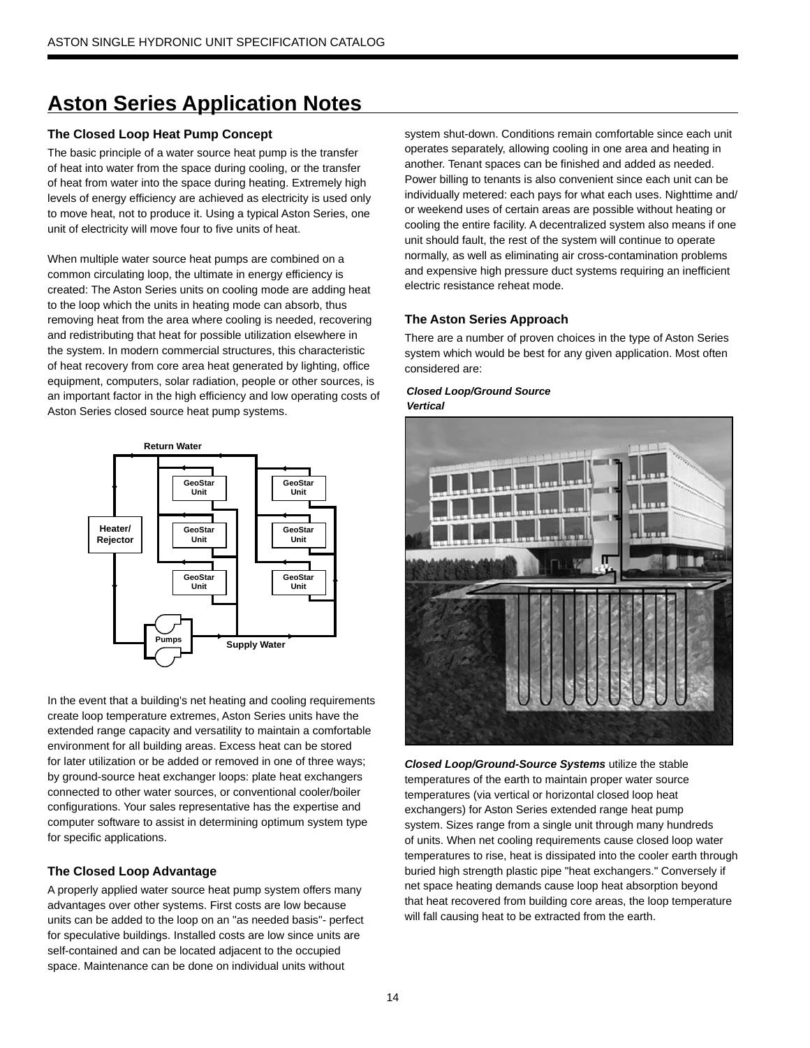# Aston Series Application Notes

### The Closed Loop Heat Pump Concept

The basic principle of a water source heat pump is the transfer of heat into water from the space during cooling, or the transfer of heat from water into the space during heating. Extremely high levels of energy efficiency are achieved as electricity is used only to move heat, not to produce it. Using a typical Aston Series, one unit of electricity will move four to five units of heat.

When multiple water source heat pumps are combined on a common circulating loop, the ultimate in energy efficiency is created: The Aston Series units on cooling mode are adding heat to the loop which the units in heating mode can absorb, thus removing heat from the area where cooling is needed, recovering and redistributing that heat for possible utilization elsewhere in the system. In modern commercial structures, this characteristic of heat recovery from core area heat generated by lighting, office equipment, computers, solar radiation, people or other sources, is an important factor in the high efficiency and low operating costs of Aston Series closed source heat pump systems.

Return Water

Heater/ Rejector

GeoStar Unit | GeoStar Unit
GeoStar Unit | GeoStar Unit
GeoStar Unit | GeoStar Unit

Pumps

Supply Water

In the event that a building's net heating and cooling requirements create loop temperature extremes, Aston Series units have the extended range capacity and versatility to maintain a comfortable environment for all building areas. Excess heat can be stored for later utilization or be added or removed in one of three ways; by ground-source heat exchanger loops: plate heat exchangers connected to other water sources, or conventional cooler/boiler configurations. Your sales representative has the expertise and computer software to assist in determining optimum system type for specific applications.

### The Closed Loop Advantage

A properly applied water source heat pump system offers many advantages over other systems. First costs are low because units can be added to the loop on an "as needed basis"- perfect for speculative buildings. Installed costs are low since units are self-contained and can be located adjacent to the occupied space. Maintenance can be done on individual units without system shut-down. Conditions remain comfortable since each unit operates separately, allowing cooling in one area and heating in another. Tenant spaces can be finished and added as needed. Power billing to tenants is also convenient since each unit can be individually metered: each pays for what each uses. Nighttime and/or weekend uses of certain areas are possible without heating or cooling the entire facility. A decentralized system also means if one unit should fault, the rest of the system will continue to operate normally, as well as eliminating air cross-contamination problems and expensive high pressure duct systems requiring an inefficient electric resistance reheat mode.

### The Aston Series Approach

There are a number of proven choices in the type of Aston Series system which would be best for any given application. Most often considered are:

***Closed Loop/Ground Source Vertical***

***Closed Loop/Ground-Source Systems*** utilize the stable temperatures of the earth to maintain proper water source temperatures (via vertical or horizontal closed loop heat exchangers) for Aston Series extended range heat pump system. Sizes range from a single unit through many hundreds of units. When net cooling requirements cause closed loop water temperatures to rise, heat is dissipated into the cooler earth through buried high strength plastic pipe "heat exchangers." Conversely if net space heating demands cause loop heat absorption beyond that heat recovered from building core areas, the loop temperature will fall causing heat to be extracted from the earth.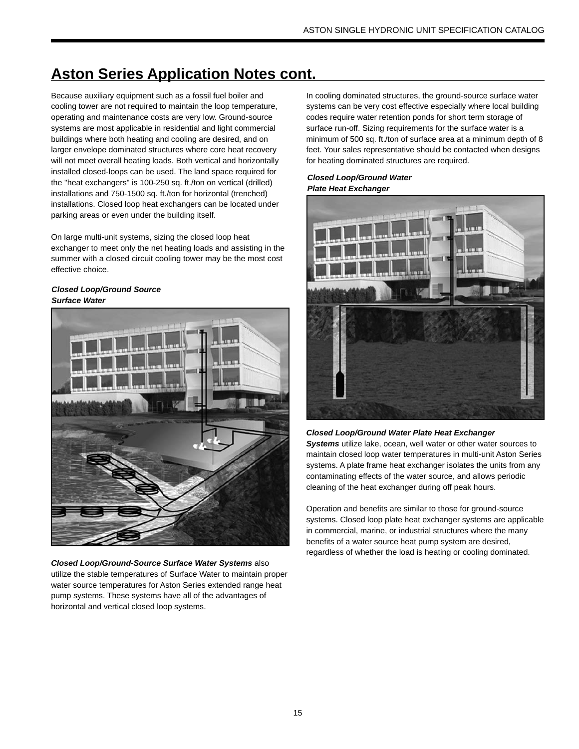# Aston Series Application Notes cont.

Because auxiliary equipment such as a fossil fuel boiler and cooling tower are not required to maintain the loop temperature, operating and maintenance costs are very low. Ground-source systems are most applicable in residential and light commercial buildings where both heating and cooling are desired, and on larger envelope dominated structures where core heat recovery will not meet overall heating loads. Both vertical and horizontally installed closed-loops can be used. The land space required for the "heat exchangers" is 100-250 sq. ft./ton on vertical (drilled) installations and 750-1500 sq. ft./ton for horizontal (trenched) installations. Closed loop heat exchangers can be located under parking areas or even under the building itself.

On large multi-unit systems, sizing the closed loop heat exchanger to meet only the net heating loads and assisting in the summer with a closed circuit cooling tower may be the most cost effective choice.

***Closed Loop/Ground Source Surface Water***

***Closed Loop/Ground-Source Surface Water Systems*** also utilize the stable temperatures of Surface Water to maintain proper water source temperatures for Aston Series extended range heat pump systems. These systems have all of the advantages of horizontal and vertical closed loop systems.

In cooling dominated structures, the ground-source surface water systems can be very cost effective especially where local building codes require water retention ponds for short term storage of surface run-off. Sizing requirements for the surface water is a minimum of 500 sq. ft./ton of surface area at a minimum depth of 8 feet. Your sales representative should be contacted when designs for heating dominated structures are required.

***Closed Loop/Ground Water Plate Heat Exchanger***

***Closed Loop/Ground Water Plate Heat Exchanger Systems*** utilize lake, ocean, well water or other water sources to maintain closed loop water temperatures in multi-unit Aston Series systems. A plate frame heat exchanger isolates the units from any contaminating effects of the water source, and allows periodic cleaning of the heat exchanger during off peak hours.

Operation and benefits are similar to those for ground-source systems. Closed loop plate heat exchanger systems are applicable in commercial, marine, or industrial structures where the many benefits of a water source heat pump system are desired, regardless of whether the load is heating or cooling dominated.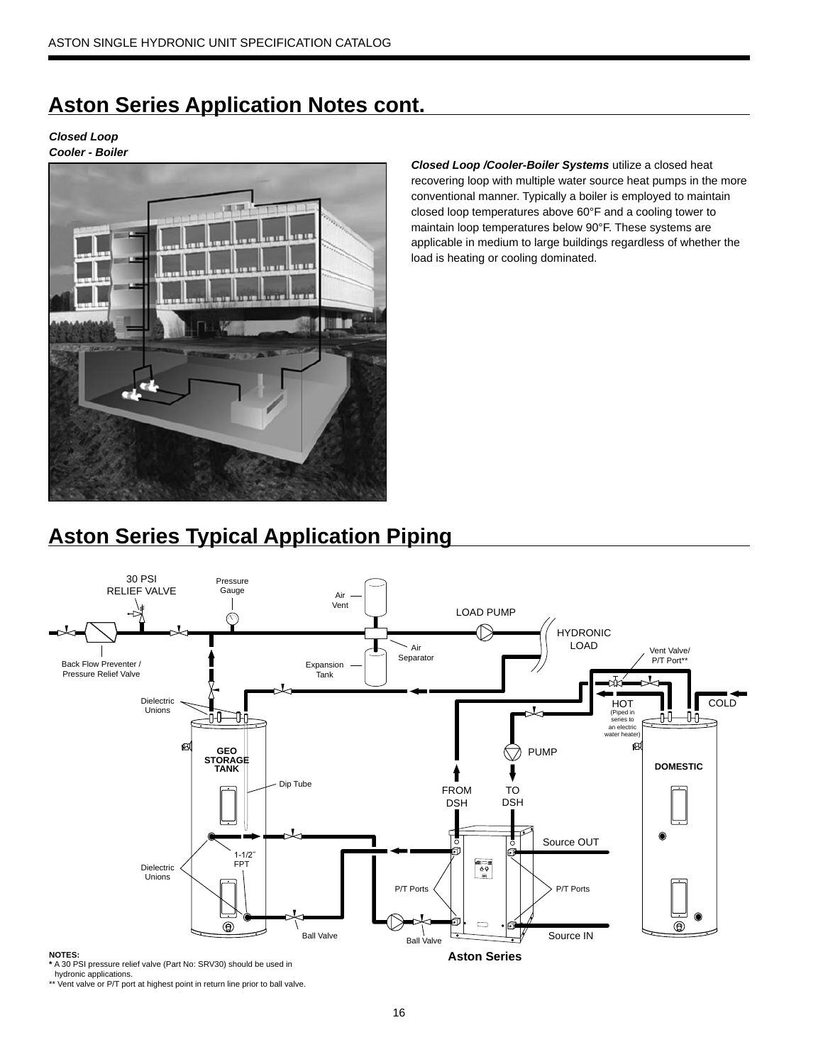## Aston Series Application Notes cont.

***Closed Loop***
***Cooler - Boiler***

***Closed Loop /Cooler-Boiler Systems*** utilize a closed heat recovering loop with multiple water source heat pumps in the more conventional manner. Typically a boiler is employed to maintain closed loop temperatures above 60°F and a cooling tower to maintain loop temperatures below 90°F. These systems are applicable in medium to large buildings regardless of whether the load is heating or cooling dominated.

## Aston Series Typical Application Piping

30 PSI RELIEF VALVE
Pressure Gauge
Air Vent
LOAD PUMP
HYDRONIC LOAD
Air Separator
Expansion Tank
Back Flow Preventer / Pressure Relief Valve
Vent Valve/ P/T Port**
Dielectric Unions
HOT (Piped in series to an electric water heater)
COLD
GEO STORAGE TANK
PUMP
DOMESTIC
Dip Tube
FROM DSH
TO DSH
Source OUT
1-1/2" FPT
Dielectric Unions
P/T Ports
P/T Ports
Ball Valve
Ball Valve
Source IN
Aston Series

**NOTES:**
**\*** A 30 PSI pressure relief valve (Part No: SRV30) should be used in hydronic applications.
** Vent valve or P/T port at highest point in return line prior to ball valve.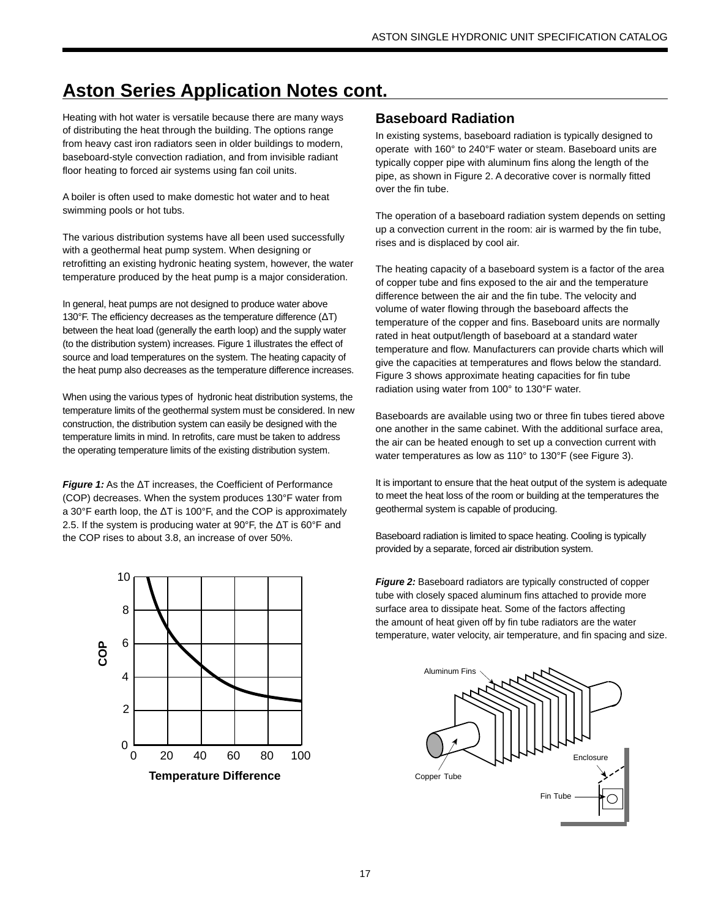# Aston Series Application Notes cont.

Heating with hot water is versatile because there are many ways of distributing the heat through the building. The options range from heavy cast iron radiators seen in older buildings to modern, baseboard-style convection radiation, and from invisible radiant floor heating to forced air systems using fan coil units.

A boiler is often used to make domestic hot water and to heat swimming pools or hot tubs.

The various distribution systems have all been used successfully with a geothermal heat pump system. When designing or retrofitting an existing hydronic heating system, however, the water temperature produced by the heat pump is a major consideration.

In general, heat pumps are not designed to produce water above 130°F. The efficiency decreases as the temperature difference (ΔT) between the heat load (generally the earth loop) and the supply water (to the distribution system) increases. Figure 1 illustrates the effect of source and load temperatures on the system. The heating capacity of the heat pump also decreases as the temperature difference increases.

When using the various types of hydronic heat distribution systems, the temperature limits of the geothermal system must be considered. In new construction, the distribution system can easily be designed with the temperature limits in mind. In retrofits, care must be taken to address the operating temperature limits of the existing distribution system.

***Figure 1:*** As the ΔT increases, the Coefficient of Performance (COP) decreases. When the system produces 130°F water from a 30°F earth loop, the ΔT is 100°F, and the COP is approximately 2.5. If the system is producing water at 90°F, the ΔT is 60°F and the COP rises to about 3.8, an increase of over 50%.

## Baseboard Radiation

In existing systems, baseboard radiation is typically designed to operate with 160° to 240°F water or steam. Baseboard units are typically copper pipe with aluminum fins along the length of the pipe, as shown in Figure 2. A decorative cover is normally fitted over the fin tube.

The operation of a baseboard radiation system depends on setting up a convection current in the room: air is warmed by the fin tube, rises and is displaced by cool air.

The heating capacity of a baseboard system is a factor of the area of copper tube and fins exposed to the air and the temperature difference between the air and the fin tube. The velocity and volume of water flowing through the baseboard affects the temperature of the copper and fins. Baseboard units are normally rated in heat output/length of baseboard at a standard water temperature and flow. Manufacturers can provide charts which will give the capacities at temperatures and flows below the standard. Figure 3 shows approximate heating capacities for fin tube radiation using water from 100° to 130°F water.

Baseboards are available using two or three fin tubes tiered above one another in the same cabinet. With the additional surface area, the air can be heated enough to set up a convection current with water temperatures as low as 110° to 130°F (see Figure 3).

It is important to ensure that the heat output of the system is adequate to meet the heat loss of the room or building at the temperatures the geothermal system is capable of producing.

Baseboard radiation is limited to space heating. Cooling is typically provided by a separate, forced air distribution system.

***Figure 2:*** Baseboard radiators are typically constructed of copper tube with closely spaced aluminum fins attached to provide more surface area to dissipate heat. Some of the factors affecting the amount of heat given off by fin tube radiators are the water temperature, water velocity, air temperature, and fin spacing and size.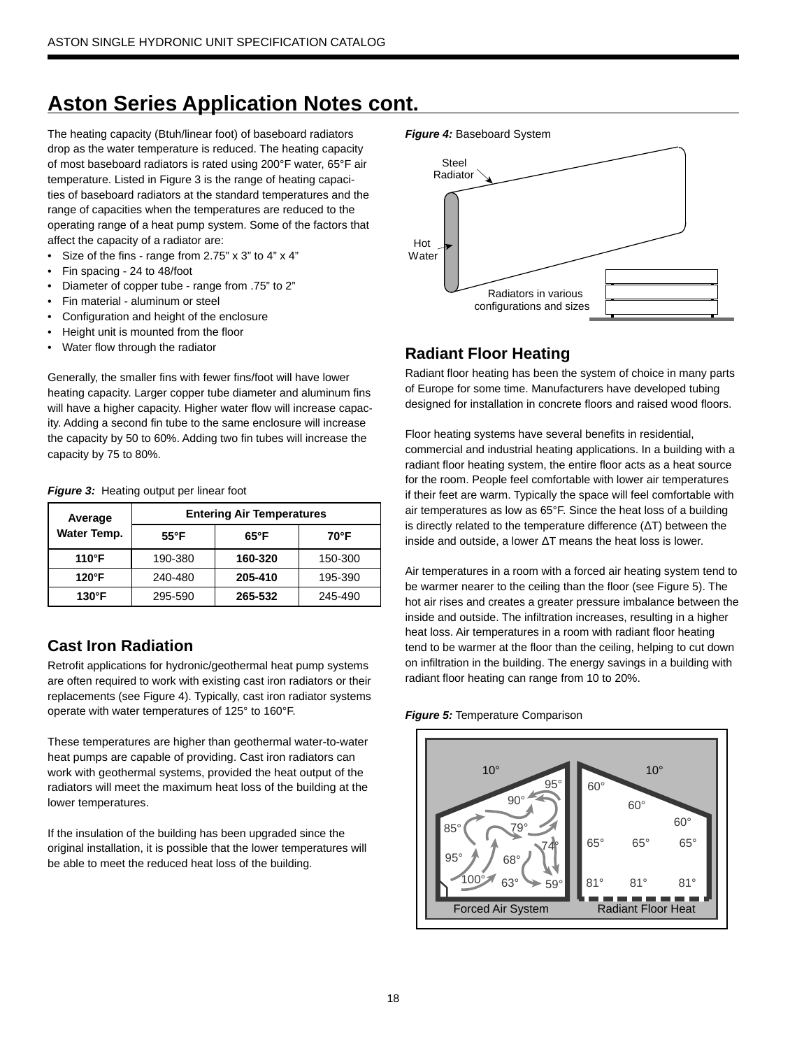# Aston Series Application Notes cont.

The heating capacity (Btuh/linear foot) of baseboard radiators drop as the water temperature is reduced. The heating capacity of most baseboard radiators is rated using 200°F water, 65°F air temperature. Listed in Figure 3 is the range of heating capacities of baseboard radiators at the standard temperatures and the range of capacities when the temperatures are reduced to the operating range of a heat pump system. Some of the factors that affect the capacity of a radiator are:

- Size of the fins - range from 2.75" x 3" to 4" x 4"
- Fin spacing - 24 to 48/foot
- Diameter of copper tube - range from .75" to 2"
- Fin material - aluminum or steel
- Configuration and height of the enclosure
- Height unit is mounted from the floor
- Water flow through the radiator

Generally, the smaller fins with fewer fins/foot will have lower heating capacity. Larger copper tube diameter and aluminum fins will have a higher capacity. Higher water flow will increase capacity. Adding a second fin tube to the same enclosure will increase the capacity by 50 to 60%. Adding two fin tubes will increase the capacity by 75 to 80%.

***Figure 3:*** Heating output per linear foot

| Average Water Temp. | Entering Air Temperatures | | |
|---|---|---|---|
| | **55°F** | **65°F** | **70°F** |
| **110°F** | 190-380 | **160-320** | 150-300 |
| **120°F** | 240-480 | **205-410** | 195-390 |
| **130°F** | 295-590 | **265-532** | 245-490 |

## Cast Iron Radiation

Retrofit applications for hydronic/geothermal heat pump systems are often required to work with existing cast iron radiators or their replacements (see Figure 4). Typically, cast iron radiator systems operate with water temperatures of 125° to 160°F.

These temperatures are higher than geothermal water-to-water heat pumps are capable of providing. Cast iron radiators can work with geothermal systems, provided the heat output of the radiators will meet the maximum heat loss of the building at the lower temperatures.

If the insulation of the building has been upgraded since the original installation, it is possible that the lower temperatures will be able to meet the reduced heat loss of the building.

***Figure 4:*** Baseboard System

## Radiant Floor Heating

Radiant floor heating has been the system of choice in many parts of Europe for some time. Manufacturers have developed tubing designed for installation in concrete floors and raised wood floors.

Floor heating systems have several benefits in residential, commercial and industrial heating applications. In a building with a radiant floor heating system, the entire floor acts as a heat source for the room. People feel comfortable with lower air temperatures if their feet are warm. Typically the space will feel comfortable with air temperatures as low as 65°F. Since the heat loss of a building is directly related to the temperature difference (ΔT) between the inside and outside, a lower ΔT means the heat loss is lower.

Air temperatures in a room with a forced air heating system tend to be warmer nearer to the ceiling than the floor (see Figure 5). The hot air rises and creates a greater pressure imbalance between the inside and outside. The infiltration increases, resulting in a higher heat loss. Air temperatures in a room with radiant floor heating tend to be warmer at the floor than the ceiling, helping to cut down on infiltration in the building. The energy savings in a building with radiant floor heating can range from 10 to 20%.

***Figure 5:*** Temperature Comparison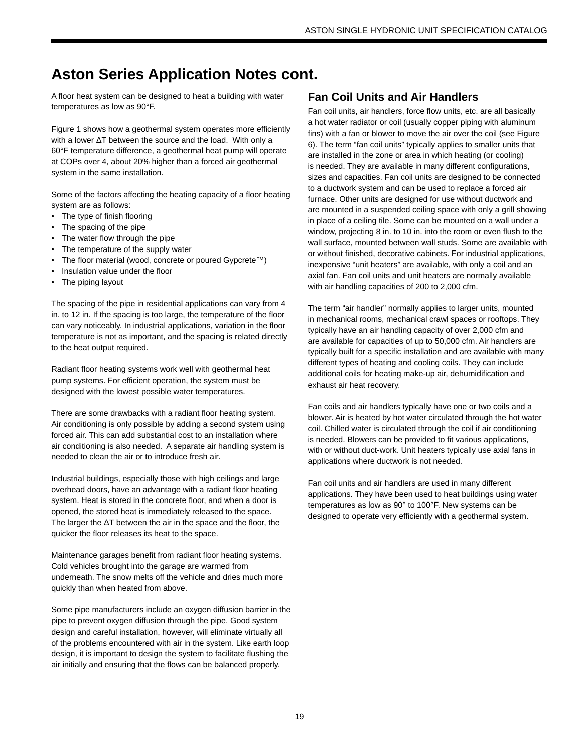# Aston Series Application Notes cont.

A floor heat system can be designed to heat a building with water temperatures as low as 90°F.

Figure 1 shows how a geothermal system operates more efficiently with a lower ΔT between the source and the load. With only a 60°F temperature difference, a geothermal heat pump will operate at COPs over 4, about 20% higher than a forced air geothermal system in the same installation.

Some of the factors affecting the heating capacity of a floor heating system are as follows:

- The type of finish flooring
- The spacing of the pipe
- The water flow through the pipe
- The temperature of the supply water
- The floor material (wood, concrete or poured Gypcrete™)
- Insulation value under the floor
- The piping layout

The spacing of the pipe in residential applications can vary from 4 in. to 12 in. If the spacing is too large, the temperature of the floor can vary noticeably. In industrial applications, variation in the floor temperature is not as important, and the spacing is related directly to the heat output required.

Radiant floor heating systems work well with geothermal heat pump systems. For efficient operation, the system must be designed with the lowest possible water temperatures.

There are some drawbacks with a radiant floor heating system. Air conditioning is only possible by adding a second system using forced air. This can add substantial cost to an installation where air conditioning is also needed. A separate air handling system is needed to clean the air or to introduce fresh air.

Industrial buildings, especially those with high ceilings and large overhead doors, have an advantage with a radiant floor heating system. Heat is stored in the concrete floor, and when a door is opened, the stored heat is immediately released to the space. The larger the ΔT between the air in the space and the floor, the quicker the floor releases its heat to the space.

Maintenance garages benefit from radiant floor heating systems. Cold vehicles brought into the garage are warmed from underneath. The snow melts off the vehicle and dries much more quickly than when heated from above.

Some pipe manufacturers include an oxygen diffusion barrier in the pipe to prevent oxygen diffusion through the pipe. Good system design and careful installation, however, will eliminate virtually all of the problems encountered with air in the system. Like earth loop design, it is important to design the system to facilitate flushing the air initially and ensuring that the flows can be balanced properly.

## Fan Coil Units and Air Handlers

Fan coil units, air handlers, force flow units, etc. are all basically a hot water radiator or coil (usually copper piping with aluminum fins) with a fan or blower to move the air over the coil (see Figure 6). The term "fan coil units" typically applies to smaller units that are installed in the zone or area in which heating (or cooling) is needed. They are available in many different configurations, sizes and capacities. Fan coil units are designed to be connected to a ductwork system and can be used to replace a forced air furnace. Other units are designed for use without ductwork and are mounted in a suspended ceiling space with only a grill showing in place of a ceiling tile. Some can be mounted on a wall under a window, projecting 8 in. to 10 in. into the room or even flush to the wall surface, mounted between wall studs. Some are available with or without finished, decorative cabinets. For industrial applications, inexpensive "unit heaters" are available, with only a coil and an axial fan. Fan coil units and unit heaters are normally available with air handling capacities of 200 to 2,000 cfm.

The term "air handler" normally applies to larger units, mounted in mechanical rooms, mechanical crawl spaces or rooftops. They typically have an air handling capacity of over 2,000 cfm and are available for capacities of up to 50,000 cfm. Air handlers are typically built for a specific installation and are available with many different types of heating and cooling coils. They can include additional coils for heating make-up air, dehumidification and exhaust air heat recovery.

Fan coils and air handlers typically have one or two coils and a blower. Air is heated by hot water circulated through the hot water coil. Chilled water is circulated through the coil if air conditioning is needed. Blowers can be provided to fit various applications, with or without duct-work. Unit heaters typically use axial fans in applications where ductwork is not needed.

Fan coil units and air handlers are used in many different applications. They have been used to heat buildings using water temperatures as low as 90° to 100°F. New systems can be designed to operate very efficiently with a geothermal system.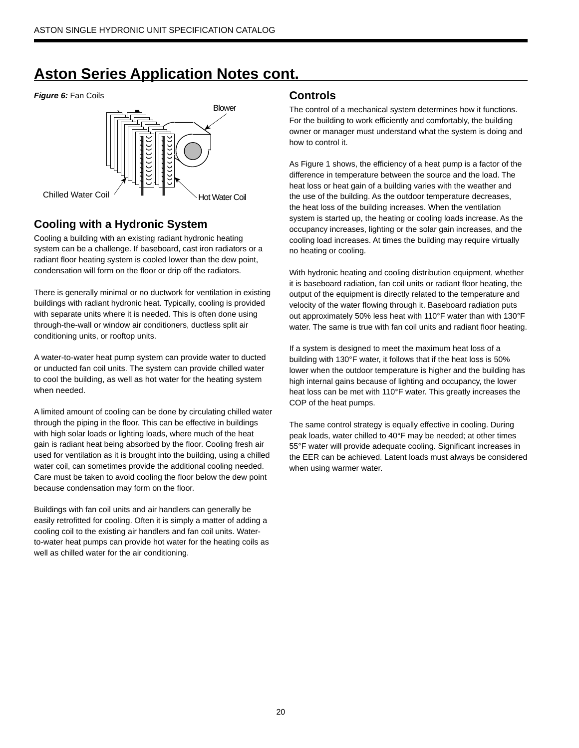## Aston Series Application Notes cont.

***Figure 6:*** Fan Coils

### Cooling with a Hydronic System

Cooling a building with an existing radiant hydronic heating system can be a challenge. If baseboard, cast iron radiators or a radiant floor heating system is cooled lower than the dew point, condensation will form on the floor or drip off the radiators.

There is generally minimal or no ductwork for ventilation in existing buildings with radiant hydronic heat. Typically, cooling is provided with separate units where it is needed. This is often done using through-the-wall or window air conditioners, ductless split air conditioning units, or rooftop units.

A water-to-water heat pump system can provide water to ducted or unducted fan coil units. The system can provide chilled water to cool the building, as well as hot water for the heating system when needed.

A limited amount of cooling can be done by circulating chilled water through the piping in the floor. This can be effective in buildings with high solar loads or lighting loads, where much of the heat gain is radiant heat being absorbed by the floor. Cooling fresh air used for ventilation as it is brought into the building, using a chilled water coil, can sometimes provide the additional cooling needed. Care must be taken to avoid cooling the floor below the dew point because condensation may form on the floor.

Buildings with fan coil units and air handlers can generally be easily retrofitted for cooling. Often it is simply a matter of adding a cooling coil to the existing air handlers and fan coil units. Water-to-water heat pumps can provide hot water for the heating coils as well as chilled water for the air conditioning.

### Controls

The control of a mechanical system determines how it functions. For the building to work efficiently and comfortably, the building owner or manager must understand what the system is doing and how to control it.

As Figure 1 shows, the efficiency of a heat pump is a factor of the difference in temperature between the source and the load. The heat loss or heat gain of a building varies with the weather and the use of the building. As the outdoor temperature decreases, the heat loss of the building increases. When the ventilation system is started up, the heating or cooling loads increase. As the occupancy increases, lighting or the solar gain increases, and the cooling load increases. At times the building may require virtually no heating or cooling.

With hydronic heating and cooling distribution equipment, whether it is baseboard radiation, fan coil units or radiant floor heating, the output of the equipment is directly related to the temperature and velocity of the water flowing through it. Baseboard radiation puts out approximately 50% less heat with 110°F water than with 130°F water. The same is true with fan coil units and radiant floor heating.

If a system is designed to meet the maximum heat loss of a building with 130°F water, it follows that if the heat loss is 50% lower when the outdoor temperature is higher and the building has high internal gains because of lighting and occupancy, the lower heat loss can be met with 110°F water. This greatly increases the COP of the heat pumps.

The same control strategy is equally effective in cooling. During peak loads, water chilled to 40°F may be needed; at other times 55°F water will provide adequate cooling. Significant increases in the EER can be achieved. Latent loads must always be considered when using warmer water.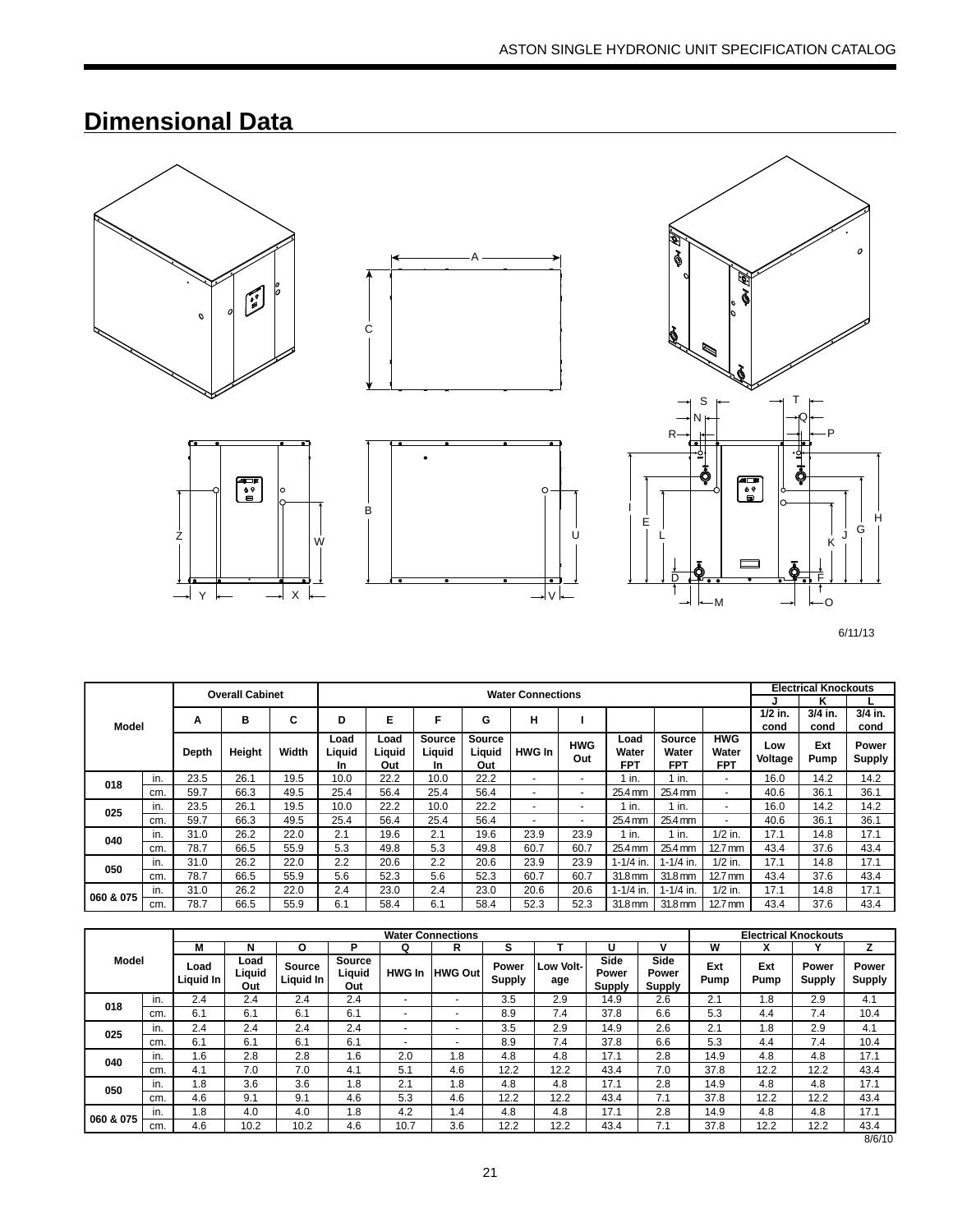## Dimensional Data

6/11/13

| Model | | Overall Cabinet | | | Water Connections | | | | | | | | | Electrical Knockouts | | |
|---|---|---|---|---|---|---|---|---|---|---|---|---|---|---|---|---|
| | | | | | | | | | | | | | | J | K | L |
| | | A | B | C | D | E | F | G | H | I | | | | 1/2 in. cond | 3/4 in. cond | 3/4 in. cond |
| | | Depth | Height | Width | Load Liquid In | Load Liquid Out | Source Liquid In | Source Liquid Out | HWG In | HWG Out | Load Water FPT | Source Water FPT | HWG Water FPT | Low Voltage | Ext Pump | Power Supply |
| 018 | in. | 23.5 | 26.1 | 19.5 | 10.0 | 22.2 | 10.0 | 22.2 | - | - | 1 in. | 1 in. | - | 16.0 | 14.2 | 14.2 |
| | cm. | 59.7 | 66.3 | 49.5 | 25.4 | 56.4 | 25.4 | 56.4 | - | - | 25.4 mm | 25.4 mm | - | 40.6 | 36.1 | 36.1 |
| 025 | in. | 23.5 | 26.1 | 19.5 | 10.0 | 22.2 | 10.0 | 22.2 | - | - | 1 in. | 1 in. | - | 16.0 | 14.2 | 14.2 |
| | cm. | 59.7 | 66.3 | 49.5 | 25.4 | 56.4 | 25.4 | 56.4 | - | - | 25.4 mm | 25.4 mm | - | 40.6 | 36.1 | 36.1 |
| 040 | in. | 31.0 | 26.2 | 22.0 | 2.1 | 19.6 | 2.1 | 19.6 | 23.9 | 23.9 | 1 in. | 1 in. | 1/2 in. | 17.1 | 14.8 | 17.1 |
| | cm. | 78.7 | 66.5 | 55.9 | 5.3 | 49.8 | 5.3 | 49.8 | 60.7 | 60.7 | 25.4 mm | 25.4 mm | 12.7 mm | 43.4 | 37.6 | 43.4 |
| 050 | in. | 31.0 | 26.2 | 22.0 | 2.2 | 20.6 | 2.2 | 20.6 | 23.9 | 23.9 | 1-1/4 in. | 1-1/4 in. | 1/2 in. | 17.1 | 14.8 | 17.1 |
| | cm. | 78.7 | 66.5 | 55.9 | 5.6 | 52.3 | 5.6 | 52.3 | 60.7 | 60.7 | 31.8 mm | 31.8 mm | 12.7 mm | 43.4 | 37.6 | 43.4 |
| 060 & 075 | in. | 31.0 | 26.2 | 22.0 | 2.4 | 23.0 | 2.4 | 23.0 | 20.6 | 20.6 | 1-1/4 in. | 1-1/4 in. | 1/2 in. | 17.1 | 14.8 | 17.1 |
| | cm. | 78.7 | 66.5 | 55.9 | 6.1 | 58.4 | 6.1 | 58.4 | 52.3 | 52.3 | 31.8 mm | 31.8 mm | 12.7 mm | 43.4 | 37.6 | 43.4 |

| Model | | Water Connections | | | | | | | | | | Electrical Knockouts | | | |
|---|---|---|---|---|---|---|---|---|---|---|---|---|---|---|---|
| | | M | N | O | P | Q | R | S | T | U | V | W | X | Y | Z |
| | | Load Liquid In | Load Liquid Out | Source Liquid In | Source Liquid Out | HWG In | HWG Out | Power Supply | Low Voltage | Side Power Supply | Side Power Supply | Ext Pump | Ext Pump | Power Supply | Power Supply |
| 018 | in. | 2.4 | 2.4 | 2.4 | 2.4 | - | - | 3.5 | 2.9 | 14.9 | 2.6 | 2.1 | 1.8 | 2.9 | 4.1 |
| | cm. | 6.1 | 6.1 | 6.1 | 6.1 | - | - | 8.9 | 7.4 | 37.8 | 6.6 | 5.3 | 4.4 | 7.4 | 10.4 |
| 025 | in. | 2.4 | 2.4 | 2.4 | 2.4 | - | - | 3.5 | 2.9 | 14.9 | 2.6 | 2.1 | 1.8 | 2.9 | 4.1 |
| | cm. | 6.1 | 6.1 | 6.1 | 6.1 | - | - | 8.9 | 7.4 | 37.8 | 6.6 | 5.3 | 4.4 | 7.4 | 10.4 |
| 040 | in. | 1.6 | 2.8 | 2.8 | 1.6 | 2.0 | 1.8 | 4.8 | 4.8 | 17.1 | 2.8 | 14.9 | 4.8 | 4.8 | 17.1 |
| | cm. | 4.1 | 7.0 | 7.0 | 4.1 | 5.1 | 4.6 | 12.2 | 12.2 | 43.4 | 7.0 | 37.8 | 12.2 | 12.2 | 43.4 |
| 050 | in. | 1.8 | 3.6 | 3.6 | 1.8 | 2.1 | 1.8 | 4.8 | 4.8 | 17.1 | 2.8 | 14.9 | 4.8 | 4.8 | 17.1 |
| | cm. | 4.6 | 9.1 | 9.1 | 4.6 | 5.3 | 4.6 | 12.2 | 12.2 | 43.4 | 7.1 | 37.8 | 12.2 | 12.2 | 43.4 |
| 060 & 075 | in. | 1.8 | 4.0 | 4.0 | 1.8 | 4.2 | 1.4 | 4.8 | 4.8 | 17.1 | 2.8 | 14.9 | 4.8 | 4.8 | 17.1 |
| | cm. | 4.6 | 10.2 | 10.2 | 4.6 | 10.7 | 3.6 | 12.2 | 12.2 | 43.4 | 7.1 | 37.8 | 12.2 | 12.2 | 43.4 |

8/6/10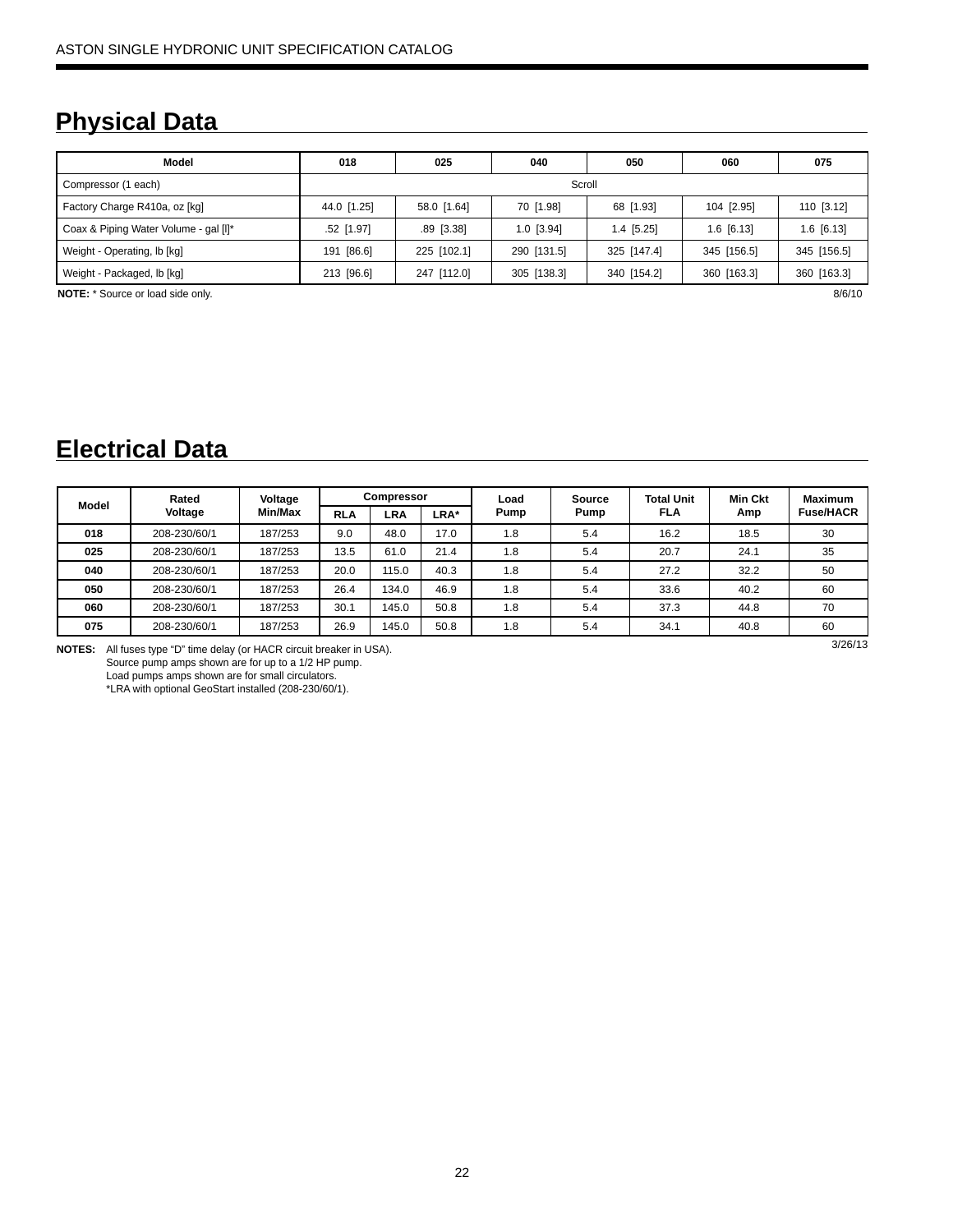## Physical Data

| Model | 018 | 025 | 040 | 050 | 060 | 075 |
|---|---|---|---|---|---|---|
| Compressor (1 each) | Scroll | | | | | |
| Factory Charge R410a, oz [kg] | 44.0 [1.25] | 58.0 [1.64] | 70 [1.98] | 68 [1.93] | 104 [2.95] | 110 [3.12] |
| Coax & Piping Water Volume - gal [l]* | .52 [1.97] | .89 [3.38] | 1.0 [3.94] | 1.4 [5.25] | 1.6 [6.13] | 1.6 [6.13] |
| Weight - Operating, lb [kg] | 191 [86.6] | 225 [102.1] | 290 [131.5] | 325 [147.4] | 345 [156.5] | 345 [156.5] |
| Weight - Packaged, lb [kg] | 213 [96.6] | 247 [112.0] | 305 [138.3] | 340 [154.2] | 360 [163.3] | 360 [163.3] |

**NOTE:** * Source or load side only.

8/6/10

## Electrical Data

| Model | Rated Voltage | Voltage Min/Max | Compressor | | | Load Pump | Source Pump | Total Unit FLA | Min Ckt Amp | Maximum Fuse/HACR |
|---|---|---|---|---|---|---|---|---|---|---|
| | | | RLA | LRA | LRA* | | | | | |
| 018 | 208-230/60/1 | 187/253 | 9.0 | 48.0 | 17.0 | 1.8 | 5.4 | 16.2 | 18.5 | 30 |
| 025 | 208-230/60/1 | 187/253 | 13.5 | 61.0 | 21.4 | 1.8 | 5.4 | 20.7 | 24.1 | 35 |
| 040 | 208-230/60/1 | 187/253 | 20.0 | 115.0 | 40.3 | 1.8 | 5.4 | 27.2 | 32.2 | 50 |
| 050 | 208-230/60/1 | 187/253 | 26.4 | 134.0 | 46.9 | 1.8 | 5.4 | 33.6 | 40.2 | 60 |
| 060 | 208-230/60/1 | 187/253 | 30.1 | 145.0 | 50.8 | 1.8 | 5.4 | 37.3 | 44.8 | 70 |
| 075 | 208-230/60/1 | 187/253 | 26.9 | 145.0 | 50.8 | 1.8 | 5.4 | 34.1 | 40.8 | 60 |

3/26/13

**NOTES:** All fuses type “D” time delay (or HACR circuit breaker in USA).
Source pump amps shown are for up to a 1/2 HP pump.
Load pumps amps shown are for small circulators.
*LRA with optional GeoStart installed (208-230/60/1).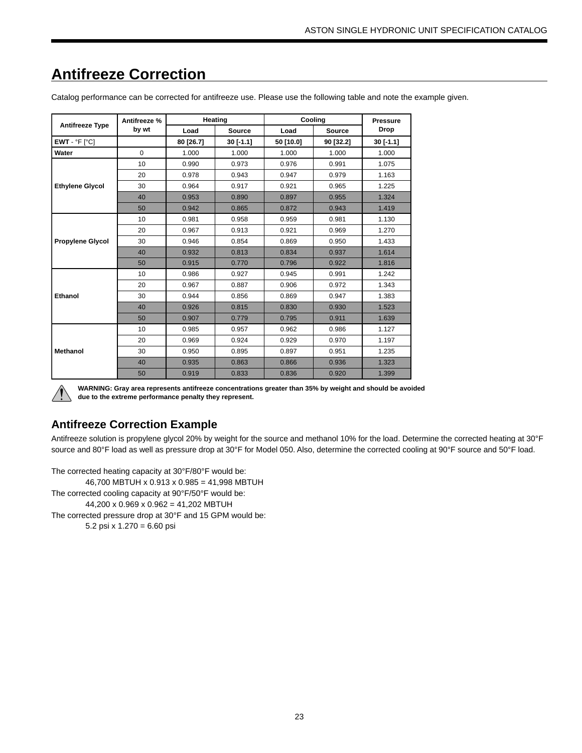# Antifreeze Correction

Catalog performance can be corrected for antifreeze use. Please use the following table and note the example given.

| Antifreeze Type | Antifreeze % by wt | Heating | | Cooling | | Pressure Drop |
|---|---|---|---|---|---|---|
| | | Load | Source | Load | Source | |
| **EWT** - °F [°C] | | 80 [26.7] | 30 [-1.1] | 50 [10.0] | 90 [32.2] | 30 [-1.1] |
| **Water** | 0 | 1.000 | 1.000 | 1.000 | 1.000 | 1.000 |
| **Ethylene Glycol** | 10 | 0.990 | 0.973 | 0.976 | 0.991 | 1.075 |
| | 20 | 0.978 | 0.943 | 0.947 | 0.979 | 1.163 |
| | 30 | 0.964 | 0.917 | 0.921 | 0.965 | 1.225 |
| | 40 | 0.953 | 0.890 | 0.897 | 0.955 | 1.324 |
| | 50 | 0.942 | 0.865 | 0.872 | 0.943 | 1.419 |
| **Propylene Glycol** | 10 | 0.981 | 0.958 | 0.959 | 0.981 | 1.130 |
| | 20 | 0.967 | 0.913 | 0.921 | 0.969 | 1.270 |
| | 30 | 0.946 | 0.854 | 0.869 | 0.950 | 1.433 |
| | 40 | 0.932 | 0.813 | 0.834 | 0.937 | 1.614 |
| | 50 | 0.915 | 0.770 | 0.796 | 0.922 | 1.816 |
| **Ethanol** | 10 | 0.986 | 0.927 | 0.945 | 0.991 | 1.242 |
| | 20 | 0.967 | 0.887 | 0.906 | 0.972 | 1.343 |
| | 30 | 0.944 | 0.856 | 0.869 | 0.947 | 1.383 |
| | 40 | 0.926 | 0.815 | 0.830 | 0.930 | 1.523 |
| | 50 | 0.907 | 0.779 | 0.795 | 0.911 | 1.639 |
| **Methanol** | 10 | 0.985 | 0.957 | 0.962 | 0.986 | 1.127 |
| | 20 | 0.969 | 0.924 | 0.929 | 0.970 | 1.197 |
| | 30 | 0.950 | 0.895 | 0.897 | 0.951 | 1.235 |
| | 40 | 0.935 | 0.863 | 0.866 | 0.936 | 1.323 |
| | 50 | 0.919 | 0.833 | 0.836 | 0.920 | 1.399 |

**WARNING: Gray area represents antifreeze concentrations greater than 35% by weight and should be avoided due to the extreme performance penalty they represent.**

## Antifreeze Correction Example

Antifreeze solution is propylene glycol 20% by weight for the source and methanol 10% for the load. Determine the corrected heating at 30°F source and 80°F load as well as pressure drop at 30°F for Model 050. Also, determine the corrected cooling at 90°F source and 50°F load.

The corrected heating capacity at 30°F/80°F would be:

46,700 MBTUH x 0.913 x 0.985 = 41,998 MBTUH

The corrected cooling capacity at 90°F/50°F would be:

44,200 x 0.969 x 0.962 = 41,202 MBTUH

The corrected pressure drop at 30°F and 15 GPM would be:

5.2 psi x 1.270 = 6.60 psi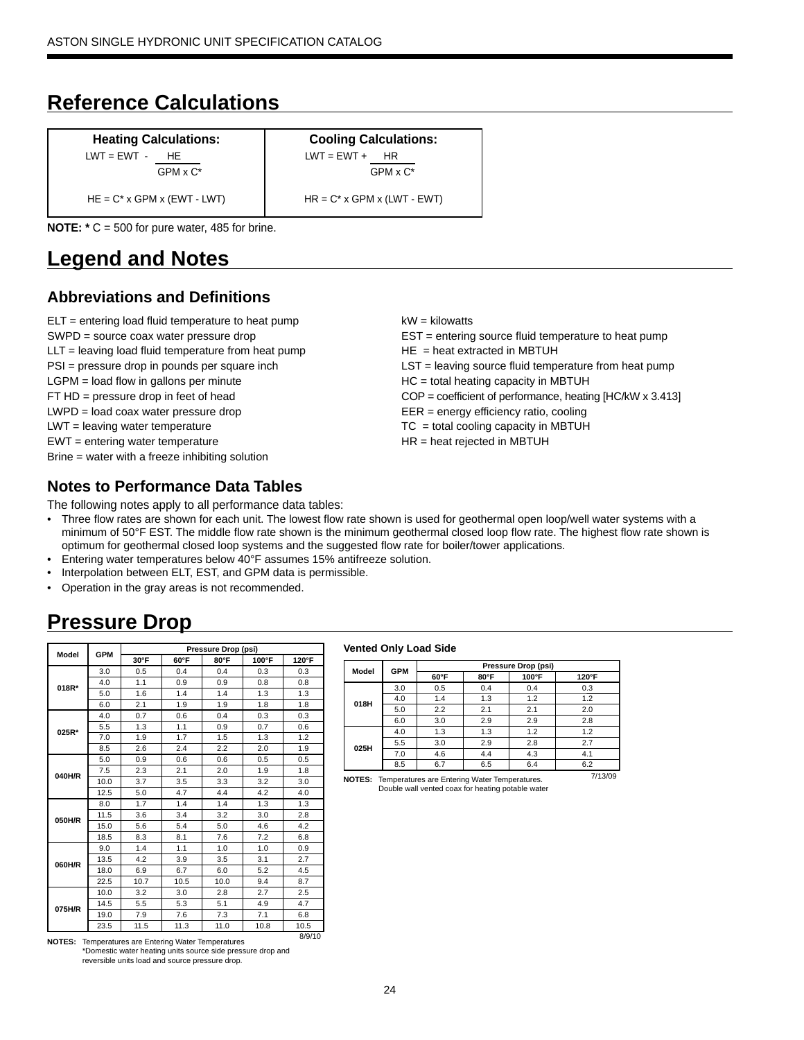# Reference Calculations

| Heating Calculations: | Cooling Calculations: |
|---|---|
| $LWT = EWT - \frac{HE}{GPM \times C^*}$ | $LWT = EWT + \frac{HR}{GPM \times C^*}$ |
| $HE = C^* \times GPM \times (EWT - LWT)$ | $HR = C^* \times GPM \times (LWT - EWT)$ |

**NOTE: *** C = 500 for pure water, 485 for brine.

# Legend and Notes

## Abbreviations and Definitions

ELT = entering load fluid temperature to heat pump
SWPD = source coax water pressure drop
LLT = leaving load fluid temperature from heat pump
PSI = pressure drop in pounds per square inch
LGPM = load flow in gallons per minute
FT HD = pressure drop in feet of head
LWPD = load coax water pressure drop
LWT = leaving water temperature
EWT = entering water temperature
Brine = water with a freeze inhibiting solution

kW = kilowatts
EST = entering source fluid temperature to heat pump
HE = heat extracted in MBTUH
LST = leaving source fluid temperature from heat pump
HC = total heating capacity in MBTUH
COP = coefficient of performance, heating [HC/kW x 3.413]
EER = energy efficiency ratio, cooling
TC = total cooling capacity in MBTUH
HR = heat rejected in MBTUH

## Notes to Performance Data Tables

The following notes apply to all performance data tables:

- Three flow rates are shown for each unit. The lowest flow rate shown is used for geothermal open loop/well water systems with a minimum of 50°F EST. The middle flow rate shown is the minimum geothermal closed loop flow rate. The highest flow rate shown is optimum for geothermal closed loop systems and the suggested flow rate for boiler/tower applications.
- Entering water temperatures below 40°F assumes 15% antifreeze solution.
- Interpolation between ELT, EST, and GPM data is permissible.
- Operation in the gray areas is not recommended.

# Pressure Drop

| Model | GPM | Pressure Drop (psi) | | | | |
|---|---|---|---|---|---|---|
| | | 30°F | 60°F | 80°F | 100°F | 120°F |
| 018R* | 3.0 | 0.5 | 0.4 | 0.4 | 0.3 | 0.3 |
| | 4.0 | 1.1 | 0.9 | 0.9 | 0.8 | 0.8 |
| | 5.0 | 1.6 | 1.4 | 1.4 | 1.3 | 1.3 |
| | 6.0 | 2.1 | 1.9 | 1.9 | 1.8 | 1.8 |
| 025R* | 4.0 | 0.7 | 0.6 | 0.4 | 0.3 | 0.3 |
| | 5.5 | 1.3 | 1.1 | 0.9 | 0.7 | 0.6 |
| | 7.0 | 1.9 | 1.7 | 1.5 | 1.3 | 1.2 |
| | 8.5 | 2.6 | 2.4 | 2.2 | 2.0 | 1.9 |
| 040H/R | 5.0 | 0.9 | 0.6 | 0.6 | 0.5 | 0.5 |
| | 7.5 | 2.3 | 2.1 | 2.0 | 1.9 | 1.8 |
| | 10.0 | 3.7 | 3.5 | 3.3 | 3.2 | 3.0 |
| | 12.5 | 5.0 | 4.7 | 4.4 | 4.2 | 4.0 |
| 050H/R | 8.0 | 1.7 | 1.4 | 1.4 | 1.3 | 1.3 |
| | 11.5 | 3.6 | 3.4 | 3.2 | 3.0 | 2.8 |
| | 15.0 | 5.6 | 5.4 | 5.0 | 4.6 | 4.2 |
| | 18.5 | 8.3 | 8.1 | 7.6 | 7.2 | 6.8 |
| 060H/R | 9.0 | 1.4 | 1.1 | 1.0 | 1.0 | 0.9 |
| | 13.5 | 4.2 | 3.9 | 3.5 | 3.1 | 2.7 |
| | 18.0 | 6.9 | 6.7 | 6.0 | 5.2 | 4.5 |
| | 22.5 | 10.7 | 10.5 | 10.0 | 9.4 | 8.7 |
| 075H/R | 10.0 | 3.2 | 3.0 | 2.8 | 2.7 | 2.5 |
| | 14.5 | 5.5 | 5.3 | 5.1 | 4.9 | 4.7 |
| | 19.0 | 7.9 | 7.6 | 7.3 | 7.1 | 6.8 |
| | 23.5 | 11.5 | 11.3 | 11.0 | 10.8 | 10.5 |

8/9/10

**NOTES:** Temperatures are Entering Water Temperatures
*Domestic water heating units source side pressure drop and reversible units load and source pressure drop.

### Vented Only Load Side

| Model | GPM | Pressure Drop (psi) | | | |
|---|---|---|---|---|---|
| | | 60°F | 80°F | 100°F | 120°F |
| 018H | 3.0 | 0.5 | 0.4 | 0.4 | 0.3 |
| | 4.0 | 1.4 | 1.3 | 1.2 | 1.2 |
| | 5.0 | 2.2 | 2.1 | 2.1 | 2.0 |
| | 6.0 | 3.0 | 2.9 | 2.9 | 2.8 |
| 025H | 4.0 | 1.3 | 1.3 | 1.2 | 1.2 |
| | 5.5 | 3.0 | 2.9 | 2.8 | 2.7 |
| | 7.0 | 4.6 | 4.4 | 4.3 | 4.1 |
| | 8.5 | 6.7 | 6.5 | 6.4 | 6.2 |

7/13/09

**NOTES:** Temperatures are Entering Water Temperatures.
Double wall vented coax for heating potable water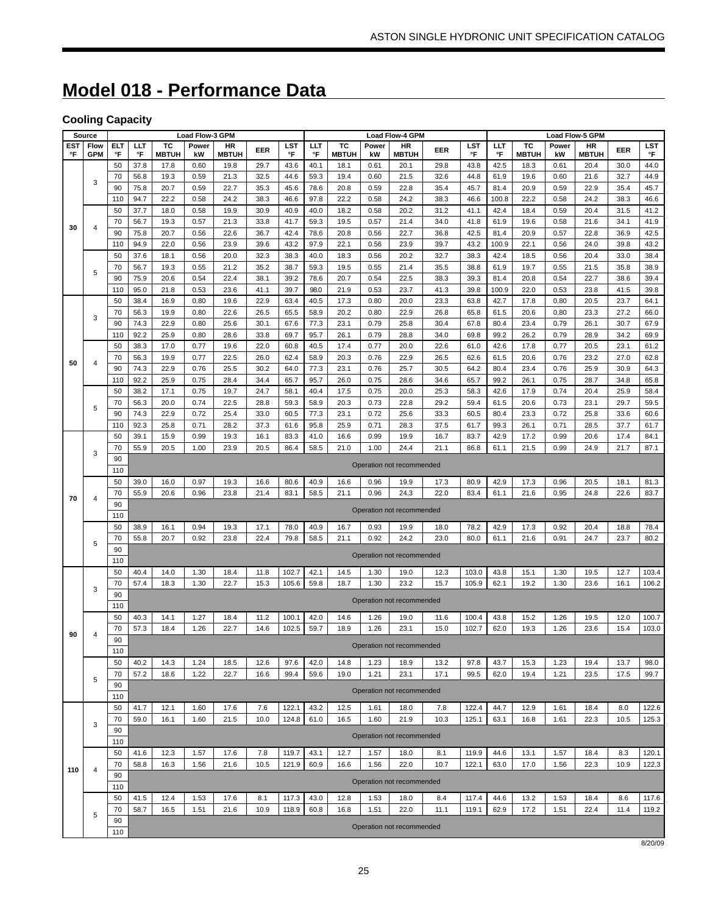# Model 018 - Performance Data

## Cooling Capacity

| Source | | | Load Flow-3 GPM | | | | | | Load Flow-4 GPM | | | | | | Load Flow-5 GPM | | | | | |
|---|---|---|---|---|---|---|---|---|---|---|---|---|---|---|---|---|---|---|---|---|
| EST °F | Flow GPM | ELT °F | LLT °F | TC MBTUH | Power kW | HR MBTUH | EER | LST °F | LLT °F | TC MBTUH | Power kW | HR MBTUH | EER | LST °F | LLT °F | TC MBTUH | Power kW | HR MBTUH | EER | LST °F |
| 30 | 3 | 50 | 37.8 | 17.8 | 0.60 | 19.8 | 29.7 | 43.6 | 40.1 | 18.1 | 0.61 | 20.1 | 29.8 | 43.8 | 42.5 | 18.3 | 0.61 | 20.4 | 30.0 | 44.0 |
| | | 70 | 56.8 | 19.3 | 0.59 | 21.3 | 32.5 | 44.6 | 59.3 | 19.4 | 0.60 | 21.5 | 32.6 | 44.8 | 61.9 | 19.6 | 0.60 | 21.6 | 32.7 | 44.9 |
| | | 90 | 75.8 | 20.7 | 0.59 | 22.7 | 35.3 | 45.6 | 78.6 | 20.8 | 0.59 | 22.8 | 35.4 | 45.7 | 81.4 | 20.9 | 0.59 | 22.9 | 35.4 | 45.7 |
| | | 110 | 94.7 | 22.2 | 0.58 | 24.2 | 38.3 | 46.6 | 97.8 | 22.2 | 0.58 | 24.2 | 38.3 | 46.6 | 100.8 | 22.2 | 0.58 | 24.2 | 38.3 | 46.6 |
| | 4 | 50 | 37.7 | 18.0 | 0.58 | 19.9 | 30.9 | 40.9 | 40.0 | 18.2 | 0.58 | 20.2 | 31.2 | 41.1 | 42.4 | 18.4 | 0.59 | 20.4 | 31.5 | 41.2 |
| | | 70 | 56.7 | 19.3 | 0.57 | 21.3 | 33.8 | 41.7 | 59.3 | 19.5 | 0.57 | 21.4 | 34.0 | 41.8 | 61.9 | 19.6 | 0.58 | 21.6 | 34.1 | 41.9 |
| | | 90 | 75.8 | 20.7 | 0.56 | 22.6 | 36.7 | 42.4 | 78.6 | 20.8 | 0.56 | 22.7 | 36.8 | 42.5 | 81.4 | 20.9 | 0.57 | 22.8 | 36.9 | 42.5 |
| | | 110 | 94.9 | 22.0 | 0.56 | 23.9 | 39.6 | 43.2 | 97.9 | 22.1 | 0.56 | 23.9 | 39.7 | 43.2 | 100.9 | 22.1 | 0.56 | 24.0 | 39.8 | 43.2 |
| | 5 | 50 | 37.6 | 18.1 | 0.56 | 20.0 | 32.3 | 38.3 | 40.0 | 18.3 | 0.56 | 20.2 | 32.7 | 38.3 | 42.4 | 18.5 | 0.56 | 20.4 | 33.0 | 38.4 |
| | | 70 | 56.7 | 19.3 | 0.55 | 21.2 | 35.2 | 38.7 | 59.3 | 19.5 | 0.55 | 21.4 | 35.5 | 38.8 | 61.9 | 19.7 | 0.55 | 21.5 | 35.8 | 38.9 |
| | | 90 | 75.9 | 20.6 | 0.54 | 22.4 | 38.1 | 39.2 | 78.6 | 20.7 | 0.54 | 22.5 | 38.3 | 39.3 | 81.4 | 20.8 | 0.54 | 22.7 | 38.6 | 39.4 |
| | | 110 | 95.0 | 21.8 | 0.53 | 23.6 | 41.1 | 39.7 | 98.0 | 21.9 | 0.53 | 23.7 | 41.3 | 39.8 | 100.9 | 22.0 | 0.53 | 23.8 | 41.5 | 39.8 |
| 50 | 3 | 50 | 38.4 | 16.9 | 0.80 | 19.6 | 22.9 | 63.4 | 40.5 | 17.3 | 0.80 | 20.0 | 23.3 | 63.8 | 42.7 | 17.8 | 0.80 | 20.5 | 23.7 | 64.1 |
| | | 70 | 56.3 | 19.9 | 0.80 | 22.6 | 26.5 | 65.5 | 58.9 | 20.2 | 0.80 | 22.9 | 26.8 | 65.8 | 61.5 | 20.6 | 0.80 | 23.3 | 27.2 | 66.0 |
| | | 90 | 74.3 | 22.9 | 0.80 | 25.6 | 30.1 | 67.6 | 77.3 | 23.1 | 0.79 | 25.8 | 30.4 | 67.8 | 80.4 | 23.4 | 0.79 | 26.1 | 30.7 | 67.9 |
| | | 110 | 92.2 | 25.9 | 0.80 | 28.6 | 33.8 | 69.7 | 95.7 | 26.1 | 0.79 | 28.8 | 34.0 | 69.8 | 99.2 | 26.2 | 0.79 | 28.9 | 34.2 | 69.9 |
| | 4 | 50 | 38.3 | 17.0 | 0.77 | 19.6 | 22.0 | 60.8 | 40.5 | 17.4 | 0.77 | 20.0 | 22.6 | 61.0 | 42.6 | 17.8 | 0.77 | 20.5 | 23.1 | 61.2 |
| | | 70 | 56.3 | 19.9 | 0.77 | 22.5 | 26.0 | 62.4 | 58.9 | 20.3 | 0.76 | 22.9 | 26.5 | 62.6 | 61.5 | 20.6 | 0.76 | 23.2 | 27.0 | 62.8 |
| | | 90 | 74.3 | 22.9 | 0.76 | 25.5 | 30.2 | 64.0 | 77.3 | 23.1 | 0.76 | 25.7 | 30.5 | 64.2 | 80.4 | 23.4 | 0.76 | 25.9 | 30.9 | 64.3 |
| | | 110 | 92.2 | 25.9 | 0.75 | 28.4 | 34.4 | 65.7 | 95.7 | 26.0 | 0.75 | 28.6 | 34.6 | 65.7 | 99.2 | 26.1 | 0.75 | 28.7 | 34.8 | 65.8 |
| | 5 | 50 | 38.2 | 17.1 | 0.75 | 19.7 | 24.7 | 58.1 | 40.4 | 17.5 | 0.75 | 20.0 | 25.3 | 58.3 | 42.6 | 17.9 | 0.74 | 20.4 | 25.9 | 58.4 |
| | | 70 | 56.3 | 20.0 | 0.74 | 22.5 | 28.8 | 59.3 | 58.9 | 20.3 | 0.73 | 22.8 | 29.2 | 59.4 | 61.5 | 20.6 | 0.73 | 23.1 | 29.7 | 59.5 |
| | | 90 | 74.3 | 22.9 | 0.72 | 25.4 | 33.0 | 60.5 | 77.3 | 23.1 | 0.72 | 25.6 | 33.3 | 60.5 | 80.4 | 23.3 | 0.72 | 25.8 | 33.6 | 60.6 |
| | | 110 | 92.3 | 25.8 | 0.71 | 28.2 | 37.3 | 61.6 | 95.8 | 25.9 | 0.71 | 28.3 | 37.5 | 61.7 | 99.3 | 26.1 | 0.71 | 28.5 | 37.7 | 61.7 |
| 70 | 3 | 50 | 39.1 | 15.9 | 0.99 | 19.3 | 16.1 | 83.3 | 41.0 | 16.6 | 0.99 | 19.9 | 16.7 | 83.7 | 42.9 | 17.2 | 0.99 | 20.6 | 17.4 | 84.1 |
| | | 70 | 55.9 | 20.5 | 1.00 | 23.9 | 20.5 | 86.4 | 58.5 | 21.0 | 1.00 | 24.4 | 21.1 | 86.8 | 61.1 | 21.5 | 0.99 | 24.9 | 21.7 | 87.1 |
| | | 90 | Operation not recommended | | | | | | | | | | | | | | | | | |
| | | 110 | | | | | | | | | | | | | | | | | | |
| | 4 | 50 | 39.0 | 16.0 | 0.97 | 19.3 | 16.6 | 80.6 | 40.9 | 16.6 | 0.96 | 19.9 | 17.3 | 80.9 | 42.9 | 17.3 | 0.96 | 20.5 | 18.1 | 81.3 |
| | | 70 | 55.9 | 20.6 | 0.96 | 23.8 | 21.4 | 83.1 | 58.5 | 21.1 | 0.96 | 24.3 | 22.0 | 83.4 | 61.1 | 21.6 | 0.95 | 24.8 | 22.6 | 83.7 |
| | | 90 | Operation not recommended | | | | | | | | | | | | | | | | | |
| | | 110 | | | | | | | | | | | | | | | | | | |
| | 5 | 50 | 38.9 | 16.1 | 0.94 | 19.3 | 17.1 | 78.0 | 40.9 | 16.7 | 0.93 | 19.9 | 18.0 | 78.2 | 42.9 | 17.3 | 0.92 | 20.4 | 18.8 | 78.4 |
| | | 70 | 55.8 | 20.7 | 0.92 | 23.8 | 22.4 | 79.8 | 58.5 | 21.1 | 0.92 | 24.2 | 23.0 | 80.0 | 61.1 | 21.6 | 0.91 | 24.7 | 23.7 | 80.2 |
| | | 90 | Operation not recommended | | | | | | | | | | | | | | | | | |
| | | 110 | | | | | | | | | | | | | | | | | | |
| 90 | 3 | 50 | 40.4 | 14.0 | 1.30 | 18.4 | 11.8 | 102.7 | 42.1 | 14.5 | 1.30 | 19.0 | 12.3 | 103.0 | 43.8 | 15.1 | 1.30 | 19.5 | 12.7 | 103.4 |
| | | 70 | 57.4 | 18.3 | 1.30 | 22.7 | 15.3 | 105.6 | 59.8 | 18.7 | 1.30 | 23.2 | 15.7 | 105.9 | 62.1 | 19.2 | 1.30 | 23.6 | 16.1 | 106.2 |
| | | 90 | Operation not recommended | | | | | | | | | | | | | | | | | |
| | | 110 | | | | | | | | | | | | | | | | | | |
| | 4 | 50 | 40.3 | 14.1 | 1.27 | 18.4 | 11.2 | 100.1 | 42.0 | 14.6 | 1.26 | 19.0 | 11.6 | 100.4 | 43.8 | 15.2 | 1.26 | 19.5 | 12.0 | 100.7 |
| | | 70 | 57.3 | 18.4 | 1.26 | 22.7 | 14.6 | 102.5 | 59.7 | 18.9 | 1.26 | 23.1 | 15.0 | 102.7 | 62.0 | 19.3 | 1.26 | 23.6 | 15.4 | 103.0 |
| | | 90 | Operation not recommended | | | | | | | | | | | | | | | | | |
| | | 110 | | | | | | | | | | | | | | | | | | |
| | 5 | 50 | 40.2 | 14.3 | 1.24 | 18.5 | 12.6 | 97.6 | 42.0 | 14.8 | 1.23 | 18.9 | 13.2 | 97.8 | 43.7 | 15.3 | 1.23 | 19.4 | 13.7 | 98.0 |
| | | 70 | 57.2 | 18.6 | 1.22 | 22.7 | 16.6 | 99.4 | 59.6 | 19.0 | 1.21 | 23.1 | 17.1 | 99.5 | 62.0 | 19.4 | 1.21 | 23.5 | 17.5 | 99.7 |
| | | 90 | Operation not recommended | | | | | | | | | | | | | | | | | |
| | | 110 | | | | | | | | | | | | | | | | | | |
| 110 | 3 | 50 | 41.7 | 12.1 | 1.60 | 17.6 | 7.6 | 122.1 | 43.2 | 12.5 | 1.61 | 18.0 | 7.8 | 122.4 | 44.7 | 12.9 | 1.61 | 18.4 | 8.0 | 122.6 |
| | | 70 | 59.0 | 16.1 | 1.60 | 21.5 | 10.0 | 124.8 | 61.0 | 16.5 | 1.60 | 21.9 | 10.3 | 125.1 | 63.1 | 16.8 | 1.61 | 22.3 | 10.5 | 125.3 |
| | | 90 | Operation not recommended | | | | | | | | | | | | | | | | | |
| | | 110 | | | | | | | | | | | | | | | | | | |
| | 4 | 50 | 41.6 | 12.3 | 1.57 | 17.6 | 7.8 | 119.7 | 43.1 | 12.7 | 1.57 | 18.0 | 8.1 | 119.9 | 44.6 | 13.1 | 1.57 | 18.4 | 8.3 | 120.1 |
| | | 70 | 58.8 | 16.3 | 1.56 | 21.6 | 10.5 | 121.9 | 60.9 | 16.6 | 1.56 | 22.0 | 10.7 | 122.1 | 63.0 | 17.0 | 1.56 | 22.3 | 10.9 | 122.3 |
| | | 90 | Operation not recommended | | | | | | | | | | | | | | | | | |
| | | 110 | | | | | | | | | | | | | | | | | | |
| | 5 | 50 | 41.5 | 12.4 | 1.53 | 17.6 | 8.1 | 117.3 | 43.0 | 12.8 | 1.53 | 18.0 | 8.4 | 117.4 | 44.6 | 13.2 | 1.53 | 18.4 | 8.6 | 117.6 |
| | | 70 | 58.7 | 16.5 | 1.51 | 21.6 | 10.9 | 118.9 | 60.8 | 16.8 | 1.51 | 22.0 | 11.1 | 119.1 | 62.9 | 17.2 | 1.51 | 22.4 | 11.4 | 119.2 |
| | | 90 | Operation not recommended | | | | | | | | | | | | | | | | | |
| | | 110 | | | | | | | | | | | | | | | | | | |

8/20/09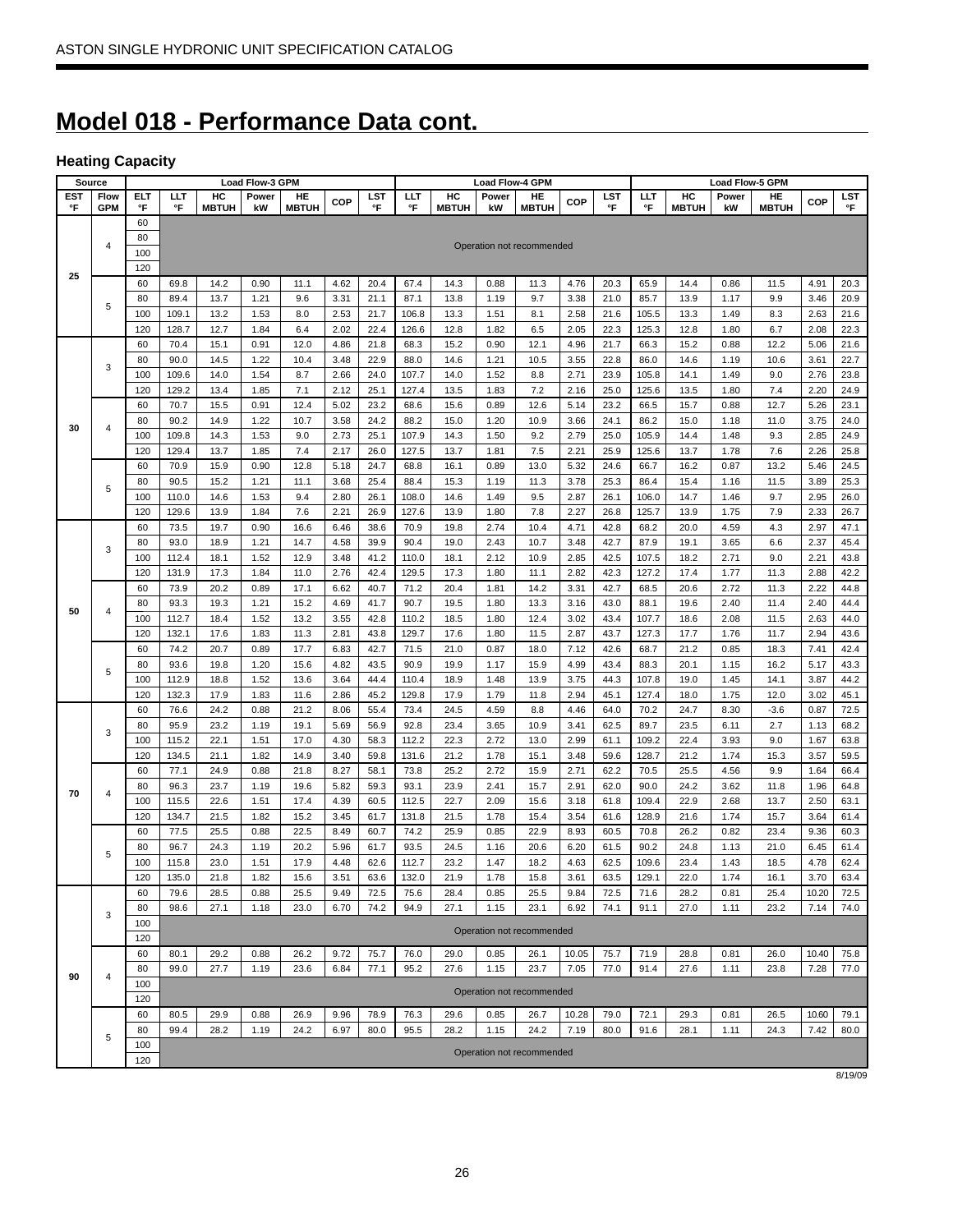## Model 018 - Performance Data cont.

### Heating Capacity

| Source | | | Load Flow-3 GPM | | | | | | | Load Flow-4 GPM | | | | | | | Load Flow-5 GPM | | | | | | |
|---|---|---|---|---|---|---|---|---|---|---|---|---|---|---|---|---|---|---|---|---|---|---|---|
| EST °F | Flow GPM | ELT °F | LLT °F | HC MBTUH | Power kW | HE MBTUH | COP | LST °F | LLT °F | HC MBTUH | Power kW | HE MBTUH | COP | LST °F | LLT °F | HC MBTUH | Power kW | HE MBTUH | COP | LST °F |
| 25 | 4 | 60 | Operation not recommended | | | | | | | | | | | | | | | | | |
| | | 80 | | | | | | | | | | | | | | | | | | |
| | | 100 | | | | | | | | | | | | | | | | | | |
| | | 120 | | | | | | | | | | | | | | | | | | |
| | 5 | 60 | 69.8 | 14.2 | 0.90 | 11.1 | 4.62 | 20.4 | 67.4 | 14.3 | 0.88 | 11.3 | 4.76 | 20.3 | 65.9 | 14.4 | 0.86 | 11.5 | 4.91 | 20.3 |
| | | 80 | 89.4 | 13.7 | 1.21 | 9.6 | 3.31 | 21.1 | 87.1 | 13.8 | 1.19 | 9.7 | 3.38 | 21.0 | 85.7 | 13.9 | 1.17 | 9.9 | 3.46 | 20.9 |
| | | 100 | 109.1 | 13.2 | 1.53 | 8.0 | 2.53 | 21.7 | 106.8 | 13.3 | 1.51 | 8.1 | 2.58 | 21.6 | 105.5 | 13.3 | 1.49 | 8.3 | 2.63 | 21.6 |
| | | 120 | 128.7 | 12.7 | 1.84 | 6.4 | 2.02 | 22.4 | 126.6 | 12.8 | 1.82 | 6.5 | 2.05 | 22.3 | 125.3 | 12.8 | 1.80 | 6.7 | 2.08 | 22.3 |
| 30 | 3 | 60 | 70.4 | 15.1 | 0.91 | 12.0 | 4.86 | 21.8 | 68.3 | 15.2 | 0.90 | 12.1 | 4.96 | 21.7 | 66.3 | 15.2 | 0.88 | 12.2 | 5.06 | 21.6 |
| | | 80 | 90.0 | 14.5 | 1.22 | 10.4 | 3.48 | 22.9 | 88.0 | 14.6 | 1.21 | 10.5 | 3.55 | 22.8 | 86.0 | 14.6 | 1.19 | 10.6 | 3.61 | 22.7 |
| | | 100 | 109.6 | 14.0 | 1.54 | 8.7 | 2.66 | 24.0 | 107.7 | 14.0 | 1.52 | 8.8 | 2.71 | 23.9 | 105.8 | 14.1 | 1.49 | 9.0 | 2.76 | 23.8 |
| | | 120 | 129.2 | 13.4 | 1.85 | 7.1 | 2.12 | 25.1 | 127.4 | 13.5 | 1.83 | 7.2 | 2.16 | 25.0 | 125.6 | 13.5 | 1.80 | 7.4 | 2.20 | 24.9 |
| | 4 | 60 | 70.7 | 15.5 | 0.91 | 12.4 | 5.02 | 23.2 | 68.6 | 15.6 | 0.89 | 12.6 | 5.14 | 23.2 | 66.5 | 15.7 | 0.88 | 12.7 | 5.26 | 23.1 |
| | | 80 | 90.2 | 14.9 | 1.22 | 10.7 | 3.58 | 24.2 | 88.2 | 15.0 | 1.20 | 10.9 | 3.66 | 24.1 | 86.2 | 15.0 | 1.18 | 11.0 | 3.75 | 24.0 |
| | | 100 | 109.8 | 14.3 | 1.53 | 9.0 | 2.73 | 25.1 | 107.9 | 14.3 | 1.50 | 9.2 | 2.79 | 25.0 | 105.9 | 14.4 | 1.48 | 9.3 | 2.85 | 24.9 |
| | | 120 | 129.4 | 13.7 | 1.85 | 7.4 | 2.17 | 26.0 | 127.5 | 13.7 | 1.81 | 7.5 | 2.21 | 25.9 | 125.6 | 13.7 | 1.78 | 7.6 | 2.26 | 25.8 |
| | 5 | 60 | 70.9 | 15.9 | 0.90 | 12.8 | 5.18 | 24.7 | 68.8 | 16.1 | 0.89 | 13.0 | 5.32 | 24.6 | 66.7 | 16.2 | 0.87 | 13.2 | 5.46 | 24.5 |
| | | 80 | 90.5 | 15.2 | 1.21 | 11.1 | 3.68 | 25.4 | 88.4 | 15.3 | 1.19 | 11.3 | 3.78 | 25.3 | 86.4 | 15.4 | 1.16 | 11.5 | 3.89 | 25.3 |
| | | 100 | 110.0 | 14.6 | 1.53 | 9.4 | 2.80 | 26.1 | 108.0 | 14.6 | 1.49 | 9.5 | 2.87 | 26.1 | 106.0 | 14.7 | 1.46 | 9.7 | 2.95 | 26.0 |
| | | 120 | 129.6 | 13.9 | 1.84 | 7.6 | 2.21 | 26.9 | 127.6 | 13.9 | 1.80 | 7.8 | 2.27 | 26.8 | 125.7 | 13.9 | 1.75 | 7.9 | 2.33 | 26.7 |
| 50 | 3 | 60 | 73.5 | 19.7 | 0.90 | 16.6 | 6.46 | 38.6 | 70.9 | 19.8 | 2.74 | 10.4 | 4.71 | 42.8 | 68.2 | 20.0 | 4.59 | 4.3 | 2.97 | 47.1 |
| | | 80 | 93.0 | 18.9 | 1.21 | 14.7 | 4.58 | 39.9 | 90.4 | 19.0 | 2.43 | 10.7 | 3.48 | 42.7 | 87.9 | 19.1 | 3.65 | 6.6 | 2.37 | 45.4 |
| | | 100 | 112.4 | 18.1 | 1.52 | 12.9 | 3.48 | 41.2 | 110.0 | 18.1 | 2.12 | 10.9 | 2.85 | 42.5 | 107.5 | 18.2 | 2.71 | 9.0 | 2.21 | 43.8 |
| | | 120 | 131.9 | 17.3 | 1.84 | 11.0 | 2.76 | 42.4 | 129.5 | 17.3 | 1.80 | 11.1 | 2.82 | 42.3 | 127.2 | 17.4 | 1.77 | 11.3 | 2.88 | 42.2 |
| | 4 | 60 | 73.9 | 20.2 | 0.89 | 17.1 | 6.62 | 40.7 | 71.2 | 20.4 | 1.81 | 14.2 | 3.31 | 42.7 | 68.5 | 20.6 | 2.72 | 11.3 | 2.22 | 44.8 |
| | | 80 | 93.3 | 19.3 | 1.21 | 15.2 | 4.69 | 41.7 | 90.7 | 19.5 | 1.80 | 13.3 | 3.16 | 43.0 | 88.1 | 19.6 | 2.40 | 11.4 | 2.40 | 44.4 |
| | | 100 | 112.7 | 18.4 | 1.52 | 13.2 | 3.55 | 42.8 | 110.2 | 18.5 | 1.80 | 12.4 | 3.02 | 43.4 | 107.7 | 18.6 | 2.08 | 11.5 | 2.63 | 44.0 |
| | | 120 | 132.1 | 17.6 | 1.83 | 11.3 | 2.81 | 43.8 | 129.7 | 17.6 | 1.80 | 11.5 | 2.87 | 43.7 | 127.3 | 17.7 | 1.76 | 11.7 | 2.94 | 43.6 |
| | 5 | 60 | 74.2 | 20.7 | 0.89 | 17.7 | 6.83 | 42.7 | 71.5 | 21.0 | 0.87 | 18.0 | 7.12 | 42.6 | 68.7 | 21.2 | 0.85 | 18.3 | 7.41 | 42.4 |
| | | 80 | 93.6 | 19.8 | 1.20 | 15.6 | 4.82 | 43.5 | 90.9 | 19.9 | 1.17 | 15.9 | 4.99 | 43.4 | 88.3 | 20.1 | 1.15 | 16.2 | 5.17 | 43.3 |
| | | 100 | 112.9 | 18.8 | 1.52 | 13.6 | 3.64 | 44.4 | 110.4 | 18.9 | 1.48 | 13.9 | 3.75 | 44.3 | 107.8 | 19.0 | 1.45 | 14.1 | 3.87 | 44.2 |
| | | 120 | 132.3 | 17.9 | 1.83 | 11.6 | 2.86 | 45.2 | 129.8 | 17.9 | 1.79 | 11.8 | 2.94 | 45.1 | 127.4 | 18.0 | 1.75 | 12.0 | 3.02 | 45.1 |
| 70 | 3 | 60 | 76.6 | 24.2 | 0.88 | 21.2 | 8.06 | 55.4 | 73.4 | 24.5 | 4.59 | 8.8 | 4.46 | 64.0 | 70.2 | 24.7 | 8.30 | -3.6 | 0.87 | 72.5 |
| | | 80 | 95.9 | 23.2 | 1.19 | 19.1 | 5.69 | 56.9 | 92.8 | 23.4 | 3.65 | 10.9 | 3.41 | 62.5 | 89.7 | 23.5 | 6.11 | 2.7 | 1.13 | 68.2 |
| | | 100 | 115.2 | 22.1 | 1.51 | 17.0 | 4.30 | 58.3 | 112.2 | 22.3 | 2.72 | 13.0 | 2.99 | 61.1 | 109.2 | 22.4 | 3.93 | 9.0 | 1.67 | 63.8 |
| | | 120 | 134.5 | 21.1 | 1.82 | 14.9 | 3.40 | 59.8 | 131.6 | 21.2 | 1.78 | 15.1 | 3.48 | 59.6 | 128.7 | 21.2 | 1.74 | 15.3 | 3.57 | 59.5 |
| | 4 | 60 | 77.1 | 24.9 | 0.88 | 21.8 | 8.27 | 58.1 | 73.8 | 25.2 | 2.72 | 15.9 | 2.71 | 62.2 | 70.5 | 25.5 | 4.56 | 9.9 | 1.64 | 66.4 |
| | | 80 | 96.3 | 23.7 | 1.19 | 19.6 | 5.82 | 59.3 | 93.1 | 23.9 | 2.41 | 15.7 | 2.91 | 62.0 | 90.0 | 24.2 | 3.62 | 11.8 | 1.96 | 64.8 |
| | | 100 | 115.5 | 22.6 | 1.51 | 17.4 | 4.39 | 60.5 | 112.5 | 22.7 | 2.09 | 15.6 | 3.18 | 61.8 | 109.4 | 22.9 | 2.68 | 13.7 | 2.50 | 63.1 |
| | | 120 | 134.7 | 21.5 | 1.82 | 15.2 | 3.45 | 61.7 | 131.8 | 21.5 | 1.78 | 15.4 | 3.54 | 61.6 | 128.9 | 21.6 | 1.74 | 15.7 | 3.64 | 61.4 |
| | 5 | 60 | 77.5 | 25.5 | 0.88 | 22.5 | 8.49 | 60.7 | 74.2 | 25.9 | 0.85 | 22.9 | 8.93 | 60.5 | 70.8 | 26.2 | 0.82 | 23.4 | 9.36 | 60.3 |
| | | 80 | 96.7 | 24.3 | 1.19 | 20.2 | 5.96 | 61.7 | 93.5 | 24.5 | 1.16 | 20.6 | 6.20 | 61.5 | 90.2 | 24.8 | 1.13 | 21.0 | 6.45 | 61.4 |
| | | 100 | 115.8 | 23.0 | 1.51 | 17.9 | 4.48 | 62.6 | 112.7 | 23.2 | 1.47 | 18.2 | 4.63 | 62.5 | 109.6 | 23.4 | 1.43 | 18.5 | 4.78 | 62.4 |
| | | 120 | 135.0 | 21.8 | 1.82 | 15.6 | 3.51 | 63.6 | 132.0 | 21.9 | 1.78 | 15.8 | 3.61 | 63.5 | 129.1 | 22.0 | 1.74 | 16.1 | 3.70 | 63.4 |
| 90 | 3 | 60 | 79.6 | 28.5 | 0.88 | 25.5 | 9.49 | 72.5 | 75.6 | 28.4 | 0.85 | 25.5 | 9.84 | 72.5 | 71.6 | 28.2 | 0.81 | 25.4 | 10.20 | 72.5 |
| | | 80 | 98.6 | 27.1 | 1.18 | 23.0 | 6.70 | 74.2 | 94.9 | 27.1 | 1.15 | 23.1 | 6.92 | 74.1 | 91.1 | 27.0 | 1.11 | 23.2 | 7.14 | 74.0 |
| | | 100 | Operation not recommended | | | | | | | | | | | | | | | | | |
| | | 120 | | | | | | | | | | | | | | | | | | |
| | 4 | 60 | 80.1 | 29.2 | 0.88 | 26.2 | 9.72 | 75.7 | 76.0 | 29.0 | 0.85 | 26.1 | 10.05 | 75.7 | 71.9 | 28.8 | 0.81 | 26.0 | 10.40 | 75.8 |
| | | 80 | 99.0 | 27.7 | 1.19 | 23.6 | 6.84 | 77.1 | 95.2 | 27.6 | 1.15 | 23.7 | 7.05 | 77.0 | 91.4 | 27.6 | 1.11 | 23.8 | 7.28 | 77.0 |
| | | 100 | Operation not recommended | | | | | | | | | | | | | | | | | |
| | | 120 | | | | | | | | | | | | | | | | | | |
| | 5 | 60 | 80.5 | 29.9 | 0.88 | 26.9 | 9.96 | 78.9 | 76.3 | 29.6 | 0.85 | 26.7 | 10.28 | 79.0 | 72.1 | 29.3 | 0.81 | 26.5 | 10.60 | 79.1 |
| | | 80 | 99.4 | 28.2 | 1.19 | 24.2 | 6.97 | 80.0 | 95.5 | 28.2 | 1.15 | 24.2 | 7.19 | 80.0 | 91.6 | 28.1 | 1.11 | 24.3 | 7.42 | 80.0 |
| | | 100 | Operation not recommended | | | | | | | | | | | | | | | | | |
| | | 120 | | | | | | | | | | | | | | | | | | |

8/19/09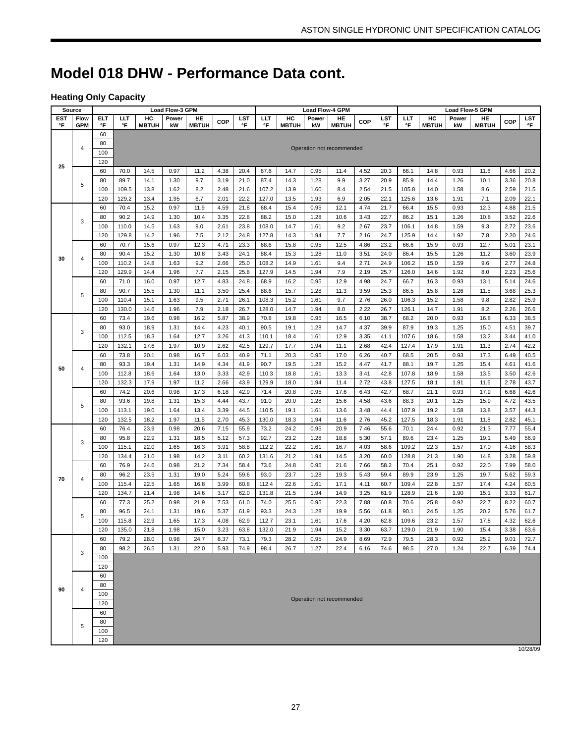# Model 018 DHW - Performance Data cont.

### Heating Only Capacity

| Source | | | Load Flow-3 GPM | | | | | | Load Flow-4 GPM | | | | | | Load Flow-5 GPM | | | | | |
|---|---|---|---|---|---|---|---|---|---|---|---|---|---|---|---|---|---|---|---|---|
| EST °F | Flow GPM | ELT °F | LLT °F | HC MBTUH | Power kW | HE MBTUH | COP | LST °F | LLT °F | HC MBTUH | Power kW | HE MBTUH | COP | LST °F | LLT °F | HC MBTUH | Power kW | HE MBTUH | COP | LST °F |
| 25 | 4 | 60 | Operation not recommended | | | | | | | | | | | | | | | | | |
| | | 80 | | | | | | | | | | | | | | | | | | |
| | | 100 | | | | | | | | | | | | | | | | | | |
| | | 120 | | | | | | | | | | | | | | | | | | |
| | 5 | 60 | 70.0 | 14.5 | 0.97 | 11.2 | 4.38 | 20.4 | 67.6 | 14.7 | 0.95 | 11.4 | 4.52 | 20.3 | 66.1 | 14.8 | 0.93 | 11.6 | 4.66 | 20.2 |
| | | 80 | 89.7 | 14.1 | 1.30 | 9.7 | 3.19 | 21.0 | 87.4 | 14.3 | 1.28 | 9.9 | 3.27 | 20.9 | 85.9 | 14.4 | 1.26 | 10.1 | 3.36 | 20.8 |
| | | 100 | 109.5 | 13.8 | 1.62 | 8.2 | 2.48 | 21.6 | 107.2 | 13.9 | 1.60 | 8.4 | 2.54 | 21.5 | 105.8 | 14.0 | 1.58 | 8.6 | 2.59 | 21.5 |
| | | 120 | 129.2 | 13.4 | 1.95 | 6.7 | 2.01 | 22.2 | 127.0 | 13.5 | 1.93 | 6.9 | 2.05 | 22.1 | 125.6 | 13.6 | 1.91 | 7.1 | 2.09 | 22.1 |
| 30 | 3 | 60 | 70.4 | 15.2 | 0.97 | 11.9 | 4.59 | 21.8 | 68.4 | 15.4 | 0.95 | 12.1 | 4.74 | 21.7 | 66.4 | 15.5 | 0.93 | 12.3 | 4.88 | 21.5 |
| | | 80 | 90.2 | 14.9 | 1.30 | 10.4 | 3.35 | 22.8 | 88.2 | 15.0 | 1.28 | 10.6 | 3.43 | 22.7 | 86.2 | 15.1 | 1.26 | 10.8 | 3.52 | 22.6 |
| | | 100 | 110.0 | 14.5 | 1.63 | 9.0 | 2.61 | 23.8 | 108.0 | 14.7 | 1.61 | 9.2 | 2.67 | 23.7 | 106.1 | 14.8 | 1.59 | 9.3 | 2.72 | 23.6 |
| | | 120 | 129.8 | 14.2 | 1.96 | 7.5 | 2.12 | 24.8 | 127.8 | 14.3 | 1.94 | 7.7 | 2.16 | 24.7 | 125.9 | 14.4 | 1.92 | 7.8 | 2.20 | 24.6 |
| | 4 | 60 | 70.7 | 15.6 | 0.97 | 12.3 | 4.71 | 23.3 | 68.6 | 15.8 | 0.95 | 12.5 | 4.86 | 23.2 | 66.6 | 15.9 | 0.93 | 12.7 | 5.01 | 23.1 |
| | | 80 | 90.4 | 15.2 | 1.30 | 10.8 | 3.43 | 24.1 | 88.4 | 15.3 | 1.28 | 11.0 | 3.51 | 24.0 | 86.4 | 15.5 | 1.26 | 11.2 | 3.60 | 23.9 |
| | | 100 | 110.2 | 14.8 | 1.63 | 9.2 | 2.66 | 25.0 | 108.2 | 14.9 | 1.61 | 9.4 | 2.71 | 24.9 | 106.2 | 15.0 | 1.59 | 9.6 | 2.77 | 24.8 |
| | | 120 | 129.9 | 14.4 | 1.96 | 7.7 | 2.15 | 25.8 | 127.9 | 14.5 | 1.94 | 7.9 | 2.19 | 25.7 | 126.0 | 14.6 | 1.92 | 8.0 | 2.23 | 25.6 |
| | 5 | 60 | 71.0 | 16.0 | 0.97 | 12.7 | 4.83 | 24.8 | 68.9 | 16.2 | 0.95 | 12.9 | 4.98 | 24.7 | 66.7 | 16.3 | 0.93 | 13.1 | 5.14 | 24.6 |
| | | 80 | 90.7 | 15.5 | 1.30 | 11.1 | 3.50 | 25.4 | 88.6 | 15.7 | 1.28 | 11.3 | 3.59 | 25.3 | 86.5 | 15.8 | 1.26 | 11.5 | 3.68 | 25.3 |
| | | 100 | 110.4 | 15.1 | 1.63 | 9.5 | 2.71 | 26.1 | 108.3 | 15.2 | 1.61 | 9.7 | 2.76 | 26.0 | 106.3 | 15.2 | 1.58 | 9.8 | 2.82 | 25.9 |
| | | 120 | 130.0 | 14.6 | 1.96 | 7.9 | 2.18 | 26.7 | 128.0 | 14.7 | 1.94 | 8.0 | 2.22 | 26.7 | 126.1 | 14.7 | 1.91 | 8.2 | 2.26 | 26.6 |
| 50 | 3 | 60 | 73.4 | 19.6 | 0.98 | 16.2 | 5.87 | 38.9 | 70.8 | 19.8 | 0.95 | 16.5 | 6.10 | 38.7 | 68.2 | 20.0 | 0.93 | 16.8 | 6.33 | 38.5 |
| | | 80 | 93.0 | 18.9 | 1.31 | 14.4 | 4.23 | 40.1 | 90.5 | 19.1 | 1.28 | 14.7 | 4.37 | 39.9 | 87.9 | 19.3 | 1.25 | 15.0 | 4.51 | 39.7 |
| | | 100 | 112.5 | 18.3 | 1.64 | 12.7 | 3.26 | 41.3 | 110.1 | 18.4 | 1.61 | 12.9 | 3.35 | 41.1 | 107.6 | 18.6 | 1.58 | 13.2 | 3.44 | 41.0 |
| | | 120 | 132.1 | 17.6 | 1.97 | 10.9 | 2.62 | 42.5 | 129.7 | 17.7 | 1.94 | 11.1 | 2.68 | 42.4 | 127.4 | 17.9 | 1.91 | 11.3 | 2.74 | 42.2 |
| | 4 | 60 | 73.8 | 20.1 | 0.98 | 16.7 | 6.03 | 40.9 | 71.1 | 20.3 | 0.95 | 17.0 | 6.26 | 40.7 | 68.5 | 20.5 | 0.93 | 17.3 | 6.49 | 40.5 |
| | | 80 | 93.3 | 19.4 | 1.31 | 14.9 | 4.34 | 41.9 | 90.7 | 19.5 | 1.28 | 15.2 | 4.47 | 41.7 | 88.1 | 19.7 | 1.25 | 15.4 | 4.61 | 41.6 |
| | | 100 | 112.8 | 18.6 | 1.64 | 13.0 | 3.33 | 42.9 | 110.3 | 18.8 | 1.61 | 13.3 | 3.41 | 42.8 | 107.8 | 18.9 | 1.58 | 13.5 | 3.50 | 42.6 |
| | | 120 | 132.3 | 17.9 | 1.97 | 11.2 | 2.66 | 43.9 | 129.9 | 18.0 | 1.94 | 11.4 | 2.72 | 43.8 | 127.5 | 18.1 | 1.91 | 11.6 | 2.78 | 43.7 |
| | 5 | 60 | 74.2 | 20.6 | 0.98 | 17.3 | 6.18 | 42.9 | 71.4 | 20.8 | 0.95 | 17.6 | 6.43 | 42.7 | 68.7 | 21.1 | 0.93 | 17.9 | 6.68 | 42.6 |
| | | 80 | 93.6 | 19.8 | 1.31 | 15.3 | 4.44 | 43.7 | 91.0 | 20.0 | 1.28 | 15.6 | 4.58 | 43.6 | 88.3 | 20.1 | 1.25 | 15.9 | 4.72 | 43.5 |
| | | 100 | 113.1 | 19.0 | 1.64 | 13.4 | 3.39 | 44.5 | 110.5 | 19.1 | 1.61 | 13.6 | 3.48 | 44.4 | 107.9 | 19.2 | 1.58 | 13.8 | 3.57 | 44.3 |
| | | 120 | 132.5 | 18.2 | 1.97 | 11.5 | 2.70 | 45.3 | 130.0 | 18.3 | 1.94 | 11.6 | 2.76 | 45.2 | 127.5 | 18.3 | 1.91 | 11.8 | 2.82 | 45.1 |
| 70 | 3 | 60 | 76.4 | 23.9 | 0.98 | 20.6 | 7.15 | 55.9 | 73.2 | 24.2 | 0.95 | 20.9 | 7.46 | 55.6 | 70.1 | 24.4 | 0.92 | 21.3 | 7.77 | 55.4 |
| | | 80 | 95.8 | 22.9 | 1.31 | 18.5 | 5.12 | 57.3 | 92.7 | 23.2 | 1.28 | 18.8 | 5.30 | 57.1 | 89.6 | 23.4 | 1.25 | 19.1 | 5.49 | 56.9 |
| | | 100 | 115.1 | 22.0 | 1.65 | 16.3 | 3.91 | 58.8 | 112.2 | 22.2 | 1.61 | 16.7 | 4.03 | 58.6 | 109.2 | 22.3 | 1.57 | 17.0 | 4.16 | 58.3 |
| | | 120 | 134.4 | 21.0 | 1.98 | 14.2 | 3.11 | 60.2 | 131.6 | 21.2 | 1.94 | 14.5 | 3.20 | 60.0 | 128.8 | 21.3 | 1.90 | 14.8 | 3.28 | 59.8 |
| | 4 | 60 | 76.9 | 24.6 | 0.98 | 21.2 | 7.34 | 58.4 | 73.6 | 24.8 | 0.95 | 21.6 | 7.66 | 58.2 | 70.4 | 25.1 | 0.92 | 22.0 | 7.99 | 58.0 |
| | | 80 | 96.2 | 23.5 | 1.31 | 19.0 | 5.24 | 59.6 | 93.0 | 23.7 | 1.28 | 19.3 | 5.43 | 59.4 | 89.9 | 23.9 | 1.25 | 19.7 | 5.62 | 59.3 |
| | | 100 | 115.4 | 22.5 | 1.65 | 16.8 | 3.99 | 60.8 | 112.4 | 22.6 | 1.61 | 17.1 | 4.11 | 60.7 | 109.4 | 22.8 | 1.57 | 17.4 | 4.24 | 60.5 |
| | | 120 | 134.7 | 21.4 | 1.98 | 14.6 | 3.17 | 62.0 | 131.8 | 21.5 | 1.94 | 14.9 | 3.25 | 61.9 | 128.9 | 21.6 | 1.90 | 15.1 | 3.33 | 61.7 |
| | 5 | 60 | 77.3 | 25.2 | 0.98 | 21.9 | 7.53 | 61.0 | 74.0 | 25.5 | 0.95 | 22.3 | 7.88 | 60.8 | 70.6 | 25.8 | 0.92 | 22.7 | 8.22 | 60.7 |
| | | 80 | 96.5 | 24.1 | 1.31 | 19.6 | 5.37 | 61.9 | 93.3 | 24.3 | 1.28 | 19.9 | 5.56 | 61.8 | 90.1 | 24.5 | 1.25 | 20.2 | 5.76 | 61.7 |
| | | 100 | 115.8 | 22.9 | 1.65 | 17.3 | 4.08 | 62.9 | 112.7 | 23.1 | 1.61 | 17.6 | 4.20 | 62.8 | 109.6 | 23.2 | 1.57 | 17.8 | 4.32 | 62.6 |
| | | 120 | 135.0 | 21.8 | 1.98 | 15.0 | 3.23 | 63.8 | 132.0 | 21.9 | 1.94 | 15.2 | 3.30 | 63.7 | 129.0 | 21.9 | 1.90 | 15.4 | 3.38 | 63.6 |
| 90 | 3 | 60 | 79.2 | 28.0 | 0.98 | 24.7 | 8.37 | 73.1 | 79.3 | 28.2 | 0.95 | 24.9 | 8.69 | 72.9 | 79.5 | 28.3 | 0.92 | 25.2 | 9.01 | 72.7 |
| | | 80 | 98.2 | 26.5 | 1.31 | 22.0 | 5.93 | 74.9 | 98.4 | 26.7 | 1.27 | 22.4 | 6.16 | 74.6 | 98.5 | 27.0 | 1.24 | 22.7 | 6.39 | 74.4 |
| | | 100 | Operation not recommended | | | | | | | | | | | | | | | | | |
| | | 120 | | | | | | | | | | | | | | | | | | |
| | 4 | 60 | | | | | | | | | | | | | | | | | | |
| | | 80 | | | | | | | | | | | | | | | | | | |
| | | 100 | | | | | | | | | | | | | | | | | | |
| | | 120 | | | | | | | | | | | | | | | | | | |
| | 5 | 60 | | | | | | | | | | | | | | | | | | |
| | | 80 | | | | | | | | | | | | | | | | | | |
| | | 100 | | | | | | | | | | | | | | | | | | |
| | | 120 | | | | | | | | | | | | | | | | | | |

10/28/09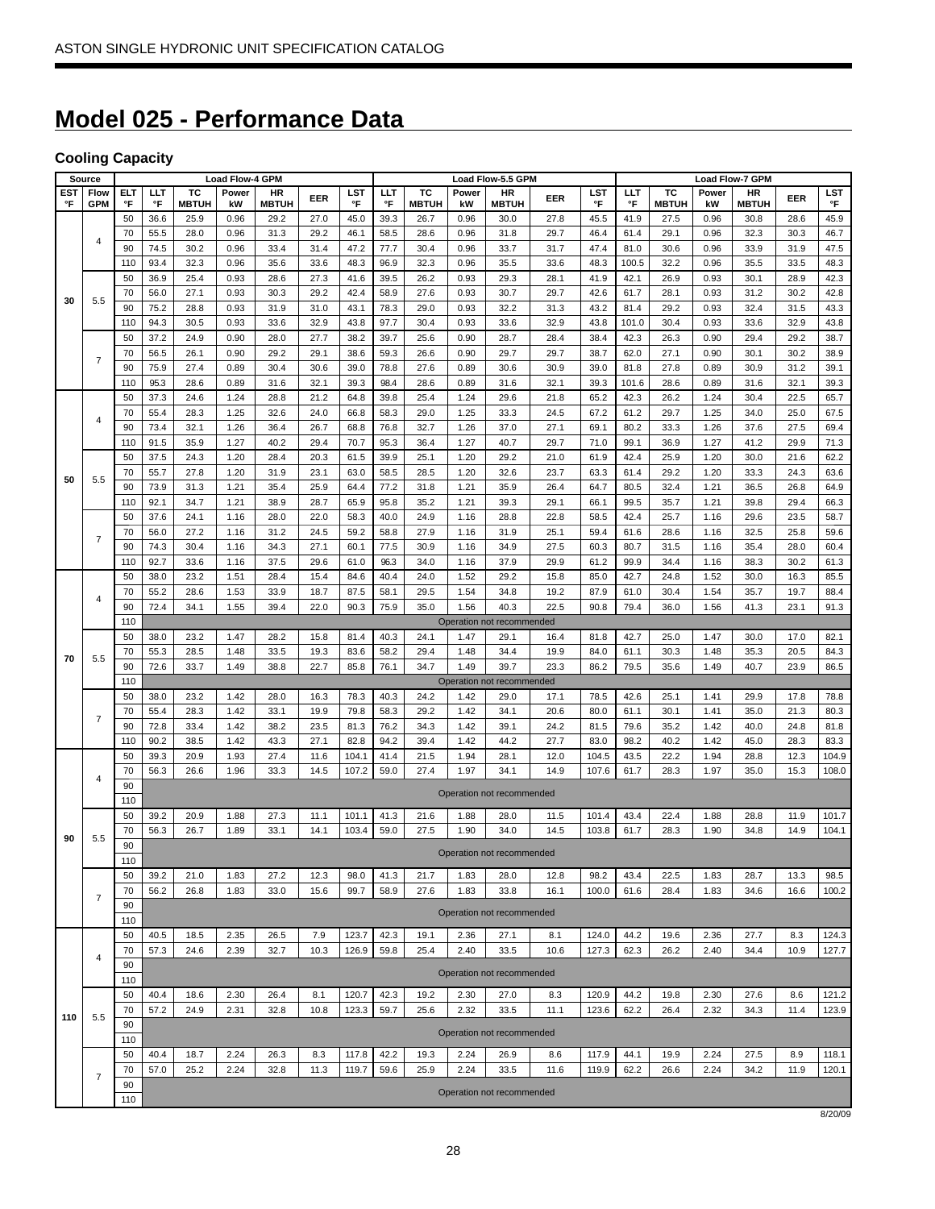# Model 025 - Performance Data

### Cooling Capacity

| Source | | Load Flow-4 GPM | | | | | | | | Load Flow-5.5 GPM | | | | | | Load Flow-7 GPM | | | | | |
|---|---|---|---|---|---|---|---|---|---|---|---|---|---|---|---|---|---|---|---|---|---|
| EST °F | Flow GPM | ELT °F | LLT °F | TC MBTUH | Power kW | HR MBTUH | EER | LST °F | LLT °F | TC MBTUH | Power kW | HR MBTUH | EER | LST °F | LLT °F | TC MBTUH | Power kW | HR MBTUH | EER | LST °F |
| 30 | 4 | 50 | 36.6 | 25.9 | 0.96 | 29.2 | 27.0 | 45.0 | 39.3 | 26.7 | 0.96 | 30.0 | 27.8 | 45.5 | 41.9 | 27.5 | 0.96 | 30.8 | 28.6 | 45.9 |
| | | 70 | 55.5 | 28.0 | 0.96 | 31.3 | 29.2 | 46.1 | 58.5 | 28.6 | 0.96 | 31.8 | 29.7 | 46.4 | 61.4 | 29.1 | 0.96 | 32.3 | 30.3 | 46.7 |
| | | 90 | 74.5 | 30.2 | 0.96 | 33.4 | 31.4 | 47.2 | 77.7 | 30.4 | 0.96 | 33.7 | 31.7 | 47.4 | 81.0 | 30.6 | 0.96 | 33.9 | 31.9 | 47.5 |
| | | 110 | 93.4 | 32.3 | 0.96 | 35.6 | 33.6 | 48.3 | 96.9 | 32.3 | 0.96 | 35.5 | 33.6 | 48.3 | 100.5 | 32.2 | 0.96 | 35.5 | 33.5 | 48.3 |
| | 5.5 | 50 | 36.9 | 25.4 | 0.93 | 28.6 | 27.3 | 41.6 | 39.5 | 26.2 | 0.93 | 29.3 | 28.1 | 41.9 | 42.1 | 26.9 | 0.93 | 30.1 | 28.9 | 42.3 |
| | | 70 | 56.0 | 27.1 | 0.93 | 30.3 | 29.2 | 42.4 | 58.9 | 27.6 | 0.93 | 30.7 | 29.7 | 42.6 | 61.7 | 28.1 | 0.93 | 31.2 | 30.2 | 42.8 |
| | | 90 | 75.2 | 28.8 | 0.93 | 31.9 | 31.0 | 43.1 | 78.3 | 29.0 | 0.93 | 32.2 | 31.3 | 43.2 | 81.4 | 29.2 | 0.93 | 32.4 | 31.5 | 43.3 |
| | | 110 | 94.3 | 30.5 | 0.93 | 33.6 | 32.9 | 43.8 | 97.7 | 30.4 | 0.93 | 33.6 | 32.9 | 43.8 | 101.0 | 30.4 | 0.93 | 33.6 | 32.9 | 43.8 |
| | 7 | 50 | 37.2 | 24.9 | 0.90 | 28.0 | 27.7 | 38.2 | 39.7 | 25.6 | 0.90 | 28.7 | 28.4 | 38.4 | 42.3 | 26.3 | 0.90 | 29.4 | 29.2 | 38.7 |
| | | 70 | 56.5 | 26.1 | 0.90 | 29.2 | 29.1 | 38.6 | 59.3 | 26.6 | 0.90 | 29.7 | 29.7 | 38.7 | 62.0 | 27.1 | 0.90 | 30.1 | 30.2 | 38.9 |
| | | 90 | 75.9 | 27.4 | 0.89 | 30.4 | 30.6 | 39.0 | 78.8 | 27.6 | 0.89 | 30.6 | 30.9 | 39.0 | 81.8 | 27.8 | 0.89 | 30.9 | 31.2 | 39.1 |
| | | 110 | 95.3 | 28.6 | 0.89 | 31.6 | 32.1 | 39.3 | 98.4 | 28.6 | 0.89 | 31.6 | 32.1 | 39.3 | 101.6 | 28.6 | 0.89 | 31.6 | 32.1 | 39.3 |
| 50 | 4 | 50 | 37.3 | 24.6 | 1.24 | 28.8 | 21.2 | 64.8 | 39.8 | 25.4 | 1.24 | 29.6 | 21.8 | 65.2 | 42.3 | 26.2 | 1.24 | 30.4 | 22.5 | 65.7 |
| | | 70 | 55.4 | 28.3 | 1.25 | 32.6 | 24.0 | 66.8 | 58.3 | 29.0 | 1.25 | 33.3 | 24.5 | 67.2 | 61.2 | 29.7 | 1.25 | 34.0 | 25.0 | 67.5 |
| | | 90 | 73.4 | 32.1 | 1.26 | 36.4 | 26.7 | 68.8 | 76.8 | 32.7 | 1.26 | 37.0 | 27.1 | 69.1 | 80.2 | 33.3 | 1.26 | 37.6 | 27.5 | 69.4 |
| | | 110 | 91.5 | 35.9 | 1.27 | 40.2 | 29.4 | 70.7 | 95.3 | 36.4 | 1.27 | 40.7 | 29.7 | 71.0 | 99.1 | 36.9 | 1.27 | 41.2 | 29.9 | 71.3 |
| | 5.5 | 50 | 37.5 | 24.3 | 1.20 | 28.4 | 20.3 | 61.5 | 39.9 | 25.1 | 1.20 | 29.2 | 21.0 | 61.9 | 42.4 | 25.9 | 1.20 | 30.0 | 21.6 | 62.2 |
| | | 70 | 55.7 | 27.8 | 1.20 | 31.9 | 23.1 | 63.0 | 58.5 | 28.5 | 1.20 | 32.6 | 23.7 | 63.3 | 61.4 | 29.2 | 1.20 | 33.3 | 24.3 | 63.6 |
| | | 90 | 73.9 | 31.3 | 1.21 | 35.4 | 25.9 | 64.4 | 77.2 | 31.8 | 1.21 | 35.9 | 26.4 | 64.7 | 80.5 | 32.4 | 1.21 | 36.5 | 26.8 | 64.9 |
| | | 110 | 92.1 | 34.7 | 1.21 | 38.9 | 28.7 | 65.9 | 95.8 | 35.2 | 1.21 | 39.3 | 29.1 | 66.1 | 99.5 | 35.7 | 1.21 | 39.8 | 29.4 | 66.3 |
| | 7 | 50 | 37.6 | 24.1 | 1.16 | 28.0 | 22.0 | 58.3 | 40.0 | 24.9 | 1.16 | 28.8 | 22.8 | 58.5 | 42.4 | 25.7 | 1.16 | 29.6 | 23.5 | 58.7 |
| | | 70 | 56.0 | 27.2 | 1.16 | 31.2 | 24.5 | 59.2 | 58.8 | 27.9 | 1.16 | 31.9 | 25.1 | 59.4 | 61.6 | 28.6 | 1.16 | 32.5 | 25.8 | 59.6 |
| | | 90 | 74.3 | 30.4 | 1.16 | 34.3 | 27.1 | 60.1 | 77.5 | 30.9 | 1.16 | 34.9 | 27.5 | 60.3 | 80.7 | 31.5 | 1.16 | 35.4 | 28.0 | 60.4 |
| | | 110 | 92.7 | 33.6 | 1.16 | 37.5 | 29.6 | 61.0 | 96.3 | 34.0 | 1.16 | 37.9 | 29.9 | 61.2 | 99.9 | 34.4 | 1.16 | 38.3 | 30.2 | 61.3 |
| 70 | 4 | 50 | 38.0 | 23.2 | 1.51 | 28.4 | 15.4 | 84.6 | 40.4 | 24.0 | 1.52 | 29.2 | 15.8 | 85.0 | 42.7 | 24.8 | 1.52 | 30.0 | 16.3 | 85.5 |
| | | 70 | 55.2 | 28.6 | 1.53 | 33.9 | 18.7 | 87.5 | 58.1 | 29.5 | 1.54 | 34.8 | 19.2 | 87.9 | 61.0 | 30.4 | 1.54 | 35.7 | 19.7 | 88.4 |
| | | 90 | 72.4 | 34.1 | 1.55 | 39.4 | 22.0 | 90.3 | 75.9 | 35.0 | 1.56 | 40.3 | 22.5 | 90.8 | 79.4 | 36.0 | 1.56 | 41.3 | 23.1 | 91.3 |
| | | 110 | Operation not recommended | | | | | | | | | | | | | | | | | |
| | 5.5 | 50 | 38.0 | 23.2 | 1.47 | 28.2 | 15.8 | 81.4 | 40.3 | 24.1 | 1.47 | 29.1 | 16.4 | 81.8 | 42.7 | 25.0 | 1.47 | 30.0 | 17.0 | 82.1 |
| | | 70 | 55.3 | 28.5 | 1.48 | 33.5 | 19.3 | 83.6 | 58.2 | 29.4 | 1.48 | 34.4 | 19.9 | 84.0 | 61.1 | 30.3 | 1.48 | 35.3 | 20.5 | 84.3 |
| | | 90 | 72.6 | 33.7 | 1.49 | 38.8 | 22.7 | 85.8 | 76.1 | 34.7 | 1.49 | 39.7 | 23.3 | 86.2 | 79.5 | 35.6 | 1.49 | 40.7 | 23.9 | 86.5 |
| | | 110 | Operation not recommended | | | | | | | | | | | | | | | | | |
| | 7 | 50 | 38.0 | 23.2 | 1.42 | 28.0 | 16.3 | 78.3 | 40.3 | 24.2 | 1.42 | 29.0 | 17.1 | 78.5 | 42.6 | 25.1 | 1.41 | 29.9 | 17.8 | 78.8 |
| | | 70 | 55.4 | 28.3 | 1.42 | 33.1 | 19.9 | 79.8 | 58.3 | 29.2 | 1.42 | 34.1 | 20.6 | 80.0 | 61.1 | 30.1 | 1.41 | 35.0 | 21.3 | 80.3 |
| | | 90 | 72.8 | 33.4 | 1.42 | 38.2 | 23.5 | 81.3 | 76.2 | 34.3 | 1.42 | 39.1 | 24.2 | 81.5 | 79.6 | 35.2 | 1.42 | 40.0 | 24.8 | 81.8 |
| | | 110 | 90.2 | 38.5 | 1.42 | 43.3 | 27.1 | 82.8 | 94.2 | 39.4 | 1.42 | 44.2 | 27.7 | 83.0 | 98.2 | 40.2 | 1.42 | 45.0 | 28.3 | 83.3 |
| 90 | 4 | 50 | 39.3 | 20.9 | 1.93 | 27.4 | 11.6 | 104.1 | 41.4 | 21.5 | 1.94 | 28.1 | 12.0 | 104.5 | 43.5 | 22.2 | 1.94 | 28.8 | 12.3 | 104.9 |
| | | 70 | 56.3 | 26.6 | 1.96 | 33.3 | 14.5 | 107.2 | 59.0 | 27.4 | 1.97 | 34.1 | 14.9 | 107.6 | 61.7 | 28.3 | 1.97 | 35.0 | 15.3 | 108.0 |
| | | 90 | Operation not recommended | | | | | | | | | | | | | | | | | |
| | | 110 | | | | | | | | | | | | | | | | | | |
| | 5.5 | 50 | 39.2 | 20.9 | 1.88 | 27.3 | 11.1 | 101.1 | 41.3 | 21.6 | 1.88 | 28.0 | 11.5 | 101.4 | 43.4 | 22.4 | 1.88 | 28.8 | 11.9 | 101.7 |
| | | 70 | 56.3 | 26.7 | 1.89 | 33.1 | 14.1 | 103.4 | 59.0 | 27.5 | 1.90 | 34.0 | 14.5 | 103.8 | 61.7 | 28.3 | 1.90 | 34.8 | 14.9 | 104.1 |
| | | 90 | Operation not recommended | | | | | | | | | | | | | | | | | |
| | | 110 | | | | | | | | | | | | | | | | | | |
| | 7 | 50 | 39.2 | 21.0 | 1.83 | 27.2 | 12.3 | 98.0 | 41.3 | 21.7 | 1.83 | 28.0 | 12.8 | 98.2 | 43.4 | 22.5 | 1.83 | 28.7 | 13.3 | 98.5 |
| | | 70 | 56.2 | 26.8 | 1.83 | 33.0 | 15.6 | 99.7 | 58.9 | 27.6 | 1.83 | 33.8 | 16.1 | 100.0 | 61.6 | 28.4 | 1.83 | 34.6 | 16.6 | 100.2 |
| | | 90 | Operation not recommended | | | | | | | | | | | | | | | | | |
| | | 110 | | | | | | | | | | | | | | | | | | |
| 110 | 4 | 50 | 40.5 | 18.5 | 2.35 | 26.5 | 7.9 | 123.7 | 42.3 | 19.1 | 2.36 | 27.1 | 8.1 | 124.0 | 44.2 | 19.6 | 2.36 | 27.7 | 8.3 | 124.3 |
| | | 70 | 57.3 | 24.6 | 2.39 | 32.7 | 10.3 | 126.9 | 59.8 | 25.4 | 2.40 | 33.5 | 10.6 | 127.3 | 62.3 | 26.2 | 2.40 | 34.4 | 10.9 | 127.7 |
| | | 90 | Operation not recommended | | | | | | | | | | | | | | | | | |
| | | 110 | | | | | | | | | | | | | | | | | | |
| | 5.5 | 50 | 40.4 | 18.6 | 2.30 | 26.4 | 8.1 | 120.7 | 42.3 | 19.2 | 2.30 | 27.0 | 8.3 | 120.9 | 44.2 | 19.8 | 2.30 | 27.6 | 8.6 | 121.2 |
| | | 70 | 57.2 | 24.9 | 2.31 | 32.8 | 10.8 | 123.3 | 59.7 | 25.6 | 2.32 | 33.5 | 11.1 | 123.6 | 62.2 | 26.4 | 2.32 | 34.3 | 11.4 | 123.9 |
| | | 90 | Operation not recommended | | | | | | | | | | | | | | | | | |
| | | 110 | | | | | | | | | | | | | | | | | | |
| | 7 | 50 | 40.4 | 18.7 | 2.24 | 26.3 | 8.3 | 117.8 | 42.2 | 19.3 | 2.24 | 26.9 | 8.6 | 117.9 | 44.1 | 19.9 | 2.24 | 27.5 | 8.9 | 118.1 |
| | | 70 | 57.0 | 25.2 | 2.24 | 32.8 | 11.3 | 119.7 | 59.6 | 25.9 | 2.24 | 33.5 | 11.6 | 119.9 | 62.2 | 26.6 | 2.24 | 34.2 | 11.9 | 120.1 |
| | | 90 | Operation not recommended | | | | | | | | | | | | | | | | | |
| | | 110 | | | | | | | | | | | | | | | | | | |

8/20/09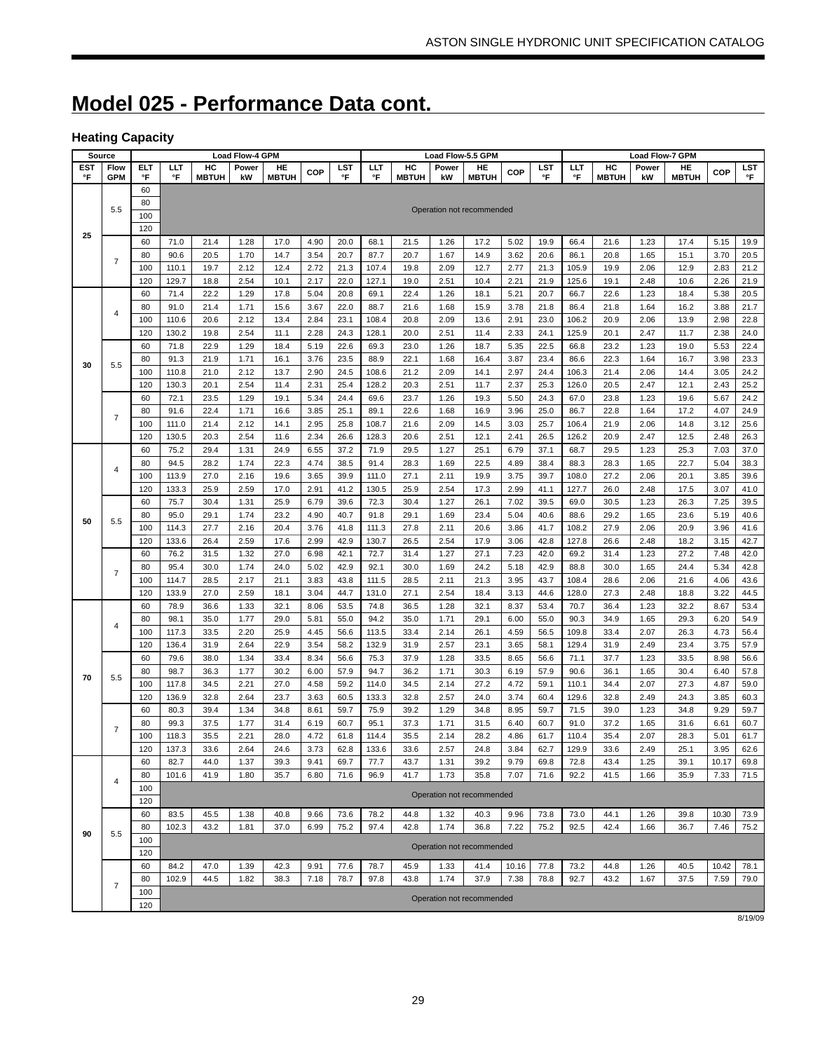# Model 025 - Performance Data cont.

## Heating Capacity

| Source | | | Load Flow-4 GPM | | | | | | | Load Flow-5.5 GPM | | | | | | | Load Flow-7 GPM | | | | | | |
|---|---|---|---|---|---|---|---|---|---|---|---|---|---|---|---|---|---|---|---|---|---|---|---|
| EST °F | Flow GPM | ELT °F | LLT °F | HC MBTUH | Power kW | HE MBTUH | COP | LST °F | LLT °F | HC MBTUH | Power kW | HE MBTUH | COP | LST °F | LLT °F | HC MBTUH | Power kW | HE MBTUH | COP | LST °F |
| 25 | 5.5 | 60 | Operation not recommended | | | | | | | | | | | | | | | | | | |
| | | 80 | | | | | | | | | | | | | | | | | | | |
| | | 100 | | | | | | | | | | | | | | | | | | | |
| | | 120 | | | | | | | | | | | | | | | | | | | |
| | 7 | 60 | 71.0 | 21.4 | 1.28 | 17.0 | 4.90 | 20.0 | 68.1 | 21.5 | 1.26 | 17.2 | 5.02 | 19.9 | 66.4 | 21.6 | 1.23 | 17.4 | 5.15 | 19.9 |
| | | 80 | 90.6 | 20.5 | 1.70 | 14.7 | 3.54 | 20.7 | 87.7 | 20.7 | 1.67 | 14.9 | 3.62 | 20.6 | 86.1 | 20.8 | 1.65 | 15.1 | 3.70 | 20.5 |
| | | 100 | 110.1 | 19.7 | 2.12 | 12.4 | 2.72 | 21.3 | 107.4 | 19.8 | 2.09 | 12.7 | 2.77 | 21.3 | 105.9 | 19.9 | 2.06 | 12.9 | 2.83 | 21.2 |
| | | 120 | 129.7 | 18.8 | 2.54 | 10.1 | 2.17 | 22.0 | 127.1 | 19.0 | 2.51 | 10.4 | 2.21 | 21.9 | 125.6 | 19.1 | 2.48 | 10.6 | 2.26 | 21.9 |
| 30 | 4 | 60 | 71.4 | 22.2 | 1.29 | 17.8 | 5.04 | 20.8 | 69.1 | 22.4 | 1.26 | 18.1 | 5.21 | 20.7 | 66.7 | 22.6 | 1.23 | 18.4 | 5.38 | 20.5 |
| | | 80 | 91.0 | 21.4 | 1.71 | 15.6 | 3.67 | 22.0 | 88.7 | 21.6 | 1.68 | 15.9 | 3.78 | 21.8 | 86.4 | 21.8 | 1.64 | 16.2 | 3.88 | 21.7 |
| | | 100 | 110.6 | 20.6 | 2.12 | 13.4 | 2.84 | 23.1 | 108.4 | 20.8 | 2.09 | 13.6 | 2.91 | 23.0 | 106.2 | 20.9 | 2.06 | 13.9 | 2.98 | 22.8 |
| | | 120 | 130.2 | 19.8 | 2.54 | 11.1 | 2.28 | 24.3 | 128.1 | 20.0 | 2.51 | 11.4 | 2.33 | 24.1 | 125.9 | 20.1 | 2.47 | 11.7 | 2.38 | 24.0 |
| | 5.5 | 60 | 71.8 | 22.9 | 1.29 | 18.4 | 5.19 | 22.6 | 69.3 | 23.0 | 1.26 | 18.7 | 5.35 | 22.5 | 66.8 | 23.2 | 1.23 | 19.0 | 5.53 | 22.4 |
| | | 80 | 91.3 | 21.9 | 1.71 | 16.1 | 3.76 | 23.5 | 88.9 | 22.1 | 1.68 | 16.4 | 3.87 | 23.4 | 86.6 | 22.3 | 1.64 | 16.7 | 3.98 | 23.3 |
| | | 100 | 110.8 | 21.0 | 2.12 | 13.7 | 2.90 | 24.5 | 108.6 | 21.2 | 2.09 | 14.1 | 2.97 | 24.4 | 106.3 | 21.4 | 2.06 | 14.4 | 3.05 | 24.2 |
| | | 120 | 130.3 | 20.1 | 2.54 | 11.4 | 2.31 | 25.4 | 128.2 | 20.3 | 2.51 | 11.7 | 2.37 | 25.3 | 126.0 | 20.5 | 2.47 | 12.1 | 2.43 | 25.2 |
| | 7 | 60 | 72.1 | 23.5 | 1.29 | 19.1 | 5.34 | 24.4 | 69.6 | 23.7 | 1.26 | 19.3 | 5.50 | 24.3 | 67.0 | 23.8 | 1.23 | 19.6 | 5.67 | 24.2 |
| | | 80 | 91.6 | 22.4 | 1.71 | 16.6 | 3.85 | 25.1 | 89.1 | 22.6 | 1.68 | 16.9 | 3.96 | 25.0 | 86.7 | 22.8 | 1.64 | 17.2 | 4.07 | 24.9 |
| | | 100 | 111.0 | 21.4 | 2.12 | 14.1 | 2.95 | 25.8 | 108.7 | 21.6 | 2.09 | 14.5 | 3.03 | 25.7 | 106.4 | 21.9 | 2.06 | 14.8 | 3.12 | 25.6 |
| | | 120 | 130.5 | 20.3 | 2.54 | 11.6 | 2.34 | 26.6 | 128.3 | 20.6 | 2.51 | 12.1 | 2.41 | 26.5 | 126.2 | 20.9 | 2.47 | 12.5 | 2.48 | 26.3 |
| 50 | 4 | 60 | 75.2 | 29.4 | 1.31 | 24.9 | 6.55 | 37.2 | 71.9 | 29.5 | 1.27 | 25.1 | 6.79 | 37.1 | 68.7 | 29.5 | 1.23 | 25.3 | 7.03 | 37.0 |
| | | 80 | 94.5 | 28.2 | 1.74 | 22.3 | 4.74 | 38.5 | 91.4 | 28.3 | 1.69 | 22.5 | 4.89 | 38.4 | 88.3 | 28.3 | 1.65 | 22.7 | 5.04 | 38.3 |
| | | 100 | 113.9 | 27.0 | 2.16 | 19.6 | 3.65 | 39.9 | 111.0 | 27.1 | 2.11 | 19.9 | 3.75 | 39.7 | 108.0 | 27.2 | 2.06 | 20.1 | 3.85 | 39.6 |
| | | 120 | 133.3 | 25.9 | 2.59 | 17.0 | 2.91 | 41.2 | 130.5 | 25.9 | 2.54 | 17.3 | 2.99 | 41.1 | 127.7 | 26.0 | 2.48 | 17.5 | 3.07 | 41.0 |
| | 5.5 | 60 | 75.7 | 30.4 | 1.31 | 25.9 | 6.79 | 39.6 | 72.3 | 30.4 | 1.27 | 26.1 | 7.02 | 39.5 | 69.0 | 30.5 | 1.23 | 26.3 | 7.25 | 39.5 |
| | | 80 | 95.0 | 29.1 | 1.74 | 23.2 | 4.90 | 40.7 | 91.8 | 29.1 | 1.69 | 23.4 | 5.04 | 40.6 | 88.6 | 29.2 | 1.65 | 23.6 | 5.19 | 40.6 |
| | | 100 | 114.3 | 27.7 | 2.16 | 20.4 | 3.76 | 41.8 | 111.3 | 27.8 | 2.11 | 20.6 | 3.86 | 41.7 | 108.2 | 27.9 | 2.06 | 20.9 | 3.96 | 41.6 |
| | | 120 | 133.6 | 26.4 | 2.59 | 17.6 | 2.99 | 42.9 | 130.7 | 26.5 | 2.54 | 17.9 | 3.06 | 42.8 | 127.8 | 26.6 | 2.48 | 18.2 | 3.15 | 42.7 |
| | 7 | 60 | 76.2 | 31.5 | 1.32 | 27.0 | 6.98 | 42.1 | 72.7 | 31.4 | 1.27 | 27.1 | 7.23 | 42.0 | 69.2 | 31.4 | 1.23 | 27.2 | 7.48 | 42.0 |
| | | 80 | 95.4 | 30.0 | 1.74 | 24.0 | 5.02 | 42.9 | 92.1 | 30.0 | 1.69 | 24.2 | 5.18 | 42.9 | 88.8 | 30.0 | 1.65 | 24.4 | 5.34 | 42.8 |
| | | 100 | 114.7 | 28.5 | 2.17 | 21.1 | 3.83 | 43.8 | 111.5 | 28.5 | 2.11 | 21.3 | 3.95 | 43.7 | 108.4 | 28.6 | 2.06 | 21.6 | 4.06 | 43.6 |
| | | 120 | 133.9 | 27.0 | 2.59 | 18.1 | 3.04 | 44.7 | 131.0 | 27.1 | 2.54 | 18.4 | 3.13 | 44.6 | 128.0 | 27.3 | 2.48 | 18.8 | 3.22 | 44.5 |
| 70 | 4 | 60 | 78.9 | 36.6 | 1.33 | 32.1 | 8.06 | 53.5 | 74.8 | 36.5 | 1.28 | 32.1 | 8.37 | 53.4 | 70.7 | 36.4 | 1.23 | 32.2 | 8.67 | 53.4 |
| | | 80 | 98.1 | 35.0 | 1.77 | 29.0 | 5.81 | 55.0 | 94.2 | 35.0 | 1.71 | 29.1 | 6.00 | 55.0 | 90.3 | 34.9 | 1.65 | 29.3 | 6.20 | 54.9 |
| | | 100 | 117.3 | 33.5 | 2.20 | 25.9 | 4.45 | 56.6 | 113.5 | 33.4 | 2.14 | 26.1 | 4.59 | 56.5 | 109.8 | 33.4 | 2.07 | 26.3 | 4.73 | 56.4 |
| | | 120 | 136.4 | 31.9 | 2.64 | 22.9 | 3.54 | 58.2 | 132.9 | 31.9 | 2.57 | 23.1 | 3.65 | 58.1 | 129.4 | 31.9 | 2.49 | 23.4 | 3.75 | 57.9 |
| | 5.5 | 60 | 79.6 | 38.0 | 1.34 | 33.4 | 8.34 | 56.6 | 75.3 | 37.9 | 1.28 | 33.5 | 8.65 | 56.6 | 71.1 | 37.7 | 1.23 | 33.5 | 8.98 | 56.6 |
| | | 80 | 98.7 | 36.3 | 1.77 | 30.2 | 6.00 | 57.9 | 94.7 | 36.2 | 1.71 | 30.3 | 6.19 | 57.9 | 90.6 | 36.1 | 1.65 | 30.4 | 6.40 | 57.8 |
| | | 100 | 117.8 | 34.5 | 2.21 | 27.0 | 4.58 | 59.2 | 114.0 | 34.5 | 2.14 | 27.2 | 4.72 | 59.1 | 110.1 | 34.4 | 2.07 | 27.3 | 4.87 | 59.0 |
| | | 120 | 136.9 | 32.8 | 2.64 | 23.7 | 3.63 | 60.5 | 133.3 | 32.8 | 2.57 | 24.0 | 3.74 | 60.4 | 129.6 | 32.8 | 2.49 | 24.3 | 3.85 | 60.3 |
| | 7 | 60 | 80.3 | 39.4 | 1.34 | 34.8 | 8.61 | 59.7 | 75.9 | 39.2 | 1.29 | 34.8 | 8.95 | 59.7 | 71.5 | 39.0 | 1.23 | 34.8 | 9.29 | 59.7 |
| | | 80 | 99.3 | 37.5 | 1.77 | 31.4 | 6.19 | 60.7 | 95.1 | 37.3 | 1.71 | 31.5 | 6.40 | 60.7 | 91.0 | 37.2 | 1.65 | 31.6 | 6.61 | 60.7 |
| | | 100 | 118.3 | 35.5 | 2.21 | 28.0 | 4.72 | 61.8 | 114.4 | 35.5 | 2.14 | 28.2 | 4.86 | 61.7 | 110.4 | 35.4 | 2.07 | 28.3 | 5.01 | 61.7 |
| | | 120 | 137.3 | 33.6 | 2.64 | 24.6 | 3.73 | 62.8 | 133.6 | 33.6 | 2.57 | 24.8 | 3.84 | 62.7 | 129.9 | 33.6 | 2.49 | 25.1 | 3.95 | 62.6 |
| 90 | 4 | 60 | 82.7 | 44.0 | 1.37 | 39.3 | 9.41 | 69.7 | 77.7 | 43.7 | 1.31 | 39.2 | 9.79 | 69.8 | 72.8 | 43.4 | 1.25 | 39.1 | 10.17 | 69.8 |
| | | 80 | 101.6 | 41.9 | 1.80 | 35.7 | 6.80 | 71.6 | 96.9 | 41.7 | 1.73 | 35.8 | 7.07 | 71.6 | 92.2 | 41.5 | 1.66 | 35.9 | 7.33 | 71.5 |
| | | 100 | Operation not recommended | | | | | | | | | | | | | | | | | | |
| | | 120 | | | | | | | | | | | | | | | | | | | |
| | 5.5 | 60 | 83.5 | 45.5 | 1.38 | 40.8 | 9.66 | 73.6 | 78.2 | 44.8 | 1.32 | 40.3 | 9.96 | 73.8 | 73.0 | 44.1 | 1.26 | 39.8 | 10.30 | 73.9 |
| | | 80 | 102.3 | 43.2 | 1.81 | 37.0 | 6.99 | 75.2 | 97.4 | 42.8 | 1.74 | 36.8 | 7.22 | 75.2 | 92.5 | 42.4 | 1.66 | 36.7 | 7.46 | 75.2 |
| | | 100 | Operation not recommended | | | | | | | | | | | | | | | | | | |
| | | 120 | | | | | | | | | | | | | | | | | | | |
| | 7 | 60 | 84.2 | 47.0 | 1.39 | 42.3 | 9.91 | 77.6 | 78.7 | 45.9 | 1.33 | 41.4 | 10.16 | 77.8 | 73.2 | 44.8 | 1.26 | 40.5 | 10.42 | 78.1 |
| | | 80 | 102.9 | 44.5 | 1.82 | 38.3 | 7.18 | 78.7 | 97.8 | 43.8 | 1.74 | 37.9 | 7.38 | 78.8 | 92.7 | 43.2 | 1.67 | 37.5 | 7.59 | 79.0 |
| | | 100 | Operation not recommended | | | | | | | | | | | | | | | | | | |
| | | 120 | | | | | | | | | | | | | | | | | | | |

8/19/09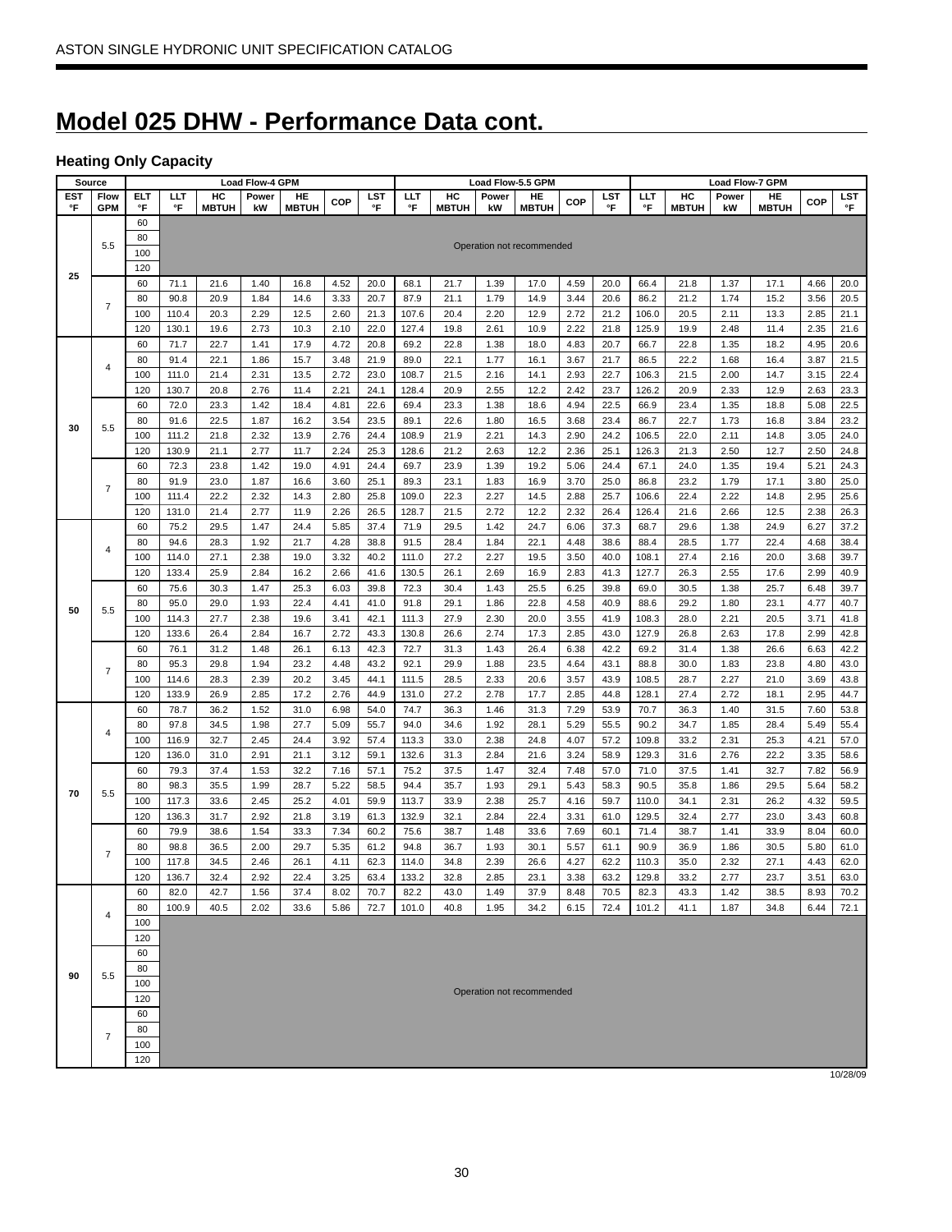# Model 025 DHW - Performance Data cont.

### Heating Only Capacity

| Source | | | Load Flow-4 GPM | | | | | | Load Flow-5.5 GPM | | | | | | Load Flow-7 GPM | | | | | |
|---|---|---|---|---|---|---|---|---|---|---|---|---|---|---|---|---|---|---|---|---|
| EST °F | Flow GPM | ELT °F | LLT °F | HC MBTUH | Power kW | HE MBTUH | COP | LST °F | LLT °F | HC MBTUH | Power kW | HE MBTUH | COP | LST °F | LLT °F | HC MBTUH | Power kW | HE MBTUH | COP | LST °F |
| 25 | 5.5 | 60 | Operation not recommended | | | | | | | | | | | | | | | | | |
| | | 80 | | | | | | | | | | | | | | | | | | |
| | | 100 | | | | | | | | | | | | | | | | | | |
| | | 120 | | | | | | | | | | | | | | | | | | |
| | 7 | 60 | 71.1 | 21.6 | 1.40 | 16.8 | 4.52 | 20.0 | 68.1 | 21.7 | 1.39 | 17.0 | 4.59 | 20.0 | 66.4 | 21.8 | 1.37 | 17.1 | 4.66 | 20.0 |
| | | 80 | 90.8 | 20.9 | 1.84 | 14.6 | 3.33 | 20.7 | 87.9 | 21.1 | 1.79 | 14.9 | 3.44 | 20.6 | 86.2 | 21.2 | 1.74 | 15.2 | 3.56 | 20.5 |
| | | 100 | 110.4 | 20.3 | 2.29 | 12.5 | 2.60 | 21.3 | 107.6 | 20.4 | 2.20 | 12.9 | 2.72 | 21.2 | 106.0 | 20.5 | 2.11 | 13.3 | 2.85 | 21.1 |
| | | 120 | 130.1 | 19.6 | 2.73 | 10.3 | 2.10 | 22.0 | 127.4 | 19.8 | 2.61 | 10.9 | 2.22 | 21.8 | 125.9 | 19.9 | 2.48 | 11.4 | 2.35 | 21.6 |
| 30 | 4 | 60 | 71.7 | 22.7 | 1.41 | 17.9 | 4.72 | 20.8 | 69.2 | 22.8 | 1.38 | 18.0 | 4.83 | 20.7 | 66.7 | 22.8 | 1.35 | 18.2 | 4.95 | 20.6 |
| | | 80 | 91.4 | 22.1 | 1.86 | 15.7 | 3.48 | 21.9 | 89.0 | 22.1 | 1.77 | 16.1 | 3.67 | 21.7 | 86.5 | 22.2 | 1.68 | 16.4 | 3.87 | 21.5 |
| | | 100 | 111.0 | 21.4 | 2.31 | 13.5 | 2.72 | 23.0 | 108.7 | 21.5 | 2.16 | 14.1 | 2.93 | 22.7 | 106.3 | 21.5 | 2.00 | 14.7 | 3.15 | 22.4 |
| | | 120 | 130.7 | 20.8 | 2.76 | 11.4 | 2.21 | 24.1 | 128.4 | 20.9 | 2.55 | 12.2 | 2.42 | 23.7 | 126.2 | 20.9 | 2.33 | 12.9 | 2.63 | 23.3 |
| | 5.5 | 60 | 72.0 | 23.3 | 1.42 | 18.4 | 4.81 | 22.6 | 69.4 | 23.3 | 1.38 | 18.6 | 4.94 | 22.5 | 66.9 | 23.4 | 1.35 | 18.8 | 5.08 | 22.5 |
| | | 80 | 91.6 | 22.5 | 1.87 | 16.2 | 3.54 | 23.5 | 89.1 | 22.6 | 1.80 | 16.5 | 3.68 | 23.4 | 86.7 | 22.7 | 1.73 | 16.8 | 3.84 | 23.2 |
| | | 100 | 111.2 | 21.8 | 2.32 | 13.9 | 2.76 | 24.4 | 108.9 | 21.9 | 2.21 | 14.3 | 2.90 | 24.2 | 106.5 | 22.0 | 2.11 | 14.8 | 3.05 | 24.0 |
| | | 120 | 130.9 | 21.1 | 2.77 | 11.7 | 2.24 | 25.3 | 128.6 | 21.2 | 2.63 | 12.2 | 2.36 | 25.1 | 126.3 | 21.3 | 2.50 | 12.7 | 2.50 | 24.8 |
| | 7 | 60 | 72.3 | 23.8 | 1.42 | 19.0 | 4.91 | 24.4 | 69.7 | 23.9 | 1.39 | 19.2 | 5.06 | 24.4 | 67.1 | 24.0 | 1.35 | 19.4 | 5.21 | 24.3 |
| | | 80 | 91.9 | 23.0 | 1.87 | 16.6 | 3.60 | 25.1 | 89.3 | 23.1 | 1.83 | 16.9 | 3.70 | 25.0 | 86.8 | 23.2 | 1.79 | 17.1 | 3.80 | 25.0 |
| | | 100 | 111.4 | 22.2 | 2.32 | 14.3 | 2.80 | 25.8 | 109.0 | 22.3 | 2.27 | 14.5 | 2.88 | 25.7 | 106.6 | 22.4 | 2.22 | 14.8 | 2.95 | 25.6 |
| | | 120 | 131.0 | 21.4 | 2.77 | 11.9 | 2.26 | 26.5 | 128.7 | 21.5 | 2.72 | 12.2 | 2.32 | 26.4 | 126.4 | 21.6 | 2.66 | 12.5 | 2.38 | 26.3 |
| 50 | 4 | 60 | 75.2 | 29.5 | 1.47 | 24.4 | 5.85 | 37.4 | 71.9 | 29.5 | 1.42 | 24.7 | 6.06 | 37.3 | 68.7 | 29.6 | 1.38 | 24.9 | 6.27 | 37.2 |
| | | 80 | 94.6 | 28.3 | 1.92 | 21.7 | 4.28 | 38.8 | 91.5 | 28.4 | 1.84 | 22.1 | 4.48 | 38.6 | 88.4 | 28.5 | 1.77 | 22.4 | 4.68 | 38.4 |
| | | 100 | 114.0 | 27.1 | 2.38 | 19.0 | 3.32 | 40.2 | 111.0 | 27.2 | 2.27 | 19.5 | 3.50 | 40.0 | 108.1 | 27.4 | 2.16 | 20.0 | 3.68 | 39.7 |
| | | 120 | 133.4 | 25.9 | 2.84 | 16.2 | 2.66 | 41.6 | 130.5 | 26.1 | 2.69 | 16.9 | 2.83 | 41.3 | 127.7 | 26.3 | 2.55 | 17.6 | 2.99 | 40.9 |
| | 5.5 | 60 | 75.6 | 30.3 | 1.47 | 25.3 | 6.03 | 39.8 | 72.3 | 30.4 | 1.43 | 25.5 | 6.25 | 39.8 | 69.0 | 30.5 | 1.38 | 25.7 | 6.48 | 39.7 |
| | | 80 | 95.0 | 29.0 | 1.93 | 22.4 | 4.41 | 41.0 | 91.8 | 29.1 | 1.86 | 22.8 | 4.58 | 40.9 | 88.6 | 29.2 | 1.80 | 23.1 | 4.77 | 40.7 |
| | | 100 | 114.3 | 27.7 | 2.38 | 19.6 | 3.41 | 42.1 | 111.3 | 27.9 | 2.30 | 20.0 | 3.55 | 41.9 | 108.3 | 28.0 | 2.21 | 20.5 | 3.71 | 41.8 |
| | | 120 | 133.6 | 26.4 | 2.84 | 16.7 | 2.72 | 43.3 | 130.8 | 26.6 | 2.74 | 17.3 | 2.85 | 43.0 | 127.9 | 26.8 | 2.63 | 17.8 | 2.99 | 42.8 |
| | 7 | 60 | 76.1 | 31.2 | 1.48 | 26.1 | 6.13 | 42.3 | 72.7 | 31.3 | 1.43 | 26.4 | 6.38 | 42.2 | 69.2 | 31.4 | 1.38 | 26.6 | 6.63 | 42.2 |
| | | 80 | 95.3 | 29.8 | 1.94 | 23.2 | 4.48 | 43.2 | 92.1 | 29.9 | 1.88 | 23.5 | 4.64 | 43.1 | 88.8 | 30.0 | 1.83 | 23.8 | 4.80 | 43.0 |
| | | 100 | 114.6 | 28.3 | 2.39 | 20.2 | 3.45 | 44.1 | 111.5 | 28.5 | 2.33 | 20.6 | 3.57 | 43.9 | 108.5 | 28.7 | 2.27 | 21.0 | 3.69 | 43.8 |
| | | 120 | 133.9 | 26.9 | 2.85 | 17.2 | 2.76 | 44.9 | 131.0 | 27.2 | 2.78 | 17.7 | 2.85 | 44.8 | 128.1 | 27.4 | 2.72 | 18.1 | 2.95 | 44.7 |
| 70 | 4 | 60 | 78.7 | 36.2 | 1.52 | 31.0 | 6.98 | 54.0 | 74.7 | 36.3 | 1.46 | 31.3 | 7.29 | 53.9 | 70.7 | 36.3 | 1.40 | 31.5 | 7.60 | 53.8 |
| | | 80 | 97.8 | 34.5 | 1.98 | 27.7 | 5.09 | 55.7 | 94.0 | 34.6 | 1.92 | 28.1 | 5.29 | 55.5 | 90.2 | 34.7 | 1.85 | 28.4 | 5.49 | 55.4 |
| | | 100 | 116.9 | 32.7 | 2.45 | 24.4 | 3.92 | 57.4 | 113.3 | 33.0 | 2.38 | 24.8 | 4.07 | 57.2 | 109.8 | 33.2 | 2.31 | 25.3 | 4.21 | 57.0 |
| | | 120 | 136.0 | 31.0 | 2.91 | 21.1 | 3.12 | 59.1 | 132.6 | 31.3 | 2.84 | 21.6 | 3.24 | 58.9 | 129.3 | 31.6 | 2.76 | 22.2 | 3.35 | 58.6 |
| | 5.5 | 60 | 79.3 | 37.4 | 1.53 | 32.2 | 7.16 | 57.1 | 75.2 | 37.5 | 1.47 | 32.4 | 7.48 | 57.0 | 71.0 | 37.5 | 1.41 | 32.7 | 7.82 | 56.9 |
| | | 80 | 98.3 | 35.5 | 1.99 | 28.7 | 5.22 | 58.5 | 94.4 | 35.7 | 1.93 | 29.1 | 5.43 | 58.3 | 90.5 | 35.8 | 1.86 | 29.5 | 5.64 | 58.2 |
| | | 100 | 117.3 | 33.6 | 2.45 | 25.2 | 4.01 | 59.9 | 113.7 | 33.9 | 2.38 | 25.7 | 4.16 | 59.7 | 110.0 | 34.1 | 2.31 | 26.2 | 4.32 | 59.5 |
| | | 120 | 136.3 | 31.7 | 2.92 | 21.8 | 3.19 | 61.3 | 132.9 | 32.1 | 2.84 | 22.4 | 3.31 | 61.0 | 129.5 | 32.4 | 2.77 | 23.0 | 3.43 | 60.8 |
| | 7 | 60 | 79.9 | 38.6 | 1.54 | 33.3 | 7.34 | 60.2 | 75.6 | 38.7 | 1.48 | 33.6 | 7.69 | 60.1 | 71.4 | 38.7 | 1.41 | 33.9 | 8.04 | 60.0 |
| | | 80 | 98.8 | 36.5 | 2.00 | 29.7 | 5.35 | 61.2 | 94.8 | 36.7 | 1.93 | 30.1 | 5.57 | 61.1 | 90.9 | 36.9 | 1.86 | 30.5 | 5.80 | 61.0 |
| | | 100 | 117.8 | 34.5 | 2.46 | 26.1 | 4.11 | 62.3 | 114.0 | 34.8 | 2.39 | 26.6 | 4.27 | 62.2 | 110.3 | 35.0 | 2.32 | 27.1 | 4.43 | 62.0 |
| | | 120 | 136.7 | 32.4 | 2.92 | 22.4 | 3.25 | 63.4 | 133.2 | 32.8 | 2.85 | 23.1 | 3.38 | 63.2 | 129.8 | 33.2 | 2.77 | 23.7 | 3.51 | 63.0 |
| 90 | 4 | 60 | 82.0 | 42.7 | 1.56 | 37.4 | 8.02 | 70.7 | 82.2 | 43.0 | 1.49 | 37.9 | 8.48 | 70.5 | 82.3 | 43.3 | 1.42 | 38.5 | 8.93 | 70.2 |
| | | 80 | 100.9 | 40.5 | 2.02 | 33.6 | 5.86 | 72.7 | 101.0 | 40.8 | 1.95 | 34.2 | 6.15 | 72.4 | 101.2 | 41.1 | 1.87 | 34.8 | 6.44 | 72.1 |
| | | 100 | Operation not recommended | | | | | | | | | | | | | | | | | |
| | | 120 | | | | | | | | | | | | | | | | | | |
| | 5.5 | 60 | | | | | | | | | | | | | | | | | | |
| | | 80 | | | | | | | | | | | | | | | | | | |
| | | 100 | | | | | | | | | | | | | | | | | | |
| | | 120 | | | | | | | | | | | | | | | | | | |
| | 7 | 60 | | | | | | | | | | | | | | | | | | |
| | | 80 | | | | | | | | | | | | | | | | | | |
| | | 100 | | | | | | | | | | | | | | | | | | |
| | | 120 | | | | | | | | | | | | | | | | | | |

10/28/09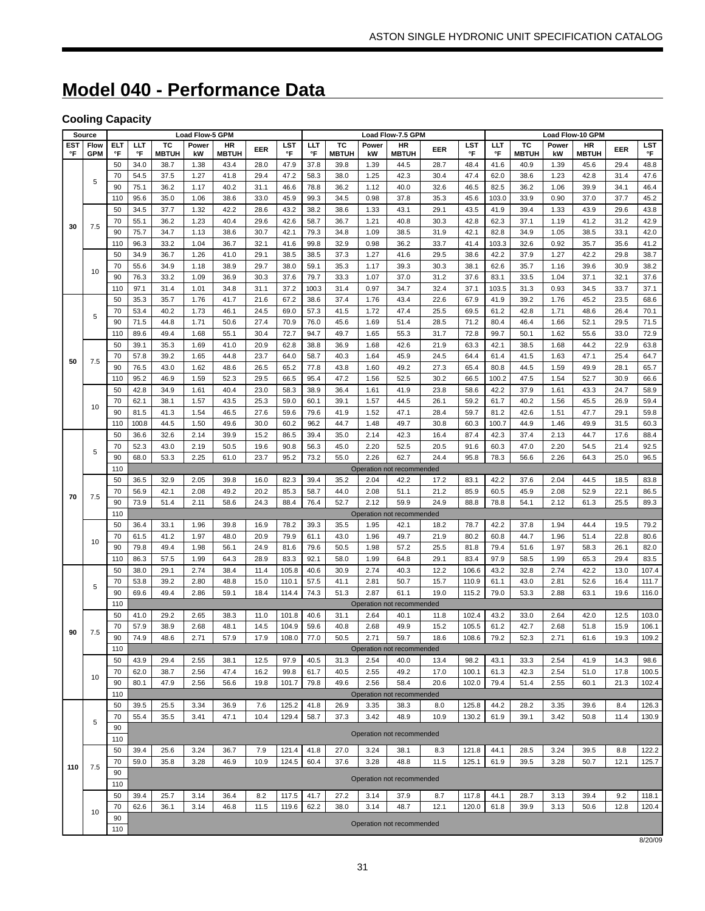# Model 040 - Performance Data

### Cooling Capacity

| Source | | | Load Flow-5 GPM | | | | | | | Load Flow-7.5 GPM | | | | | | | Load Flow-10 GPM | | | | | | |
|---|---|---|---|---|---|---|---|---|---|---|---|---|---|---|---|---|---|---|---|---|---|---|---|
| EST °F | Flow GPM | ELT °F | LLT °F | TC MBTUH | Power kW | HR MBTUH | EER | LST °F | LLT °F | TC MBTUH | Power kW | HR MBTUH | EER | LST °F | LLT °F | TC MBTUH | Power kW | HR MBTUH | EER | LST °F |
| 30 | 5 | 50 | 34.0 | 38.7 | 1.38 | 43.4 | 28.0 | 47.9 | 37.8 | 39.8 | 1.39 | 44.5 | 28.7 | 48.4 | 41.6 | 40.9 | 1.39 | 45.6 | 29.4 | 48.8 |
| | | 70 | 54.5 | 37.5 | 1.27 | 41.8 | 29.4 | 47.2 | 58.3 | 38.0 | 1.25 | 42.3 | 30.4 | 47.4 | 62.0 | 38.6 | 1.23 | 42.8 | 31.4 | 47.6 |
| | | 90 | 75.1 | 36.2 | 1.17 | 40.2 | 31.1 | 46.6 | 78.8 | 36.2 | 1.12 | 40.0 | 32.6 | 46.5 | 82.5 | 36.2 | 1.06 | 39.9 | 34.1 | 46.4 |
| | | 110 | 95.6 | 35.0 | 1.06 | 38.6 | 33.0 | 45.9 | 99.3 | 34.5 | 0.98 | 37.8 | 35.3 | 45.6 | 103.0 | 33.9 | 0.90 | 37.0 | 37.7 | 45.2 |
| | 7.5 | 50 | 34.5 | 37.7 | 1.32 | 42.2 | 28.6 | 43.2 | 38.2 | 38.6 | 1.33 | 43.1 | 29.1 | 43.5 | 41.9 | 39.4 | 1.33 | 43.9 | 29.6 | 43.8 |
| | | 70 | 55.1 | 36.2 | 1.23 | 40.4 | 29.6 | 42.6 | 58.7 | 36.7 | 1.21 | 40.8 | 30.3 | 42.8 | 62.3 | 37.1 | 1.19 | 41.2 | 31.2 | 42.9 |
| | | 90 | 75.7 | 34.7 | 1.13 | 38.6 | 30.7 | 42.1 | 79.3 | 34.8 | 1.09 | 38.5 | 31.9 | 42.1 | 82.8 | 34.9 | 1.05 | 38.5 | 33.1 | 42.0 |
| | | 110 | 96.3 | 33.2 | 1.04 | 36.7 | 32.1 | 41.6 | 99.8 | 32.9 | 0.98 | 36.2 | 33.7 | 41.4 | 103.3 | 32.6 | 0.92 | 35.7 | 35.6 | 41.2 |
| | 10 | 50 | 34.9 | 36.7 | 1.26 | 41.0 | 29.1 | 38.5 | 38.5 | 37.3 | 1.27 | 41.6 | 29.5 | 38.6 | 42.2 | 37.9 | 1.27 | 42.2 | 29.8 | 38.7 |
| | | 70 | 55.6 | 34.9 | 1.18 | 38.9 | 29.7 | 38.0 | 59.1 | 35.3 | 1.17 | 39.3 | 30.3 | 38.1 | 62.6 | 35.7 | 1.16 | 39.6 | 30.9 | 38.2 |
| | | 90 | 76.3 | 33.2 | 1.09 | 36.9 | 30.3 | 37.6 | 79.7 | 33.3 | 1.07 | 37.0 | 31.2 | 37.6 | 83.1 | 33.5 | 1.04 | 37.1 | 32.1 | 37.6 |
| | | 110 | 97.1 | 31.4 | 1.01 | 34.8 | 31.1 | 37.2 | 100.3 | 31.4 | 0.97 | 34.7 | 32.4 | 37.1 | 103.5 | 31.3 | 0.93 | 34.5 | 33.7 | 37.1 |
| 50 | 5 | 50 | 35.3 | 35.7 | 1.76 | 41.7 | 21.6 | 67.2 | 38.6 | 37.4 | 1.76 | 43.4 | 22.6 | 67.9 | 41.9 | 39.2 | 1.76 | 45.2 | 23.5 | 68.6 |
| | | 70 | 53.4 | 40.2 | 1.73 | 46.1 | 24.5 | 69.0 | 57.3 | 41.5 | 1.72 | 47.4 | 25.5 | 69.5 | 61.2 | 42.8 | 1.71 | 48.6 | 26.4 | 70.1 |
| | | 90 | 71.5 | 44.8 | 1.71 | 50.6 | 27.4 | 70.9 | 76.0 | 45.6 | 1.69 | 51.4 | 28.5 | 71.2 | 80.4 | 46.4 | 1.66 | 52.1 | 29.5 | 71.5 |
| | | 110 | 89.6 | 49.4 | 1.68 | 55.1 | 30.4 | 72.7 | 94.7 | 49.7 | 1.65 | 55.3 | 31.7 | 72.8 | 99.7 | 50.1 | 1.62 | 55.6 | 33.0 | 72.9 |
| | 7.5 | 50 | 39.1 | 35.3 | 1.69 | 41.0 | 20.9 | 62.8 | 38.8 | 36.9 | 1.68 | 42.6 | 21.9 | 63.3 | 42.1 | 38.5 | 1.68 | 44.2 | 22.9 | 63.8 |
| | | 70 | 57.8 | 39.2 | 1.65 | 44.8 | 23.7 | 64.0 | 58.7 | 40.3 | 1.64 | 45.9 | 24.5 | 64.4 | 61.4 | 41.5 | 1.63 | 47.1 | 25.4 | 64.7 |
| | | 90 | 76.5 | 43.0 | 1.62 | 48.6 | 26.5 | 65.2 | 77.8 | 43.8 | 1.60 | 49.2 | 27.3 | 65.4 | 80.8 | 44.5 | 1.59 | 49.9 | 28.1 | 65.7 |
| | | 110 | 95.2 | 46.9 | 1.59 | 52.3 | 29.5 | 66.5 | 95.4 | 47.2 | 1.56 | 52.5 | 30.2 | 66.5 | 100.2 | 47.5 | 1.54 | 52.7 | 30.9 | 66.6 |
| | 10 | 50 | 42.8 | 34.9 | 1.61 | 40.4 | 23.0 | 58.3 | 38.9 | 36.4 | 1.61 | 41.9 | 23.8 | 58.6 | 42.2 | 37.9 | 1.61 | 43.3 | 24.7 | 58.9 |
| | | 70 | 62.1 | 38.1 | 1.57 | 43.5 | 25.3 | 59.0 | 60.1 | 39.1 | 1.57 | 44.5 | 26.1 | 59.2 | 61.7 | 40.2 | 1.56 | 45.5 | 26.9 | 59.4 |
| | | 90 | 81.5 | 41.3 | 1.54 | 46.5 | 27.6 | 59.6 | 79.6 | 41.9 | 1.52 | 47.1 | 28.4 | 59.7 | 81.2 | 42.6 | 1.51 | 47.7 | 29.1 | 59.8 |
| | | 110 | 100.8 | 44.5 | 1.50 | 49.6 | 30.0 | 60.2 | 96.2 | 44.7 | 1.48 | 49.7 | 30.8 | 60.3 | 100.7 | 44.9 | 1.46 | 49.9 | 31.5 | 60.3 |
| 70 | 5 | 50 | 36.6 | 32.6 | 2.14 | 39.9 | 15.2 | 86.5 | 39.4 | 35.0 | 2.14 | 42.3 | 16.4 | 87.4 | 42.3 | 37.4 | 2.13 | 44.7 | 17.6 | 88.4 |
| | | 70 | 52.3 | 43.0 | 2.19 | 50.5 | 19.6 | 90.8 | 56.3 | 45.0 | 2.20 | 52.5 | 20.5 | 91.6 | 60.3 | 47.0 | 2.20 | 54.5 | 21.4 | 92.5 |
| | | 90 | 68.0 | 53.3 | 2.25 | 61.0 | 23.7 | 95.2 | 73.2 | 55.0 | 2.26 | 62.7 | 24.4 | 95.8 | 78.3 | 56.6 | 2.26 | 64.3 | 25.0 | 96.5 |
| | | 110 | Operation not recommended | | | | | | | | | | | | | | | | | |
| | 7.5 | 50 | 36.5 | 32.9 | 2.05 | 39.8 | 16.0 | 82.3 | 39.4 | 35.2 | 2.04 | 42.2 | 17.2 | 83.1 | 42.2 | 37.6 | 2.04 | 44.5 | 18.5 | 83.8 |
| | | 70 | 56.9 | 42.1 | 2.08 | 49.2 | 20.2 | 85.3 | 58.7 | 44.0 | 2.08 | 51.1 | 21.2 | 85.9 | 60.5 | 45.9 | 2.08 | 52.9 | 22.1 | 86.5 |
| | | 90 | 73.9 | 51.4 | 2.11 | 58.6 | 24.3 | 88.4 | 76.4 | 52.7 | 2.12 | 59.9 | 24.9 | 88.8 | 78.8 | 54.1 | 2.12 | 61.3 | 25.5 | 89.3 |
| | | 110 | Operation not recommended | | | | | | | | | | | | | | | | | |
| | 10 | 50 | 36.4 | 33.1 | 1.96 | 39.8 | 16.9 | 78.2 | 39.3 | 35.5 | 1.95 | 42.1 | 18.2 | 78.7 | 42.2 | 37.8 | 1.94 | 44.4 | 19.5 | 79.2 |
| | | 70 | 61.5 | 41.2 | 1.97 | 48.0 | 20.9 | 79.9 | 61.1 | 43.0 | 1.96 | 49.7 | 21.9 | 80.2 | 60.8 | 44.7 | 1.96 | 51.4 | 22.8 | 80.6 |
| | | 90 | 79.8 | 49.4 | 1.98 | 56.1 | 24.9 | 81.6 | 79.6 | 50.5 | 1.98 | 57.2 | 25.5 | 81.8 | 79.4 | 51.6 | 1.97 | 58.3 | 26.1 | 82.0 |
| | | 110 | 86.3 | 57.5 | 1.99 | 64.3 | 28.9 | 83.3 | 92.1 | 58.0 | 1.99 | 64.8 | 29.1 | 83.4 | 97.9 | 58.5 | 1.99 | 65.3 | 29.4 | 83.5 |
| 90 | 5 | 50 | 38.0 | 29.1 | 2.74 | 38.4 | 11.4 | 105.8 | 40.6 | 30.9 | 2.74 | 40.3 | 12.2 | 106.6 | 43.2 | 32.8 | 2.74 | 42.2 | 13.0 | 107.4 |
| | | 70 | 53.8 | 39.2 | 2.80 | 48.8 | 15.0 | 110.1 | 57.5 | 41.1 | 2.81 | 50.7 | 15.7 | 110.9 | 61.1 | 43.0 | 2.81 | 52.6 | 16.4 | 111.7 |
| | | 90 | 69.6 | 49.4 | 2.86 | 59.1 | 18.4 | 114.4 | 74.3 | 51.3 | 2.87 | 61.1 | 19.0 | 115.2 | 79.0 | 53.3 | 2.88 | 63.1 | 19.6 | 116.0 |
| | | 110 | Operation not recommended | | | | | | | | | | | | | | | | | |
| | 7.5 | 50 | 41.0 | 29.2 | 2.65 | 38.3 | 11.0 | 101.8 | 40.6 | 31.1 | 2.64 | 40.1 | 11.8 | 102.4 | 43.2 | 33.0 | 2.64 | 42.0 | 12.5 | 103.0 |
| | | 70 | 57.9 | 38.9 | 2.68 | 48.1 | 14.5 | 104.9 | 59.6 | 40.8 | 2.68 | 49.9 | 15.2 | 105.5 | 61.2 | 42.7 | 2.68 | 51.8 | 15.9 | 106.1 |
| | | 90 | 74.9 | 48.6 | 2.71 | 57.9 | 17.9 | 108.0 | 77.0 | 50.5 | 2.71 | 59.7 | 18.6 | 108.6 | 79.2 | 52.3 | 2.71 | 61.6 | 19.3 | 109.2 |
| | | 110 | Operation not recommended | | | | | | | | | | | | | | | | | |
| | 10 | 50 | 43.9 | 29.4 | 2.55 | 38.1 | 12.5 | 97.9 | 40.5 | 31.3 | 2.54 | 40.0 | 13.4 | 98.2 | 43.1 | 33.3 | 2.54 | 41.9 | 14.3 | 98.6 |
| | | 70 | 62.0 | 38.7 | 2.56 | 47.4 | 16.2 | 99.8 | 61.7 | 40.5 | 2.55 | 49.2 | 17.0 | 100.1 | 61.3 | 42.3 | 2.54 | 51.0 | 17.8 | 100.5 |
| | | 90 | 80.1 | 47.9 | 2.56 | 56.6 | 19.8 | 101.7 | 79.8 | 49.6 | 2.56 | 58.4 | 20.6 | 102.0 | 79.4 | 51.4 | 2.55 | 60.1 | 21.3 | 102.4 |
| | | 110 | Operation not recommended | | | | | | | | | | | | | | | | | |
| 110 | 5 | 50 | 39.5 | 25.5 | 3.34 | 36.9 | 7.6 | 125.2 | 41.8 | 26.9 | 3.35 | 38.3 | 8.0 | 125.8 | 44.2 | 28.2 | 3.35 | 39.6 | 8.4 | 126.3 |
| | | 70 | 55.4 | 35.5 | 3.41 | 47.1 | 10.4 | 129.4 | 58.7 | 37.3 | 3.42 | 48.9 | 10.9 | 130.2 | 61.9 | 39.1 | 3.42 | 50.8 | 11.4 | 130.9 |
| | | 90 | Operation not recommended | | | | | | | | | | | | | | | | | |
| | | 110 | Operation not recommended | | | | | | | | | | | | | | | | | |
| | 7.5 | 50 | 39.4 | 25.6 | 3.24 | 36.7 | 7.9 | 121.4 | 41.8 | 27.0 | 3.24 | 38.1 | 8.3 | 121.8 | 44.1 | 28.5 | 3.24 | 39.5 | 8.8 | 122.2 |
| | | 70 | 59.0 | 35.8 | 3.28 | 46.9 | 10.9 | 124.5 | 60.4 | 37.6 | 3.28 | 48.8 | 11.5 | 125.1 | 61.9 | 39.5 | 3.28 | 50.7 | 12.1 | 125.7 |
| | | 90 | Operation not recommended | | | | | | | | | | | | | | | | | |
| | | 110 | Operation not recommended | | | | | | | | | | | | | | | | | |
| | 10 | 50 | 39.4 | 25.7 | 3.14 | 36.4 | 8.2 | 117.5 | 41.7 | 27.2 | 3.14 | 37.9 | 8.7 | 117.8 | 44.1 | 28.7 | 3.13 | 39.4 | 9.2 | 118.1 |
| | | 70 | 62.6 | 36.1 | 3.14 | 46.8 | 11.5 | 119.6 | 62.2 | 38.0 | 3.14 | 48.7 | 12.1 | 120.0 | 61.8 | 39.9 | 3.13 | 50.6 | 12.8 | 120.4 |
| | | 90 | Operation not recommended | | | | | | | | | | | | | | | | | |
| | | 110 | Operation not recommended | | | | | | | | | | | | | | | | | |

8/20/09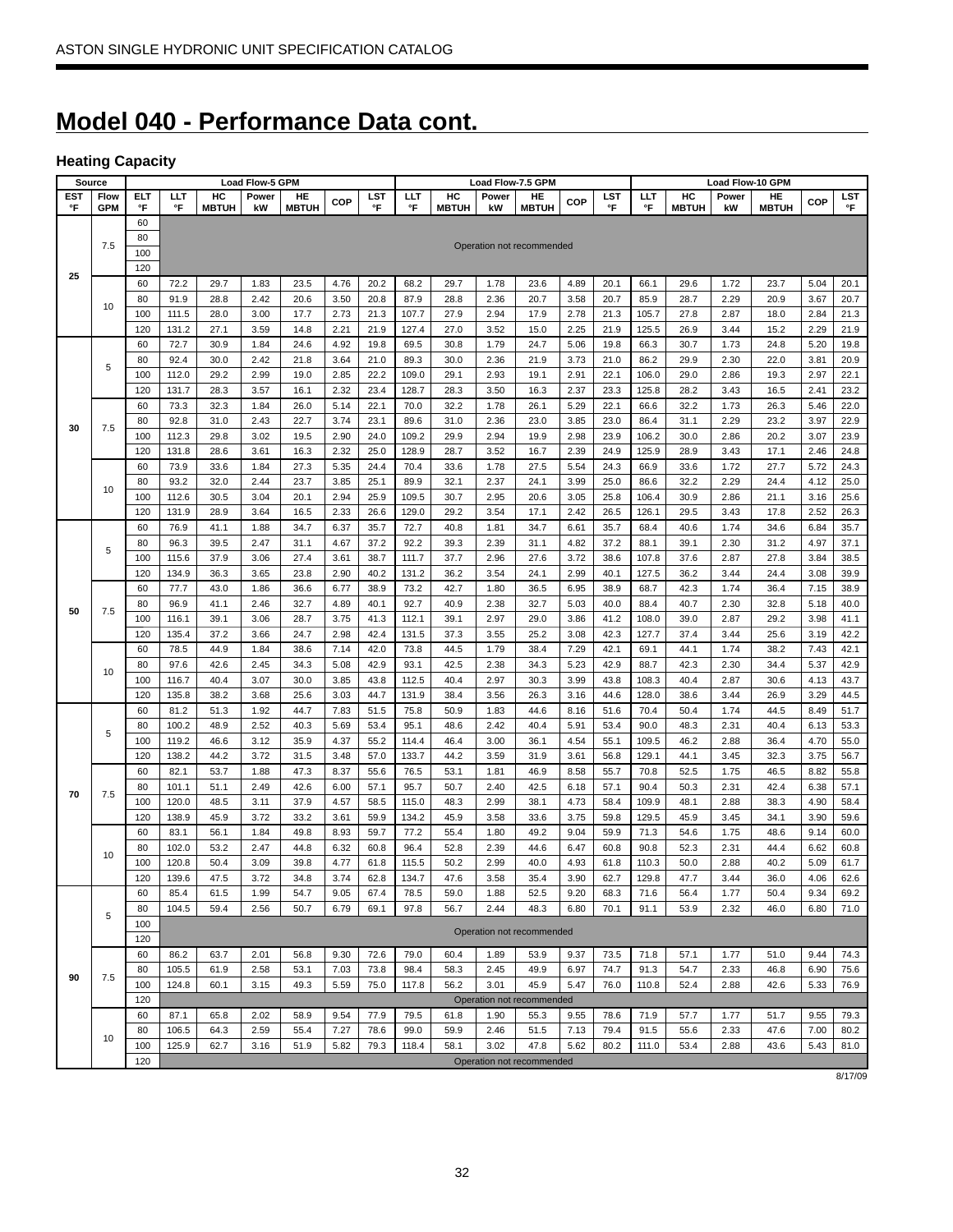# Model 040 - Performance Data cont.

### Heating Capacity

| Source | | | Load Flow-5 GPM | | | | | | Load Flow-7.5 GPM | | | | | | Load Flow-10 GPM | | | | | |
|---|---|---|---|---|---|---|---|---|---|---|---|---|---|---|---|---|---|---|---|---|
| EST °F | Flow GPM | ELT °F | LLT °F | HC MBTUH | Power kW | HE MBTUH | COP | LST °F | LLT °F | HC MBTUH | Power kW | HE MBTUH | COP | LST °F | LLT °F | HC MBTUH | Power kW | HE MBTUH | COP | LST °F |
| 25 | 7.5 | 60 | Operation not recommended | | | | | | | | | | | | | | | | | |
| | | 80 | | | | | | | | | | | | | | | | | | |
| | | 100 | | | | | | | | | | | | | | | | | | |
| | | 120 | | | | | | | | | | | | | | | | | | |
| | 10 | 60 | 72.2 | 29.7 | 1.83 | 23.5 | 4.76 | 20.2 | 68.2 | 29.7 | 1.78 | 23.6 | 4.89 | 20.1 | 66.1 | 29.6 | 1.72 | 23.7 | 5.04 | 20.1 |
| | | 80 | 91.9 | 28.8 | 2.42 | 20.6 | 3.50 | 20.8 | 87.9 | 28.8 | 2.36 | 20.7 | 3.58 | 20.7 | 85.9 | 28.7 | 2.29 | 20.9 | 3.67 | 20.7 |
| | | 100 | 111.5 | 28.0 | 3.00 | 17.7 | 2.73 | 21.3 | 107.7 | 27.9 | 2.94 | 17.9 | 2.78 | 21.3 | 105.7 | 27.8 | 2.87 | 18.0 | 2.84 | 21.3 |
| | | 120 | 131.2 | 27.1 | 3.59 | 14.8 | 2.21 | 21.9 | 127.4 | 27.0 | 3.52 | 15.0 | 2.25 | 21.9 | 125.5 | 26.9 | 3.44 | 15.2 | 2.29 | 21.9 |
| 30 | 5 | 60 | 72.7 | 30.9 | 1.84 | 24.6 | 4.92 | 19.8 | 69.5 | 30.8 | 1.79 | 24.7 | 5.06 | 19.8 | 66.3 | 30.7 | 1.73 | 24.8 | 5.20 | 19.8 |
| | | 80 | 92.4 | 30.0 | 2.42 | 21.8 | 3.64 | 21.0 | 89.3 | 30.0 | 2.36 | 21.9 | 3.73 | 21.0 | 86.2 | 29.9 | 2.30 | 22.0 | 3.81 | 20.9 |
| | | 100 | 112.0 | 29.2 | 2.99 | 19.0 | 2.85 | 22.2 | 109.0 | 29.1 | 2.93 | 19.1 | 2.91 | 22.1 | 106.0 | 29.0 | 2.86 | 19.3 | 2.97 | 22.1 |
| | | 120 | 131.7 | 28.3 | 3.57 | 16.1 | 2.32 | 23.4 | 128.7 | 28.3 | 3.50 | 16.3 | 2.37 | 23.3 | 125.8 | 28.2 | 3.43 | 16.5 | 2.41 | 23.2 |
| | 7.5 | 60 | 73.3 | 32.3 | 1.84 | 26.0 | 5.14 | 22.1 | 70.0 | 32.2 | 1.78 | 26.1 | 5.29 | 22.1 | 66.6 | 32.2 | 1.73 | 26.3 | 5.46 | 22.0 |
| | | 80 | 92.8 | 31.0 | 2.43 | 22.7 | 3.74 | 23.1 | 89.6 | 31.0 | 2.36 | 23.0 | 3.85 | 23.0 | 86.4 | 31.1 | 2.29 | 23.2 | 3.97 | 22.9 |
| | | 100 | 112.3 | 29.8 | 3.02 | 19.5 | 2.90 | 24.0 | 109.2 | 29.9 | 2.94 | 19.9 | 2.98 | 23.9 | 106.2 | 30.0 | 2.86 | 20.2 | 3.07 | 23.9 |
| | | 120 | 131.8 | 28.6 | 3.61 | 16.3 | 2.32 | 25.0 | 128.9 | 28.7 | 3.52 | 16.7 | 2.39 | 24.9 | 125.9 | 28.9 | 3.43 | 17.1 | 2.46 | 24.8 |
| | 10 | 60 | 73.9 | 33.6 | 1.84 | 27.3 | 5.35 | 24.4 | 70.4 | 33.6 | 1.78 | 27.5 | 5.54 | 24.3 | 66.9 | 33.6 | 1.72 | 27.7 | 5.72 | 24.3 |
| | | 80 | 93.2 | 32.0 | 2.44 | 23.7 | 3.85 | 25.1 | 89.9 | 32.1 | 2.37 | 24.1 | 3.99 | 25.0 | 86.6 | 32.2 | 2.29 | 24.4 | 4.12 | 25.0 |
| | | 100 | 112.6 | 30.5 | 3.04 | 20.1 | 2.94 | 25.9 | 109.5 | 30.7 | 2.95 | 20.6 | 3.05 | 25.8 | 106.4 | 30.9 | 2.86 | 21.1 | 3.16 | 25.6 |
| | | 120 | 131.9 | 28.9 | 3.64 | 16.5 | 2.33 | 26.6 | 129.0 | 29.2 | 3.54 | 17.1 | 2.42 | 26.5 | 126.1 | 29.5 | 3.43 | 17.8 | 2.52 | 26.3 |
| 50 | 5 | 60 | 76.9 | 41.1 | 1.88 | 34.7 | 6.37 | 35.7 | 72.7 | 40.8 | 1.81 | 34.7 | 6.61 | 35.7 | 68.4 | 40.6 | 1.74 | 34.6 | 6.84 | 35.7 |
| | | 80 | 96.3 | 39.5 | 2.47 | 31.1 | 4.67 | 37.2 | 92.2 | 39.3 | 2.39 | 31.1 | 4.82 | 37.2 | 88.1 | 39.1 | 2.30 | 31.2 | 4.97 | 37.1 |
| | | 100 | 115.6 | 37.9 | 3.06 | 27.4 | 3.61 | 38.7 | 111.7 | 37.7 | 2.96 | 27.6 | 3.72 | 38.6 | 107.8 | 37.6 | 2.87 | 27.8 | 3.84 | 38.5 |
| | | 120 | 134.9 | 36.3 | 3.65 | 23.8 | 2.90 | 40.2 | 131.2 | 36.2 | 3.54 | 24.1 | 2.99 | 40.1 | 127.5 | 36.2 | 3.44 | 24.4 | 3.08 | 39.9 |
| | 7.5 | 60 | 77.7 | 43.0 | 1.86 | 36.6 | 6.77 | 38.9 | 73.2 | 42.7 | 1.80 | 36.5 | 6.95 | 38.9 | 68.7 | 42.3 | 1.74 | 36.4 | 7.15 | 38.9 |
| | | 80 | 96.9 | 41.1 | 2.46 | 32.7 | 4.89 | 40.1 | 92.7 | 40.9 | 2.38 | 32.7 | 5.03 | 40.0 | 88.4 | 40.7 | 2.30 | 32.8 | 5.18 | 40.0 |
| | | 100 | 116.1 | 39.1 | 3.06 | 28.7 | 3.75 | 41.3 | 112.1 | 39.1 | 2.97 | 29.0 | 3.86 | 41.2 | 108.0 | 39.0 | 2.87 | 29.2 | 3.98 | 41.1 |
| | | 120 | 135.4 | 37.2 | 3.66 | 24.7 | 2.98 | 42.4 | 131.5 | 37.3 | 3.55 | 25.2 | 3.08 | 42.3 | 127.7 | 37.4 | 3.44 | 25.6 | 3.19 | 42.2 |
| | 10 | 60 | 78.5 | 44.9 | 1.84 | 38.6 | 7.14 | 42.0 | 73.8 | 44.5 | 1.79 | 38.4 | 7.29 | 42.1 | 69.1 | 44.1 | 1.74 | 38.2 | 7.43 | 42.1 |
| | | 80 | 97.6 | 42.6 | 2.45 | 34.3 | 5.08 | 42.9 | 93.1 | 42.5 | 2.38 | 34.3 | 5.23 | 42.9 | 88.7 | 42.3 | 2.30 | 34.4 | 5.37 | 42.9 |
| | | 100 | 116.7 | 40.4 | 3.07 | 30.0 | 3.85 | 43.8 | 112.5 | 40.4 | 2.97 | 30.3 | 3.99 | 43.8 | 108.3 | 40.4 | 2.87 | 30.6 | 4.13 | 43.7 |
| | | 120 | 135.8 | 38.2 | 3.68 | 25.6 | 3.03 | 44.7 | 131.9 | 38.4 | 3.56 | 26.3 | 3.16 | 44.6 | 128.0 | 38.6 | 3.44 | 26.9 | 3.29 | 44.5 |
| 70 | 5 | 60 | 81.2 | 51.3 | 1.92 | 44.7 | 7.83 | 51.5 | 75.8 | 50.9 | 1.83 | 44.6 | 8.16 | 51.6 | 70.4 | 50.4 | 1.74 | 44.5 | 8.49 | 51.7 |
| | | 80 | 100.2 | 48.9 | 2.52 | 40.3 | 5.69 | 53.4 | 95.1 | 48.6 | 2.42 | 40.4 | 5.91 | 53.4 | 90.0 | 48.3 | 2.31 | 40.4 | 6.13 | 53.3 |
| | | 100 | 119.2 | 46.6 | 3.12 | 35.9 | 4.37 | 55.2 | 114.4 | 46.4 | 3.00 | 36.1 | 4.54 | 55.1 | 109.5 | 46.2 | 2.88 | 36.4 | 4.70 | 55.0 |
| | | 120 | 138.2 | 44.2 | 3.72 | 31.5 | 3.48 | 57.0 | 133.7 | 44.2 | 3.59 | 31.9 | 3.61 | 56.8 | 129.1 | 44.1 | 3.45 | 32.3 | 3.75 | 56.7 |
| | 7.5 | 60 | 82.1 | 53.7 | 1.88 | 47.3 | 8.37 | 55.6 | 76.5 | 53.1 | 1.81 | 46.9 | 8.58 | 55.7 | 70.8 | 52.5 | 1.75 | 46.5 | 8.82 | 55.8 |
| | | 80 | 101.1 | 51.1 | 2.49 | 42.6 | 6.00 | 57.1 | 95.7 | 50.7 | 2.40 | 42.5 | 6.18 | 57.1 | 90.4 | 50.3 | 2.31 | 42.4 | 6.38 | 57.1 |
| | | 100 | 120.0 | 48.5 | 3.11 | 37.9 | 4.57 | 58.5 | 115.0 | 48.3 | 2.99 | 38.1 | 4.73 | 58.4 | 109.9 | 48.1 | 2.88 | 38.3 | 4.90 | 58.4 |
| | | 120 | 138.9 | 45.9 | 3.72 | 33.2 | 3.61 | 59.9 | 134.2 | 45.9 | 3.58 | 33.6 | 3.75 | 59.8 | 129.5 | 45.9 | 3.45 | 34.1 | 3.90 | 59.6 |
| | 10 | 60 | 83.1 | 56.1 | 1.84 | 49.8 | 8.93 | 59.7 | 77.2 | 55.4 | 1.80 | 49.2 | 9.04 | 59.9 | 71.3 | 54.6 | 1.75 | 48.6 | 9.14 | 60.0 |
| | | 80 | 102.0 | 53.2 | 2.47 | 44.8 | 6.32 | 60.8 | 96.4 | 52.8 | 2.39 | 44.6 | 6.47 | 60.8 | 90.8 | 52.3 | 2.31 | 44.4 | 6.62 | 60.8 |
| | | 100 | 120.8 | 50.4 | 3.09 | 39.8 | 4.77 | 61.8 | 115.5 | 50.2 | 2.99 | 40.0 | 4.93 | 61.8 | 110.3 | 50.0 | 2.88 | 40.2 | 5.09 | 61.7 |
| | | 120 | 139.6 | 47.5 | 3.72 | 34.8 | 3.74 | 62.8 | 134.7 | 47.6 | 3.58 | 35.4 | 3.90 | 62.7 | 129.8 | 47.7 | 3.44 | 36.0 | 4.06 | 62.6 |
| 90 | 5 | 60 | 85.4 | 61.5 | 1.99 | 54.7 | 9.05 | 67.4 | 78.5 | 59.0 | 1.88 | 52.5 | 9.20 | 68.3 | 71.6 | 56.4 | 1.77 | 50.4 | 9.34 | 69.2 |
| | | 80 | 104.5 | 59.4 | 2.56 | 50.7 | 6.79 | 69.1 | 97.8 | 56.7 | 2.44 | 48.3 | 6.80 | 70.1 | 91.1 | 53.9 | 2.32 | 46.0 | 6.80 | 71.0 |
| | | 100 | Operation not recommended | | | | | | | | | | | | | | | | | |
| | | 120 | | | | | | | | | | | | | | | | | | |
| | 7.5 | 60 | 86.2 | 63.7 | 2.01 | 56.8 | 9.30 | 72.6 | 79.0 | 60.4 | 1.89 | 53.9 | 9.37 | 73.5 | 71.8 | 57.1 | 1.77 | 51.0 | 9.44 | 74.3 |
| | | 80 | 105.5 | 61.9 | 2.58 | 53.1 | 7.03 | 73.8 | 98.4 | 58.3 | 2.45 | 49.9 | 6.97 | 74.7 | 91.3 | 54.7 | 2.33 | 46.8 | 6.90 | 75.6 |
| | | 100 | 124.8 | 60.1 | 3.15 | 49.3 | 5.59 | 75.0 | 117.8 | 56.2 | 3.01 | 45.9 | 5.47 | 76.0 | 110.8 | 52.4 | 2.88 | 42.6 | 5.33 | 76.9 |
| | | 120 | Operation not recommended | | | | | | | | | | | | | | | | | |
| | 10 | 60 | 87.1 | 65.8 | 2.02 | 58.9 | 9.54 | 77.9 | 79.5 | 61.8 | 1.90 | 55.3 | 9.55 | 78.6 | 71.9 | 57.7 | 1.77 | 51.7 | 9.55 | 79.3 |
| | | 80 | 106.5 | 64.3 | 2.59 | 55.4 | 7.27 | 78.6 | 99.0 | 59.9 | 2.46 | 51.5 | 7.13 | 79.4 | 91.5 | 55.6 | 2.33 | 47.6 | 7.00 | 80.2 |
| | | 100 | 125.9 | 62.7 | 3.16 | 51.9 | 5.82 | 79.3 | 118.4 | 58.1 | 3.02 | 47.8 | 5.62 | 80.2 | 111.0 | 53.4 | 2.88 | 43.6 | 5.43 | 81.0 |
| | | 120 | Operation not recommended | | | | | | | | | | | | | | | | | |

8/17/09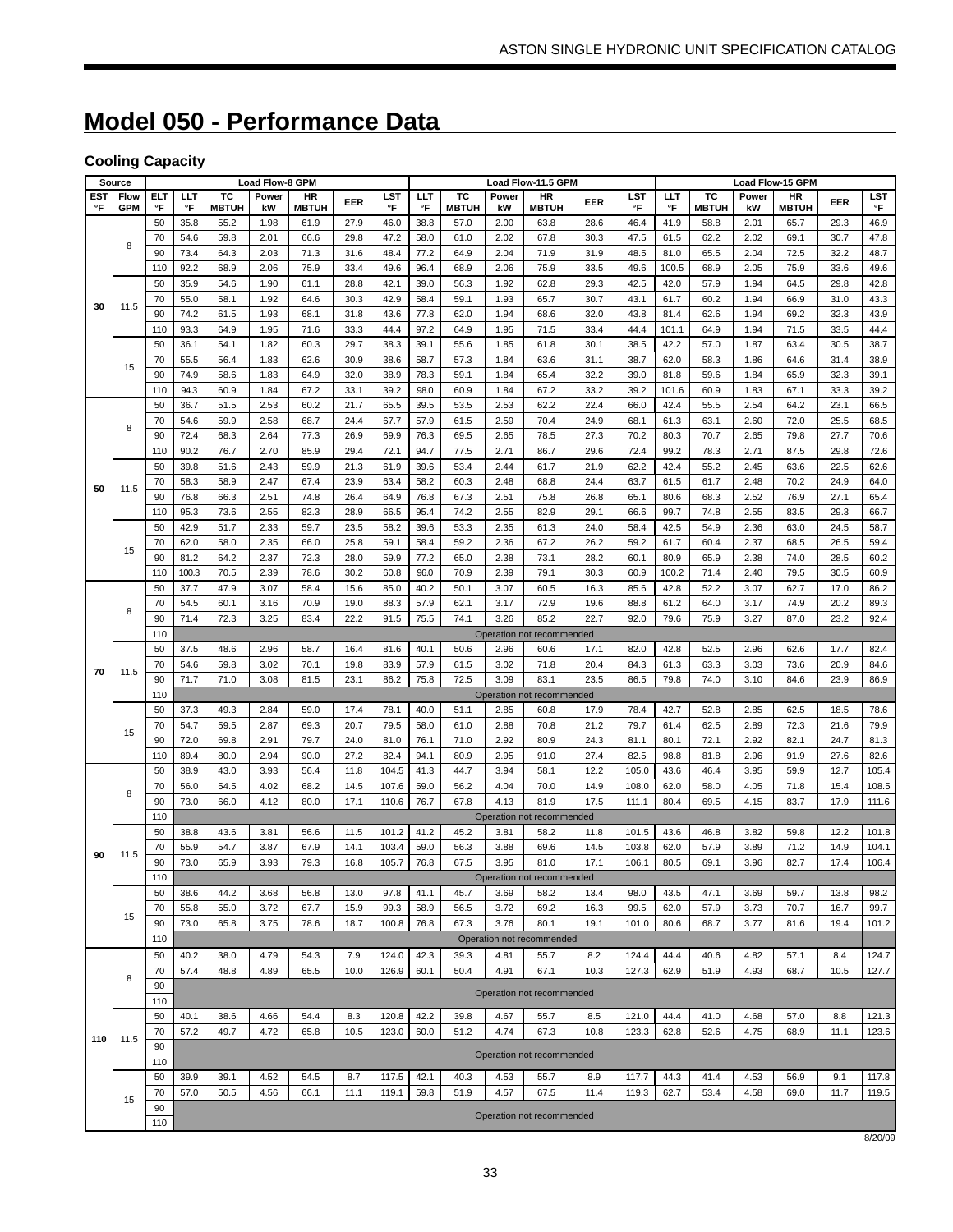# Model 050 - Performance Data

### Cooling Capacity

| Source | | | Load Flow-8 GPM | | | | | | Load Flow-11.5 GPM | | | | | | Load Flow-15 GPM | | | | | |
|---|---|---|---|---|---|---|---|---|---|---|---|---|---|---|---|---|---|---|---|---|
| EST °F | Flow GPM | ELT °F | LLT °F | TC MBTUH | Power kW | HR MBTUH | EER | LST °F | LLT °F | TC MBTUH | Power kW | HR MBTUH | EER | LST °F | LLT °F | TC MBTUH | Power kW | HR MBTUH | EER | LST °F |
| 30 | 8 | 50 | 35.8 | 55.2 | 1.98 | 61.9 | 27.9 | 46.0 | 38.8 | 57.0 | 2.00 | 63.8 | 28.6 | 46.4 | 41.9 | 58.8 | 2.01 | 65.7 | 29.3 | 46.9 |
| | | 70 | 54.6 | 59.8 | 2.01 | 66.6 | 29.8 | 47.2 | 58.0 | 61.0 | 2.02 | 67.8 | 30.3 | 47.5 | 61.5 | 62.2 | 2.02 | 69.1 | 30.7 | 47.8 |
| | | 90 | 73.4 | 64.3 | 2.03 | 71.3 | 31.6 | 48.4 | 77.2 | 64.9 | 2.04 | 71.9 | 31.9 | 48.5 | 81.0 | 65.5 | 2.04 | 72.5 | 32.2 | 48.7 |
| | | 110 | 92.2 | 68.9 | 2.06 | 75.9 | 33.4 | 49.6 | 96.4 | 68.9 | 2.06 | 75.9 | 33.5 | 49.6 | 100.5 | 68.9 | 2.05 | 75.9 | 33.6 | 49.6 |
| | 11.5 | 50 | 35.9 | 54.6 | 1.90 | 61.1 | 28.8 | 42.1 | 39.0 | 56.3 | 1.92 | 62.8 | 29.3 | 42.5 | 42.0 | 57.9 | 1.94 | 64.5 | 29.8 | 42.8 |
| | | 70 | 55.0 | 58.1 | 1.92 | 64.6 | 30.3 | 42.9 | 58.4 | 59.1 | 1.93 | 65.7 | 30.7 | 43.1 | 61.7 | 60.2 | 1.94 | 66.9 | 31.0 | 43.3 |
| | | 90 | 74.2 | 61.5 | 1.93 | 68.1 | 31.8 | 43.6 | 77.8 | 62.0 | 1.94 | 68.6 | 32.0 | 43.8 | 81.4 | 62.6 | 1.94 | 69.2 | 32.3 | 43.9 |
| | | 110 | 93.3 | 64.9 | 1.95 | 71.6 | 33.3 | 44.4 | 97.2 | 64.9 | 1.95 | 71.5 | 33.4 | 44.4 | 101.1 | 64.9 | 1.94 | 71.5 | 33.5 | 44.4 |
| | 15 | 50 | 36.1 | 54.1 | 1.82 | 60.3 | 29.7 | 38.3 | 39.1 | 55.6 | 1.85 | 61.8 | 30.1 | 38.5 | 42.2 | 57.0 | 1.87 | 63.4 | 30.5 | 38.7 |
| | | 70 | 55.5 | 56.4 | 1.83 | 62.6 | 30.9 | 38.6 | 58.7 | 57.3 | 1.84 | 63.6 | 31.1 | 38.7 | 62.0 | 58.3 | 1.86 | 64.6 | 31.4 | 38.9 |
| | | 90 | 74.9 | 58.6 | 1.83 | 64.9 | 32.0 | 38.9 | 78.3 | 59.1 | 1.84 | 65.4 | 32.2 | 39.0 | 81.8 | 59.6 | 1.84 | 65.9 | 32.3 | 39.1 |
| | | 110 | 94.3 | 60.9 | 1.84 | 67.2 | 33.1 | 39.2 | 98.0 | 60.9 | 1.84 | 67.2 | 33.2 | 39.2 | 101.6 | 60.9 | 1.83 | 67.1 | 33.3 | 39.2 |
| 50 | 8 | 50 | 36.7 | 51.5 | 2.53 | 60.2 | 21.7 | 65.5 | 39.5 | 53.5 | 2.53 | 62.2 | 22.4 | 66.0 | 42.4 | 55.5 | 2.54 | 64.2 | 23.1 | 66.5 |
| | | 70 | 54.6 | 59.9 | 2.58 | 68.7 | 24.4 | 67.7 | 57.9 | 61.5 | 2.59 | 70.4 | 24.9 | 68.1 | 61.3 | 63.1 | 2.60 | 72.0 | 25.5 | 68.5 |
| | | 90 | 72.4 | 68.3 | 2.64 | 77.3 | 26.9 | 69.9 | 76.3 | 69.5 | 2.65 | 78.5 | 27.3 | 70.2 | 80.3 | 70.7 | 2.65 | 79.8 | 27.7 | 70.6 |
| | | 110 | 90.2 | 76.7 | 2.70 | 85.9 | 29.4 | 72.1 | 94.7 | 77.5 | 2.71 | 86.7 | 29.6 | 72.4 | 99.2 | 78.3 | 2.71 | 87.5 | 29.8 | 72.6 |
| | 11.5 | 50 | 39.8 | 51.6 | 2.43 | 59.9 | 21.3 | 61.9 | 39.6 | 53.4 | 2.44 | 61.7 | 21.9 | 62.2 | 42.4 | 55.2 | 2.45 | 63.6 | 22.5 | 62.6 |
| | | 70 | 58.3 | 58.9 | 2.47 | 67.4 | 23.9 | 63.4 | 58.2 | 60.3 | 2.48 | 68.8 | 24.4 | 63.7 | 61.5 | 61.7 | 2.48 | 70.2 | 24.9 | 64.0 |
| | | 90 | 76.8 | 66.3 | 2.51 | 74.8 | 26.4 | 64.9 | 76.8 | 67.3 | 2.51 | 75.8 | 26.8 | 65.1 | 80.6 | 68.3 | 2.52 | 76.9 | 27.1 | 65.4 |
| | | 110 | 95.3 | 73.6 | 2.55 | 82.3 | 28.9 | 66.5 | 95.4 | 74.2 | 2.55 | 82.9 | 29.1 | 66.6 | 99.7 | 74.8 | 2.55 | 83.5 | 29.3 | 66.7 |
| | 15 | 50 | 42.9 | 51.7 | 2.33 | 59.7 | 23.5 | 58.2 | 39.6 | 53.3 | 2.35 | 61.3 | 24.0 | 58.4 | 42.5 | 54.9 | 2.36 | 63.0 | 24.5 | 58.7 |
| | | 70 | 62.0 | 58.0 | 2.35 | 66.0 | 25.8 | 59.1 | 58.4 | 59.2 | 2.36 | 67.2 | 26.2 | 59.2 | 61.7 | 60.4 | 2.37 | 68.5 | 26.5 | 59.4 |
| | | 90 | 81.2 | 64.2 | 2.37 | 72.3 | 28.0 | 59.9 | 77.2 | 65.0 | 2.38 | 73.1 | 28.2 | 60.1 | 80.9 | 65.9 | 2.38 | 74.0 | 28.5 | 60.2 |
| | | 110 | 100.3 | 70.5 | 2.39 | 78.6 | 30.2 | 60.8 | 96.0 | 70.9 | 2.39 | 79.1 | 30.3 | 60.9 | 100.2 | 71.4 | 2.40 | 79.5 | 30.5 | 60.9 |
| 70 | 8 | 50 | 37.7 | 47.9 | 3.07 | 58.4 | 15.6 | 85.0 | 40.2 | 50.1 | 3.07 | 60.5 | 16.3 | 85.6 | 42.8 | 52.2 | 3.07 | 62.7 | 17.0 | 86.2 |
| | | 70 | 54.5 | 60.1 | 3.16 | 70.9 | 19.0 | 88.3 | 57.9 | 62.1 | 3.17 | 72.9 | 19.6 | 88.8 | 61.2 | 64.0 | 3.17 | 74.9 | 20.2 | 89.3 |
| | | 90 | 71.4 | 72.3 | 3.25 | 83.4 | 22.2 | 91.5 | 75.5 | 74.1 | 3.26 | 85.2 | 22.7 | 92.0 | 79.6 | 75.9 | 3.27 | 87.0 | 23.2 | 92.4 |
| | | 110 | Operation not recommended | | | | | | | | | | | | | | | | | |
| | 11.5 | 50 | 37.5 | 48.6 | 2.96 | 58.7 | 16.4 | 81.6 | 40.1 | 50.6 | 2.96 | 60.6 | 17.1 | 82.0 | 42.8 | 52.5 | 2.96 | 62.6 | 17.7 | 82.4 |
| | | 70 | 54.6 | 59.8 | 3.02 | 70.1 | 19.8 | 83.9 | 57.9 | 61.5 | 3.02 | 71.8 | 20.4 | 84.3 | 61.3 | 63.3 | 3.03 | 73.6 | 20.9 | 84.6 |
| | | 90 | 71.7 | 71.0 | 3.08 | 81.5 | 23.1 | 86.2 | 75.8 | 72.5 | 3.09 | 83.1 | 23.5 | 86.5 | 79.8 | 74.0 | 3.10 | 84.6 | 23.9 | 86.9 |
| | | 110 | Operation not recommended | | | | | | | | | | | | | | | | | |
| | 15 | 50 | 37.3 | 49.3 | 2.84 | 59.0 | 17.4 | 78.1 | 40.0 | 51.1 | 2.85 | 60.8 | 17.9 | 78.4 | 42.7 | 52.8 | 2.85 | 62.5 | 18.5 | 78.6 |
| | | 70 | 54.7 | 59.5 | 2.87 | 69.3 | 20.7 | 79.5 | 58.0 | 61.0 | 2.88 | 70.8 | 21.2 | 79.7 | 61.4 | 62.5 | 2.89 | 72.3 | 21.6 | 79.9 |
| | | 90 | 72.0 | 69.8 | 2.91 | 79.7 | 24.0 | 81.0 | 76.1 | 71.0 | 2.92 | 80.9 | 24.3 | 81.1 | 80.1 | 72.1 | 2.92 | 82.1 | 24.7 | 81.3 |
| | | 110 | 89.4 | 80.0 | 2.94 | 90.0 | 27.2 | 82.4 | 94.1 | 80.9 | 2.95 | 91.0 | 27.4 | 82.5 | 98.8 | 81.8 | 2.96 | 91.9 | 27.6 | 82.6 |
| 90 | 8 | 50 | 38.9 | 43.0 | 3.93 | 56.4 | 11.8 | 104.5 | 41.3 | 44.7 | 3.94 | 58.1 | 12.2 | 105.0 | 43.6 | 46.4 | 3.95 | 59.9 | 12.7 | 105.4 |
| | | 70 | 56.0 | 54.5 | 4.02 | 68.2 | 14.5 | 107.6 | 59.0 | 56.2 | 4.04 | 70.0 | 14.9 | 108.0 | 62.0 | 58.0 | 4.05 | 71.8 | 15.4 | 108.5 |
| | | 90 | 73.0 | 66.0 | 4.12 | 80.0 | 17.1 | 110.6 | 76.7 | 67.8 | 4.13 | 81.9 | 17.5 | 111.1 | 80.4 | 69.5 | 4.15 | 83.7 | 17.9 | 111.6 |
| | | 110 | Operation not recommended | | | | | | | | | | | | | | | | | |
| | 11.5 | 50 | 38.8 | 43.6 | 3.81 | 56.6 | 11.5 | 101.2 | 41.2 | 45.2 | 3.81 | 58.2 | 11.8 | 101.5 | 43.6 | 46.8 | 3.82 | 59.8 | 12.2 | 101.8 |
| | | 70 | 55.9 | 54.7 | 3.87 | 67.9 | 14.1 | 103.4 | 59.0 | 56.3 | 3.88 | 69.6 | 14.5 | 103.8 | 62.0 | 57.9 | 3.89 | 71.2 | 14.9 | 104.1 |
| | | 90 | 73.0 | 65.9 | 3.93 | 79.3 | 16.8 | 105.7 | 76.8 | 67.5 | 3.95 | 81.0 | 17.1 | 106.1 | 80.5 | 69.1 | 3.96 | 82.7 | 17.4 | 106.4 |
| | | 110 | Operation not recommended | | | | | | | | | | | | | | | | | |
| | 15 | 50 | 38.6 | 44.2 | 3.68 | 56.8 | 13.0 | 97.8 | 41.1 | 45.7 | 3.69 | 58.2 | 13.4 | 98.0 | 43.5 | 47.1 | 3.69 | 59.7 | 13.8 | 98.2 |
| | | 70 | 55.8 | 55.0 | 3.72 | 67.7 | 15.9 | 99.3 | 58.9 | 56.5 | 3.72 | 69.2 | 16.3 | 99.5 | 62.0 | 57.9 | 3.73 | 70.7 | 16.7 | 99.7 |
| | | 90 | 73.0 | 65.8 | 3.75 | 78.6 | 18.7 | 100.8 | 76.8 | 67.3 | 3.76 | 80.1 | 19.1 | 101.0 | 80.6 | 68.7 | 3.77 | 81.6 | 19.4 | 101.2 |
| | | 110 | Operation not recommended | | | | | | | | | | | | | | | | | |
| 110 | 8 | 50 | 40.2 | 38.0 | 4.79 | 54.3 | 7.9 | 124.0 | 42.3 | 39.3 | 4.81 | 55.7 | 8.2 | 124.4 | 44.4 | 40.6 | 4.82 | 57.1 | 8.4 | 124.7 |
| | | 70 | 57.4 | 48.8 | 4.89 | 65.5 | 10.0 | 126.9 | 60.1 | 50.4 | 4.91 | 67.1 | 10.3 | 127.3 | 62.9 | 51.9 | 4.93 | 68.7 | 10.5 | 127.7 |
| | | 90 | Operation not recommended | | | | | | | | | | | | | | | | | |
| | | 110 | | | | | | | | | | | | | | | | | | |
| | 11.5 | 50 | 40.1 | 38.6 | 4.66 | 54.4 | 8.3 | 120.8 | 42.2 | 39.8 | 4.67 | 55.7 | 8.5 | 121.0 | 44.4 | 41.0 | 4.68 | 57.0 | 8.8 | 121.3 |
| | | 70 | 57.2 | 49.7 | 4.72 | 65.8 | 10.5 | 123.0 | 60.0 | 51.2 | 4.74 | 67.3 | 10.8 | 123.3 | 62.8 | 52.6 | 4.75 | 68.9 | 11.1 | 123.6 |
| | | 90 | Operation not recommended | | | | | | | | | | | | | | | | | |
| | | 110 | | | | | | | | | | | | | | | | | | |
| | 15 | 50 | 39.9 | 39.1 | 4.52 | 54.5 | 8.7 | 117.5 | 42.1 | 40.3 | 4.53 | 55.7 | 8.9 | 117.7 | 44.3 | 41.4 | 4.53 | 56.9 | 9.1 | 117.8 |
| | | 70 | 57.0 | 50.5 | 4.56 | 66.1 | 11.1 | 119.1 | 59.8 | 51.9 | 4.57 | 67.5 | 11.4 | 119.3 | 62.7 | 53.4 | 4.58 | 69.0 | 11.7 | 119.5 |
| | | 90 | Operation not recommended | | | | | | | | | | | | | | | | | |
| | | 110 | | | | | | | | | | | | | | | | | | |

8/20/09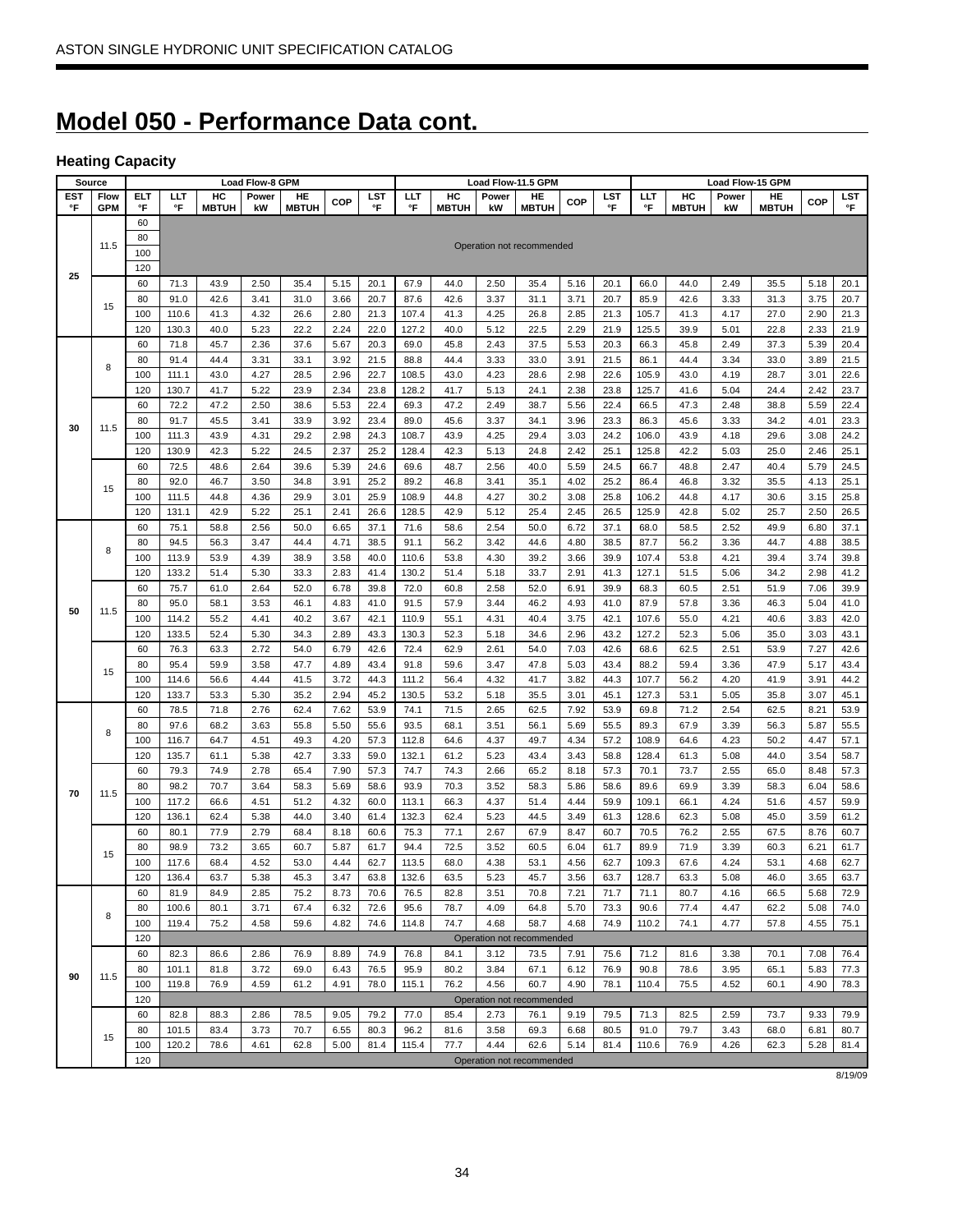## Model 050 - Performance Data cont.

### Heating Capacity

| Source | | | Load Flow-8 GPM | | | | | | | Load Flow-11.5 GPM | | | | | | | Load Flow-15 GPM | | | | | | |
|---|---|---|---|---|---|---|---|---|---|---|---|---|---|---|---|---|---|---|---|---|---|---|---|
| EST °F | Flow GPM | ELT °F | LLT °F | HC MBTUH | Power kW | HE MBTUH | COP | LST °F | LLT °F | HC MBTUH | Power kW | HE MBTUH | COP | LST °F | LLT °F | HC MBTUH | Power kW | HE MBTUH | COP | LST °F |
| 25 | 11.5 | 60 | Operation not recommended | | | | | | | | | | | | | | | | | | |
| | | 80 | Operation not recommended | | | | | | | | | | | | | | | | | | |
| | | 100 | Operation not recommended | | | | | | | | | | | | | | | | | | |
| | | 120 | Operation not recommended | | | | | | | | | | | | | | | | | | |
| | 15 | 60 | 71.3 | 43.9 | 2.50 | 35.4 | 5.15 | 20.1 | 67.9 | 44.0 | 2.50 | 35.4 | 5.16 | 20.1 | 66.0 | 44.0 | 2.49 | 35.5 | 5.18 | 20.1 |
| | | 80 | 91.0 | 42.6 | 3.41 | 31.0 | 3.66 | 20.7 | 87.6 | 42.6 | 3.37 | 31.1 | 3.71 | 20.7 | 85.9 | 42.6 | 3.33 | 31.3 | 3.75 | 20.7 |
| | | 100 | 110.6 | 41.3 | 4.32 | 26.6 | 2.80 | 21.3 | 107.4 | 41.3 | 4.25 | 26.8 | 2.85 | 21.3 | 105.7 | 41.3 | 4.17 | 27.0 | 2.90 | 21.3 |
| | | 120 | 130.3 | 40.0 | 5.23 | 22.2 | 2.24 | 22.0 | 127.2 | 40.0 | 5.12 | 22.5 | 2.29 | 21.9 | 125.5 | 39.9 | 5.01 | 22.8 | 2.33 | 21.9 |
| 30 | 8 | 60 | 71.8 | 45.7 | 2.36 | 37.6 | 5.67 | 20.3 | 69.0 | 45.8 | 2.43 | 37.5 | 5.53 | 20.3 | 66.3 | 45.8 | 2.49 | 37.3 | 5.39 | 20.4 |
| | | 80 | 91.4 | 44.4 | 3.31 | 33.1 | 3.92 | 21.5 | 88.8 | 44.4 | 3.33 | 33.0 | 3.91 | 21.5 | 86.1 | 44.4 | 3.34 | 33.0 | 3.89 | 21.5 |
| | | 100 | 111.1 | 43.0 | 4.27 | 28.5 | 2.96 | 22.7 | 108.5 | 43.0 | 4.23 | 28.6 | 2.98 | 22.6 | 105.9 | 43.0 | 4.19 | 28.7 | 3.01 | 22.6 |
| | | 120 | 130.7 | 41.7 | 5.22 | 23.9 | 2.34 | 23.8 | 128.2 | 41.7 | 5.13 | 24.1 | 2.38 | 23.8 | 125.7 | 41.6 | 5.04 | 24.4 | 2.42 | 23.7 |
| | 11.5 | 60 | 72.2 | 47.2 | 2.50 | 38.6 | 5.53 | 22.4 | 69.3 | 47.2 | 2.49 | 38.7 | 5.56 | 22.4 | 66.5 | 47.3 | 2.48 | 38.8 | 5.59 | 22.4 |
| | | 80 | 91.7 | 45.5 | 3.41 | 33.9 | 3.92 | 23.4 | 89.0 | 45.6 | 3.37 | 34.1 | 3.96 | 23.3 | 86.3 | 45.6 | 3.33 | 34.2 | 4.01 | 23.3 |
| | | 100 | 111.3 | 43.9 | 4.31 | 29.2 | 2.98 | 24.3 | 108.7 | 43.9 | 4.25 | 29.4 | 3.03 | 24.2 | 106.0 | 43.9 | 4.18 | 29.6 | 3.08 | 24.2 |
| | | 120 | 130.9 | 42.3 | 5.22 | 24.5 | 2.37 | 25.2 | 128.4 | 42.3 | 5.13 | 24.8 | 2.42 | 25.1 | 125.8 | 42.2 | 5.03 | 25.0 | 2.46 | 25.1 |
| | 15 | 60 | 72.5 | 48.6 | 2.64 | 39.6 | 5.39 | 24.6 | 69.6 | 48.7 | 2.56 | 40.0 | 5.59 | 24.5 | 66.7 | 48.8 | 2.47 | 40.4 | 5.79 | 24.5 |
| | | 80 | 92.0 | 46.7 | 3.50 | 34.8 | 3.91 | 25.2 | 89.2 | 46.8 | 3.41 | 35.1 | 4.02 | 25.2 | 86.4 | 46.8 | 3.32 | 35.5 | 4.13 | 25.1 |
| | | 100 | 111.5 | 44.8 | 4.36 | 29.9 | 3.01 | 25.9 | 108.9 | 44.8 | 4.27 | 30.2 | 3.08 | 25.8 | 106.2 | 44.8 | 4.17 | 30.6 | 3.15 | 25.8 |
| | | 120 | 131.1 | 42.9 | 5.22 | 25.1 | 2.41 | 26.6 | 128.5 | 42.9 | 5.12 | 25.4 | 2.45 | 26.5 | 125.9 | 42.8 | 5.02 | 25.7 | 2.50 | 26.5 |
| 50 | 8 | 60 | 75.1 | 58.8 | 2.56 | 50.0 | 6.65 | 37.1 | 71.6 | 58.6 | 2.54 | 50.0 | 6.72 | 37.1 | 68.0 | 58.5 | 2.52 | 49.9 | 6.80 | 37.1 |
| | | 80 | 94.5 | 56.3 | 3.47 | 44.4 | 4.71 | 38.5 | 91.1 | 56.2 | 3.42 | 44.6 | 4.80 | 38.5 | 87.7 | 56.2 | 3.36 | 44.7 | 4.88 | 38.5 |
| | | 100 | 113.9 | 53.9 | 4.39 | 38.9 | 3.58 | 40.0 | 110.6 | 53.8 | 4.30 | 39.2 | 3.66 | 39.9 | 107.4 | 53.8 | 4.21 | 39.4 | 3.74 | 39.8 |
| | | 120 | 133.2 | 51.4 | 5.30 | 33.3 | 2.83 | 41.4 | 130.2 | 51.4 | 5.18 | 33.7 | 2.91 | 41.3 | 127.1 | 51.5 | 5.06 | 34.2 | 2.98 | 41.2 |
| | 11.5 | 60 | 75.7 | 61.0 | 2.64 | 52.0 | 6.78 | 39.8 | 72.0 | 60.8 | 2.58 | 52.0 | 6.91 | 39.9 | 68.3 | 60.5 | 2.51 | 51.9 | 7.06 | 39.9 |
| | | 80 | 95.0 | 58.1 | 3.53 | 46.1 | 4.83 | 41.0 | 91.5 | 57.9 | 3.44 | 46.2 | 4.93 | 41.0 | 87.9 | 57.8 | 3.36 | 46.3 | 5.04 | 41.0 |
| | | 100 | 114.2 | 55.2 | 4.41 | 40.2 | 3.67 | 42.1 | 110.9 | 55.1 | 4.31 | 40.4 | 3.75 | 42.1 | 107.6 | 55.0 | 4.21 | 40.6 | 3.83 | 42.0 |
| | | 120 | 133.5 | 52.4 | 5.30 | 34.3 | 2.89 | 43.3 | 130.3 | 52.3 | 5.18 | 34.6 | 2.96 | 43.2 | 127.2 | 52.3 | 5.06 | 35.0 | 3.03 | 43.1 |
| | 15 | 60 | 76.3 | 63.3 | 2.72 | 54.0 | 6.79 | 42.6 | 72.4 | 62.9 | 2.61 | 54.0 | 7.03 | 42.6 | 68.6 | 62.5 | 2.51 | 53.9 | 7.27 | 42.6 |
| | | 80 | 95.4 | 59.9 | 3.58 | 47.7 | 4.89 | 43.4 | 91.8 | 59.6 | 3.47 | 47.8 | 5.03 | 43.4 | 88.2 | 59.4 | 3.36 | 47.9 | 5.17 | 43.4 |
| | | 100 | 114.6 | 56.6 | 4.44 | 41.5 | 3.72 | 44.3 | 111.2 | 56.4 | 4.32 | 41.7 | 3.82 | 44.3 | 107.7 | 56.2 | 4.20 | 41.9 | 3.91 | 44.2 |
| | | 120 | 133.7 | 53.3 | 5.30 | 35.2 | 2.94 | 45.2 | 130.5 | 53.2 | 5.18 | 35.5 | 3.01 | 45.1 | 127.3 | 53.1 | 5.05 | 35.8 | 3.07 | 45.1 |
| 70 | 8 | 60 | 78.5 | 71.8 | 2.76 | 62.4 | 7.62 | 53.9 | 74.1 | 71.5 | 2.65 | 62.5 | 7.92 | 53.9 | 69.8 | 71.2 | 2.54 | 62.5 | 8.21 | 53.9 |
| | | 80 | 97.6 | 68.2 | 3.63 | 55.8 | 5.50 | 55.6 | 93.5 | 68.1 | 3.51 | 56.1 | 5.69 | 55.5 | 89.3 | 67.9 | 3.39 | 56.3 | 5.87 | 55.5 |
| | | 100 | 116.7 | 64.7 | 4.51 | 49.3 | 4.20 | 57.3 | 112.8 | 64.6 | 4.37 | 49.7 | 4.34 | 57.2 | 108.9 | 64.6 | 4.23 | 50.2 | 4.47 | 57.1 |
| | | 120 | 135.7 | 61.1 | 5.38 | 42.7 | 3.33 | 59.0 | 132.1 | 61.2 | 5.23 | 43.4 | 3.43 | 58.8 | 128.4 | 61.3 | 5.08 | 44.0 | 3.54 | 58.7 |
| | 11.5 | 60 | 79.3 | 74.9 | 2.78 | 65.4 | 7.90 | 57.3 | 74.7 | 74.3 | 2.66 | 65.2 | 8.18 | 57.3 | 70.1 | 73.7 | 2.55 | 65.0 | 8.48 | 57.3 |
| | | 80 | 98.2 | 70.7 | 3.64 | 58.3 | 5.69 | 58.6 | 93.9 | 70.3 | 3.52 | 58.3 | 5.86 | 58.6 | 89.6 | 69.9 | 3.39 | 58.3 | 6.04 | 58.6 |
| | | 100 | 117.2 | 66.6 | 4.51 | 51.2 | 4.32 | 60.0 | 113.1 | 66.3 | 4.37 | 51.4 | 4.44 | 59.9 | 109.1 | 66.1 | 4.24 | 51.6 | 4.57 | 59.9 |
| | | 120 | 136.1 | 62.4 | 5.38 | 44.0 | 3.40 | 61.4 | 132.3 | 62.4 | 5.23 | 44.5 | 3.49 | 61.3 | 128.6 | 62.3 | 5.08 | 45.0 | 3.59 | 61.2 |
| | 15 | 60 | 80.1 | 77.9 | 2.79 | 68.4 | 8.18 | 60.6 | 75.3 | 77.1 | 2.67 | 67.9 | 8.47 | 60.7 | 70.5 | 76.2 | 2.55 | 67.5 | 8.76 | 60.7 |
| | | 80 | 98.9 | 73.2 | 3.65 | 60.7 | 5.87 | 61.7 | 94.4 | 72.5 | 3.52 | 60.5 | 6.04 | 61.7 | 89.9 | 71.9 | 3.39 | 60.3 | 6.21 | 61.7 |
| | | 100 | 117.6 | 68.4 | 4.52 | 53.0 | 4.44 | 62.7 | 113.5 | 68.0 | 4.38 | 53.1 | 4.56 | 62.7 | 109.3 | 67.6 | 4.24 | 53.1 | 4.68 | 62.7 |
| | | 120 | 136.4 | 63.7 | 5.38 | 45.3 | 3.47 | 63.8 | 132.6 | 63.5 | 5.23 | 45.7 | 3.56 | 63.7 | 128.7 | 63.3 | 5.08 | 46.0 | 3.65 | 63.7 |
| 90 | 8 | 60 | 81.9 | 84.9 | 2.85 | 75.2 | 8.73 | 70.6 | 76.5 | 82.8 | 3.51 | 70.8 | 7.21 | 71.7 | 71.1 | 80.7 | 4.16 | 66.5 | 5.68 | 72.9 |
| | | 80 | 100.6 | 80.1 | 3.71 | 67.4 | 6.32 | 72.6 | 95.6 | 78.7 | 4.09 | 64.8 | 5.70 | 73.3 | 90.6 | 77.4 | 4.47 | 62.2 | 5.08 | 74.0 |
| | | 100 | 119.4 | 75.2 | 4.58 | 59.6 | 4.82 | 74.6 | 114.8 | 74.7 | 4.68 | 58.7 | 4.68 | 74.9 | 110.2 | 74.1 | 4.77 | 57.8 | 4.55 | 75.1 |
| | | 120 | Operation not recommended | | | | | | | | | | | | | | | | | | |
| | 11.5 | 60 | 82.3 | 86.6 | 2.86 | 76.9 | 8.89 | 74.9 | 76.8 | 84.1 | 3.12 | 73.5 | 7.91 | 75.6 | 71.2 | 81.6 | 3.38 | 70.1 | 7.08 | 76.4 |
| | | 80 | 101.1 | 81.8 | 3.72 | 69.0 | 6.43 | 76.5 | 95.9 | 80.2 | 3.84 | 67.1 | 6.12 | 76.9 | 90.8 | 78.6 | 3.95 | 65.1 | 5.83 | 77.3 |
| | | 100 | 119.8 | 76.9 | 4.59 | 61.2 | 4.91 | 78.0 | 115.1 | 76.2 | 4.56 | 60.7 | 4.90 | 78.1 | 110.4 | 75.5 | 4.52 | 60.1 | 4.90 | 78.3 |
| | | 120 | Operation not recommended | | | | | | | | | | | | | | | | | | |
| | 15 | 60 | 82.8 | 88.3 | 2.86 | 78.5 | 9.05 | 79.2 | 77.0 | 85.4 | 2.73 | 76.1 | 9.19 | 79.5 | 71.3 | 82.5 | 2.59 | 73.7 | 9.33 | 79.9 |
| | | 80 | 101.5 | 83.4 | 3.73 | 70.7 | 6.55 | 80.3 | 96.2 | 81.6 | 3.58 | 69.3 | 6.68 | 80.5 | 91.0 | 79.7 | 3.43 | 68.0 | 6.81 | 80.7 |
| | | 100 | 120.2 | 78.6 | 4.61 | 62.8 | 5.00 | 81.4 | 115.4 | 77.7 | 4.44 | 62.6 | 5.14 | 81.4 | 110.6 | 76.9 | 4.26 | 62.3 | 5.28 | 81.4 |
| | | 120 | Operation not recommended | | | | | | | | | | | | | | | | | | |

8/19/09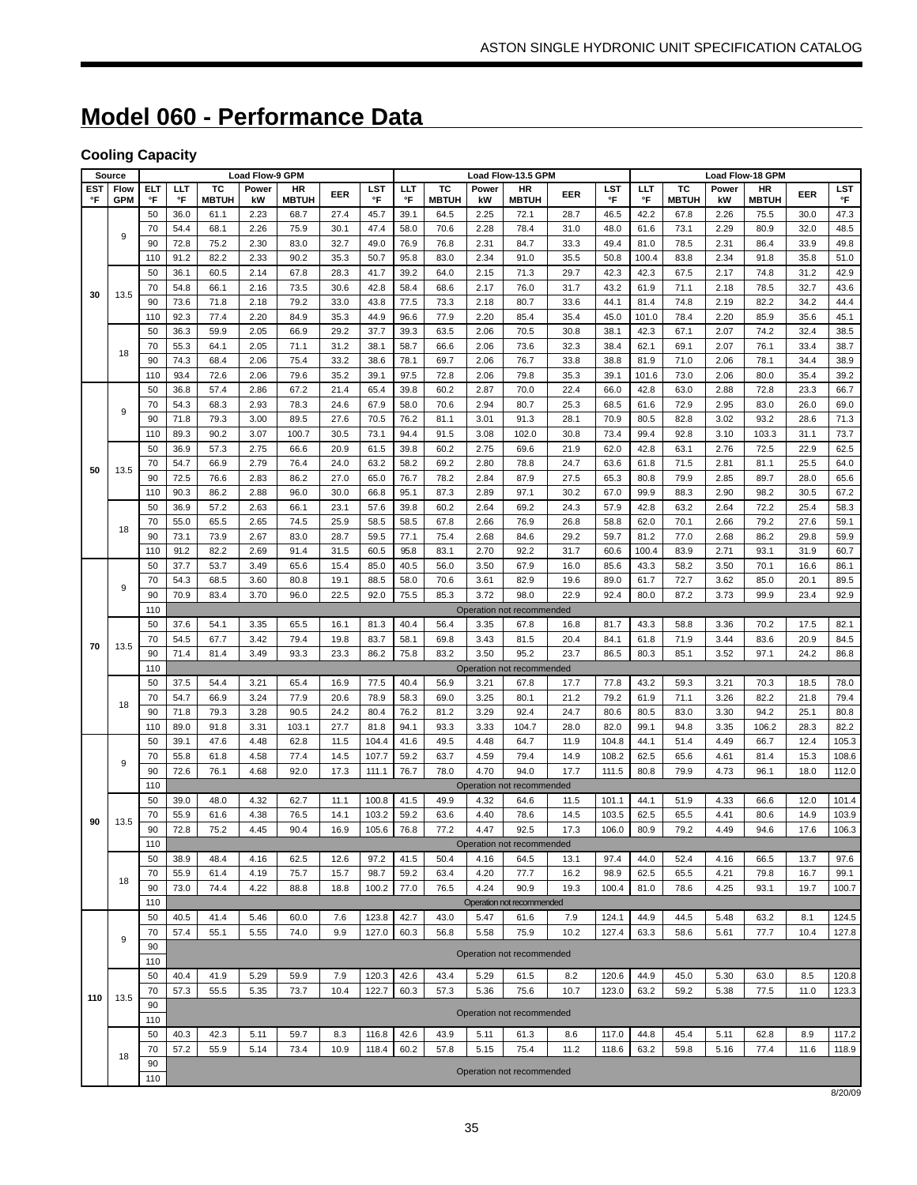# Model 060 - Performance Data

### Cooling Capacity

| Source | | | Load Flow-9 GPM | | | | | | Load Flow-13.5 GPM | | | | | | Load Flow-18 GPM | | | | | |
|---|---|---|---|---|---|---|---|---|---|---|---|---|---|---|---|---|---|---|---|---|
| EST °F | Flow GPM | ELT °F | LLT °F | TC MBTUH | Power kW | HR MBTUH | EER | LST °F | LLT °F | TC MBTUH | Power kW | HR MBTUH | EER | LST °F | LLT °F | TC MBTUH | Power kW | HR MBTUH | EER | LST °F |
| 30 | 9 | 50 | 36.0 | 61.1 | 2.23 | 68.7 | 27.4 | 45.7 | 39.1 | 64.5 | 2.25 | 72.1 | 28.7 | 46.5 | 42.2 | 67.8 | 2.26 | 75.5 | 30.0 | 47.3 |
| | | 70 | 54.4 | 68.1 | 2.26 | 75.9 | 30.1 | 47.4 | 58.0 | 70.6 | 2.28 | 78.4 | 31.0 | 48.0 | 61.6 | 73.1 | 2.29 | 80.9 | 32.0 | 48.5 |
| | | 90 | 72.8 | 75.2 | 2.30 | 83.0 | 32.7 | 49.0 | 76.9 | 76.8 | 2.31 | 84.7 | 33.3 | 49.4 | 81.0 | 78.5 | 2.31 | 86.4 | 33.9 | 49.8 |
| | | 110 | 91.2 | 82.2 | 2.33 | 90.2 | 35.3 | 50.7 | 95.8 | 83.0 | 2.34 | 91.0 | 35.5 | 50.8 | 100.4 | 83.8 | 2.34 | 91.8 | 35.8 | 51.0 |
| | 13.5 | 50 | 36.1 | 60.5 | 2.14 | 67.8 | 28.3 | 41.7 | 39.2 | 64.0 | 2.15 | 71.3 | 29.7 | 42.3 | 42.3 | 67.5 | 2.17 | 74.8 | 31.2 | 42.9 |
| | | 70 | 54.8 | 66.1 | 2.16 | 73.5 | 30.6 | 42.8 | 58.4 | 68.6 | 2.17 | 76.0 | 31.7 | 43.2 | 61.9 | 71.1 | 2.18 | 78.5 | 32.7 | 43.6 |
| | | 90 | 73.6 | 71.8 | 2.18 | 79.2 | 33.0 | 43.8 | 77.5 | 73.3 | 2.18 | 80.7 | 33.6 | 44.1 | 81.4 | 74.8 | 2.19 | 82.2 | 34.2 | 44.4 |
| | | 110 | 92.3 | 77.4 | 2.20 | 84.9 | 35.3 | 44.9 | 96.6 | 77.9 | 2.20 | 85.4 | 35.4 | 45.0 | 101.0 | 78.4 | 2.20 | 85.9 | 35.6 | 45.1 |
| | 18 | 50 | 36.3 | 59.9 | 2.05 | 66.9 | 29.2 | 37.7 | 39.3 | 63.5 | 2.06 | 70.5 | 30.8 | 38.1 | 42.3 | 67.1 | 2.07 | 74.2 | 32.4 | 38.5 |
| | | 70 | 55.3 | 64.1 | 2.05 | 71.1 | 31.2 | 38.1 | 58.7 | 66.6 | 2.06 | 73.6 | 32.3 | 38.4 | 62.1 | 69.1 | 2.07 | 76.1 | 33.4 | 38.7 |
| | | 90 | 74.3 | 68.4 | 2.06 | 75.4 | 33.2 | 38.6 | 78.1 | 69.7 | 2.06 | 76.7 | 33.8 | 38.8 | 81.9 | 71.0 | 2.06 | 78.1 | 34.4 | 38.9 |
| | | 110 | 93.4 | 72.6 | 2.06 | 79.6 | 35.2 | 39.1 | 97.5 | 72.8 | 2.06 | 79.8 | 35.3 | 39.1 | 101.6 | 73.0 | 2.06 | 80.0 | 35.4 | 39.2 |
| 50 | 9 | 50 | 36.8 | 57.4 | 2.86 | 67.2 | 21.4 | 65.4 | 39.8 | 60.2 | 2.87 | 70.0 | 22.4 | 66.0 | 42.8 | 63.0 | 2.88 | 72.8 | 23.3 | 66.7 |
| | | 70 | 54.3 | 68.3 | 2.93 | 78.3 | 24.6 | 67.9 | 58.0 | 70.6 | 2.94 | 80.7 | 25.3 | 68.5 | 61.6 | 72.9 | 2.95 | 83.0 | 26.0 | 69.0 |
| | | 90 | 71.8 | 79.3 | 3.00 | 89.5 | 27.6 | 70.5 | 76.2 | 81.1 | 3.01 | 91.3 | 28.1 | 70.9 | 80.5 | 82.8 | 3.02 | 93.2 | 28.6 | 71.3 |
| | | 110 | 89.3 | 90.2 | 3.07 | 100.7 | 30.5 | 73.1 | 94.4 | 91.5 | 3.08 | 102.0 | 30.8 | 73.4 | 99.4 | 92.8 | 3.10 | 103.3 | 31.1 | 73.7 |
| | 13.5 | 50 | 36.9 | 57.3 | 2.75 | 66.6 | 20.9 | 61.5 | 39.8 | 60.2 | 2.75 | 69.6 | 21.9 | 62.0 | 42.8 | 63.1 | 2.76 | 72.5 | 22.9 | 62.5 |
| | | 70 | 54.7 | 66.9 | 2.79 | 76.4 | 24.0 | 63.2 | 58.2 | 69.2 | 2.80 | 78.8 | 24.7 | 63.6 | 61.8 | 71.5 | 2.81 | 81.1 | 25.5 | 64.0 |
| | | 90 | 72.5 | 76.6 | 2.83 | 86.2 | 27.0 | 65.0 | 76.7 | 78.2 | 2.84 | 87.9 | 27.5 | 65.3 | 80.8 | 79.9 | 2.85 | 89.7 | 28.0 | 65.6 |
| | | 110 | 90.3 | 86.2 | 2.88 | 96.0 | 30.0 | 66.8 | 95.1 | 87.3 | 2.89 | 97.1 | 30.2 | 67.0 | 99.9 | 88.3 | 2.90 | 98.2 | 30.5 | 67.2 |
| | 18 | 50 | 36.9 | 57.2 | 2.63 | 66.1 | 23.1 | 57.6 | 39.8 | 60.2 | 2.64 | 69.2 | 24.3 | 57.9 | 42.8 | 63.2 | 2.64 | 72.2 | 25.4 | 58.3 |
| | | 70 | 55.0 | 65.5 | 2.65 | 74.5 | 25.9 | 58.5 | 58.5 | 67.8 | 2.66 | 76.9 | 26.8 | 58.8 | 62.0 | 70.1 | 2.66 | 79.2 | 27.6 | 59.1 |
| | | 90 | 73.1 | 73.9 | 2.67 | 83.0 | 28.7 | 59.5 | 77.1 | 75.4 | 2.68 | 84.6 | 29.2 | 59.7 | 81.2 | 77.0 | 2.68 | 86.2 | 29.8 | 59.9 |
| | | 110 | 91.2 | 82.2 | 2.69 | 91.4 | 31.5 | 60.5 | 95.8 | 83.1 | 2.70 | 92.2 | 31.7 | 60.6 | 100.4 | 83.9 | 2.71 | 93.1 | 31.9 | 60.7 |
| 70 | 9 | 50 | 37.7 | 53.7 | 3.49 | 65.6 | 15.4 | 85.0 | 40.5 | 56.0 | 3.50 | 67.9 | 16.0 | 85.6 | 43.3 | 58.2 | 3.50 | 70.1 | 16.6 | 86.1 |
| | | 70 | 54.3 | 68.5 | 3.60 | 80.8 | 19.1 | 88.5 | 58.0 | 70.6 | 3.61 | 82.9 | 19.6 | 89.0 | 61.7 | 72.7 | 3.62 | 85.0 | 20.1 | 89.5 |
| | | 90 | 70.9 | 83.4 | 3.70 | 96.0 | 22.5 | 92.0 | 75.5 | 85.3 | 3.72 | 98.0 | 22.9 | 92.4 | 80.0 | 87.2 | 3.73 | 99.9 | 23.4 | 92.9 |
| | | 110 | Operation not recommended | | | | | | | | | | | | | | | | | |
| | 13.5 | 50 | 37.6 | 54.1 | 3.35 | 65.5 | 16.1 | 81.3 | 40.4 | 56.4 | 3.35 | 67.8 | 16.8 | 81.7 | 43.3 | 58.8 | 3.36 | 70.2 | 17.5 | 82.1 |
| | | 70 | 54.5 | 67.7 | 3.42 | 79.4 | 19.8 | 83.7 | 58.1 | 69.8 | 3.43 | 81.5 | 20.4 | 84.1 | 61.8 | 71.9 | 3.44 | 83.6 | 20.9 | 84.5 |
| | | 90 | 71.4 | 81.4 | 3.49 | 93.3 | 23.3 | 86.2 | 75.8 | 83.2 | 3.50 | 95.2 | 23.7 | 86.5 | 80.3 | 85.1 | 3.52 | 97.1 | 24.2 | 86.8 |
| | | 110 | Operation not recommended | | | | | | | | | | | | | | | | | |
| | 18 | 50 | 37.5 | 54.4 | 3.21 | 65.4 | 16.9 | 77.5 | 40.4 | 56.9 | 3.21 | 67.8 | 17.7 | 77.8 | 43.2 | 59.3 | 3.21 | 70.3 | 18.5 | 78.0 |
| | | 70 | 54.7 | 66.9 | 3.24 | 77.9 | 20.6 | 78.9 | 58.3 | 69.0 | 3.25 | 80.1 | 21.2 | 79.2 | 61.9 | 71.1 | 3.26 | 82.2 | 21.8 | 79.4 |
| | | 90 | 71.8 | 79.3 | 3.28 | 90.5 | 24.2 | 80.4 | 76.2 | 81.2 | 3.29 | 92.4 | 24.7 | 80.6 | 80.5 | 83.0 | 3.30 | 94.2 | 25.1 | 80.8 |
| | | 110 | 89.0 | 91.8 | 3.31 | 103.1 | 27.7 | 81.8 | 94.1 | 93.3 | 3.33 | 104.7 | 28.0 | 82.0 | 99.1 | 94.8 | 3.35 | 106.2 | 28.3 | 82.2 |
| 90 | 9 | 50 | 39.1 | 47.6 | 4.48 | 62.8 | 11.5 | 104.4 | 41.6 | 49.5 | 4.48 | 64.7 | 11.9 | 104.8 | 44.1 | 51.4 | 4.49 | 66.7 | 12.4 | 105.3 |
| | | 70 | 55.8 | 61.8 | 4.58 | 77.4 | 14.5 | 107.7 | 59.2 | 63.7 | 4.59 | 79.4 | 14.9 | 108.2 | 62.5 | 65.6 | 4.61 | 81.4 | 15.3 | 108.6 |
| | | 90 | 72.6 | 76.1 | 4.68 | 92.0 | 17.3 | 111.1 | 76.7 | 78.0 | 4.70 | 94.0 | 17.7 | 111.5 | 80.8 | 79.9 | 4.73 | 96.1 | 18.0 | 112.0 |
| | | 110 | Operation not recommended | | | | | | | | | | | | | | | | | |
| | 13.5 | 50 | 39.0 | 48.0 | 4.32 | 62.7 | 11.1 | 100.8 | 41.5 | 49.9 | 4.32 | 64.6 | 11.5 | 101.1 | 44.1 | 51.9 | 4.33 | 66.6 | 12.0 | 101.4 |
| | | 70 | 55.9 | 61.6 | 4.38 | 76.5 | 14.1 | 103.2 | 59.2 | 63.6 | 4.40 | 78.6 | 14.5 | 103.5 | 62.5 | 65.5 | 4.41 | 80.6 | 14.9 | 103.9 |
| | | 90 | 72.8 | 75.2 | 4.45 | 90.4 | 16.9 | 105.6 | 76.8 | 77.2 | 4.47 | 92.5 | 17.3 | 106.0 | 80.9 | 79.2 | 4.49 | 94.6 | 17.6 | 106.3 |
| | | 110 | Operation not recommended | | | | | | | | | | | | | | | | | |
| | 18 | 50 | 38.9 | 48.4 | 4.16 | 62.5 | 12.6 | 97.2 | 41.5 | 50.4 | 4.16 | 64.5 | 13.1 | 97.4 | 44.0 | 52.4 | 4.16 | 66.5 | 13.7 | 97.6 |
| | | 70 | 55.9 | 61.4 | 4.19 | 75.7 | 15.7 | 98.7 | 59.2 | 63.4 | 4.20 | 77.7 | 16.2 | 98.9 | 62.5 | 65.5 | 4.21 | 79.8 | 16.7 | 99.1 |
| | | 90 | 73.0 | 74.4 | 4.22 | 88.8 | 18.8 | 100.2 | 77.0 | 76.5 | 4.24 | 90.9 | 19.3 | 100.4 | 81.0 | 78.6 | 4.25 | 93.1 | 19.7 | 100.7 |
| | | 110 | Operation not recommended | | | | | | | | | | | | | | | | | |
| 110 | 9 | 50 | 40.5 | 41.4 | 5.46 | 60.0 | 7.6 | 123.8 | 42.7 | 43.0 | 5.47 | 61.6 | 7.9 | 124.1 | 44.9 | 44.5 | 5.48 | 63.2 | 8.1 | 124.5 |
| | | 70 | 57.4 | 55.1 | 5.55 | 74.0 | 9.9 | 127.0 | 60.3 | 56.8 | 5.58 | 75.9 | 10.2 | 127.4 | 63.3 | 58.6 | 5.61 | 77.7 | 10.4 | 127.8 |
| | | 90 | Operation not recommended | | | | | | | | | | | | | | | | | |
| | | 110 | | | | | | | | | | | | | | | | | | |
| | 13.5 | 50 | 40.4 | 41.9 | 5.29 | 59.9 | 7.9 | 120.3 | 42.6 | 43.4 | 5.29 | 61.5 | 8.2 | 120.6 | 44.9 | 45.0 | 5.30 | 63.0 | 8.5 | 120.8 |
| | | 70 | 57.3 | 55.5 | 5.35 | 73.7 | 10.4 | 122.7 | 60.3 | 57.3 | 5.36 | 75.6 | 10.7 | 123.0 | 63.2 | 59.2 | 5.38 | 77.5 | 11.0 | 123.3 |
| | | 90 | Operation not recommended | | | | | | | | | | | | | | | | | |
| | | 110 | | | | | | | | | | | | | | | | | | |
| | 18 | 50 | 40.3 | 42.3 | 5.11 | 59.7 | 8.3 | 116.8 | 42.6 | 43.9 | 5.11 | 61.3 | 8.6 | 117.0 | 44.8 | 45.4 | 5.11 | 62.8 | 8.9 | 117.2 |
| | | 70 | 57.2 | 55.9 | 5.14 | 73.4 | 10.9 | 118.4 | 60.2 | 57.8 | 5.15 | 75.4 | 11.2 | 118.6 | 63.2 | 59.8 | 5.16 | 77.4 | 11.6 | 118.9 |
| | | 90 | Operation not recommended | | | | | | | | | | | | | | | | | |
| | | 110 | | | | | | | | | | | | | | | | | | |

8/20/09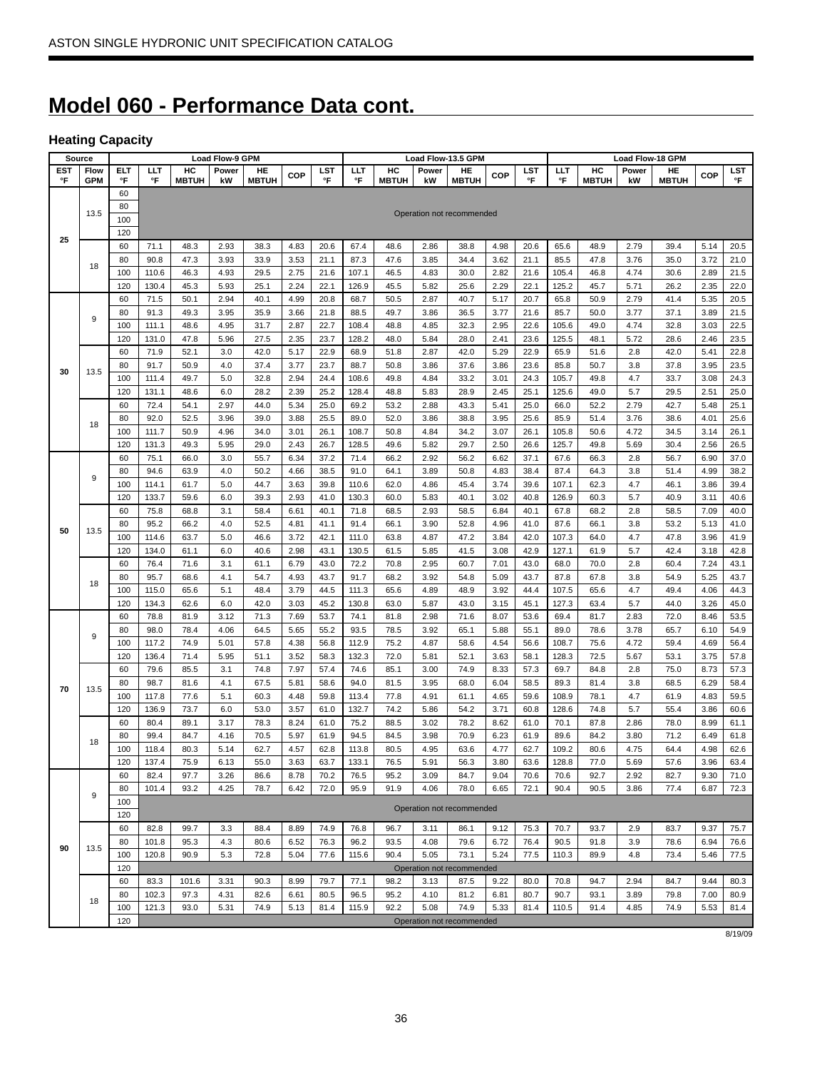# Model 060 - Performance Data cont.

### Heating Capacity

| Source | | | Load Flow-9 GPM | | | | | | | Load Flow-13.5 GPM | | | | | | | Load Flow-18 GPM | | | | | | |
|---|---|---|---|---|---|---|---|---|---|---|---|---|---|---|---|---|---|---|---|---|---|---|---|
| EST °F | Flow GPM | ELT °F | LLT °F | HC MBTUH | Power kW | HE MBTUH | COP | LST °F | LLT °F | HC MBTUH | Power kW | HE MBTUH | COP | LST °F | LLT °F | HC MBTUH | Power kW | HE MBTUH | COP | LST °F | LLT °F | HC MBTUH | Power kW |
| 25 | 13.5 | 60 | Operation not recommended | | | | | | | | | | | | | | | | | | | | |
| | | 80 | | | | | | | | | | | | | | | | | | | | | |
| | | 100 | | | | | | | | | | | | | | | | | | | | | |
| | | 120 | | | | | | | | | | | | | | | | | | | | | |
| | 18 | 60 | 71.1 | 48.3 | 2.93 | 38.3 | 4.83 | 20.6 | 67.4 | 48.6 | 2.86 | 38.8 | 4.98 | 20.6 | 65.6 | 48.9 | 2.79 | 39.4 | 5.14 | 20.5 | | | |
| | | 80 | 90.8 | 47.3 | 3.93 | 33.9 | 3.53 | 21.1 | 87.3 | 47.6 | 3.85 | 34.4 | 3.62 | 21.1 | 85.5 | 47.8 | 3.76 | 35.0 | 3.72 | 21.0 | | | |
| | | 100 | 110.6 | 46.3 | 4.93 | 29.5 | 2.75 | 21.6 | 107.1 | 46.5 | 4.83 | 30.0 | 2.82 | 21.6 | 105.4 | 46.8 | 4.74 | 30.6 | 2.89 | 21.5 | | | |
| | | 120 | 130.4 | 45.3 | 5.93 | 25.1 | 2.24 | 22.1 | 126.9 | 45.5 | 5.82 | 25.6 | 2.29 | 22.1 | 125.2 | 45.7 | 5.71 | 26.2 | 2.35 | 22.0 | | | |
| 30 | 9 | 60 | 71.5 | 50.1 | 2.94 | 40.1 | 4.99 | 20.8 | 68.7 | 50.5 | 2.87 | 40.7 | 5.17 | 20.7 | 65.8 | 50.9 | 2.79 | 41.4 | 5.35 | 20.5 | | | |
| | | 80 | 91.3 | 49.3 | 3.95 | 35.9 | 3.66 | 21.8 | 88.5 | 49.7 | 3.86 | 36.5 | 3.77 | 21.6 | 85.7 | 50.0 | 3.77 | 37.1 | 3.89 | 21.5 | | | |
| | | 100 | 111.1 | 48.6 | 4.95 | 31.7 | 2.87 | 22.7 | 108.4 | 48.8 | 4.85 | 32.3 | 2.95 | 22.6 | 105.6 | 49.0 | 4.74 | 32.8 | 3.03 | 22.5 | | | |
| | | 120 | 131.0 | 47.8 | 5.96 | 27.5 | 2.35 | 23.7 | 128.2 | 48.0 | 5.84 | 28.0 | 2.41 | 23.6 | 125.5 | 48.1 | 5.72 | 28.6 | 2.46 | 23.5 | | | |
| | 13.5 | 60 | 71.9 | 52.1 | 3.0 | 42.0 | 5.17 | 22.9 | 68.9 | 51.8 | 2.87 | 42.0 | 5.29 | 22.9 | 65.9 | 51.6 | 2.8 | 42.0 | 5.41 | 22.8 | | | |
| | | 80 | 91.7 | 50.9 | 4.0 | 37.4 | 3.77 | 23.7 | 88.7 | 50.8 | 3.86 | 37.6 | 3.86 | 23.6 | 85.8 | 50.7 | 3.8 | 37.8 | 3.95 | 23.5 | | | |
| | | 100 | 111.4 | 49.7 | 5.0 | 32.8 | 2.94 | 24.4 | 108.6 | 49.8 | 4.84 | 33.2 | 3.01 | 24.3 | 105.7 | 49.8 | 4.7 | 33.7 | 3.08 | 24.3 | | | |
| | | 120 | 131.1 | 48.6 | 6.0 | 28.2 | 2.39 | 25.2 | 128.4 | 48.8 | 5.83 | 28.9 | 2.45 | 25.1 | 125.6 | 49.0 | 5.7 | 29.5 | 2.51 | 25.0 | | | |
| | 18 | 60 | 72.4 | 54.1 | 2.97 | 44.0 | 5.34 | 25.0 | 69.2 | 53.2 | 2.88 | 43.3 | 5.41 | 25.0 | 66.0 | 52.2 | 2.79 | 42.7 | 5.48 | 25.1 | | | |
| | | 80 | 92.0 | 52.5 | 3.96 | 39.0 | 3.88 | 25.5 | 89.0 | 52.0 | 3.86 | 38.8 | 3.95 | 25.6 | 85.9 | 51.4 | 3.76 | 38.6 | 4.01 | 25.6 | | | |
| | | 100 | 111.7 | 50.9 | 4.96 | 34.0 | 3.01 | 26.1 | 108.7 | 50.8 | 4.84 | 34.2 | 3.07 | 26.1 | 105.8 | 50.6 | 4.72 | 34.5 | 3.14 | 26.1 | | | |
| | | 120 | 131.3 | 49.3 | 5.95 | 29.0 | 2.43 | 26.7 | 128.5 | 49.6 | 5.82 | 29.7 | 2.50 | 26.6 | 125.7 | 49.8 | 5.69 | 30.4 | 2.56 | 26.5 | | | |
| 50 | 9 | 60 | 75.1 | 66.0 | 3.0 | 55.7 | 6.34 | 37.2 | 71.4 | 66.2 | 2.92 | 56.2 | 6.62 | 37.1 | 67.6 | 66.3 | 2.8 | 56.7 | 6.90 | 37.0 | | | |
| | | 80 | 94.6 | 63.9 | 4.0 | 50.2 | 4.66 | 38.5 | 91.0 | 64.1 | 3.89 | 50.8 | 4.83 | 38.4 | 87.4 | 64.3 | 3.8 | 51.4 | 4.99 | 38.2 | | | |
| | | 100 | 114.1 | 61.7 | 5.0 | 44.7 | 3.63 | 39.8 | 110.6 | 62.0 | 4.86 | 45.4 | 3.74 | 39.6 | 107.1 | 62.3 | 4.7 | 46.1 | 3.86 | 39.4 | | | |
| | | 120 | 133.7 | 59.6 | 6.0 | 39.3 | 2.93 | 41.0 | 130.3 | 60.0 | 5.83 | 40.1 | 3.02 | 40.8 | 126.9 | 60.3 | 5.7 | 40.9 | 3.11 | 40.6 | | | |
| | 13.5 | 60 | 75.8 | 68.8 | 3.1 | 58.4 | 6.61 | 40.1 | 71.8 | 68.5 | 2.93 | 58.5 | 6.84 | 40.1 | 67.8 | 68.2 | 2.8 | 58.5 | 7.09 | 40.0 | | | |
| | | 80 | 95.2 | 66.2 | 4.0 | 52.5 | 4.81 | 41.1 | 91.4 | 66.1 | 3.90 | 52.8 | 4.96 | 41.0 | 87.6 | 66.1 | 3.8 | 53.2 | 5.13 | 41.0 | | | |
| | | 100 | 114.6 | 63.7 | 5.0 | 46.6 | 3.72 | 42.1 | 111.0 | 63.8 | 4.87 | 47.2 | 3.84 | 42.0 | 107.3 | 64.0 | 4.7 | 47.8 | 3.96 | 41.9 | | | |
| | | 120 | 134.0 | 61.1 | 6.0 | 40.6 | 2.98 | 43.1 | 130.5 | 61.5 | 5.85 | 41.5 | 3.08 | 42.9 | 127.1 | 61.9 | 5.7 | 42.4 | 3.18 | 42.8 | | | |
| | 18 | 60 | 76.4 | 71.6 | 3.1 | 61.1 | 6.79 | 43.0 | 72.2 | 70.8 | 2.95 | 60.7 | 7.01 | 43.0 | 68.0 | 70.0 | 2.8 | 60.4 | 7.24 | 43.1 | | | |
| | | 80 | 95.7 | 68.6 | 4.1 | 54.7 | 4.93 | 43.7 | 91.7 | 68.2 | 3.92 | 54.8 | 5.09 | 43.7 | 87.8 | 67.8 | 3.8 | 54.9 | 5.25 | 43.7 | | | |
| | | 100 | 115.0 | 65.6 | 5.1 | 48.4 | 3.79 | 44.5 | 111.3 | 65.6 | 4.89 | 48.9 | 3.92 | 44.4 | 107.5 | 65.6 | 4.7 | 49.4 | 4.06 | 44.3 | | | |
| | | 120 | 134.3 | 62.6 | 6.0 | 42.0 | 3.03 | 45.2 | 130.8 | 63.0 | 5.87 | 43.0 | 3.15 | 45.1 | 127.3 | 63.4 | 5.7 | 44.0 | 3.26 | 45.0 | | | |
| 70 | 9 | 60 | 78.8 | 81.9 | 3.12 | 71.3 | 7.69 | 53.7 | 74.1 | 81.8 | 2.98 | 71.6 | 8.07 | 53.6 | 69.4 | 81.7 | 2.83 | 72.0 | 8.46 | 53.5 | | | |
| | | 80 | 98.0 | 78.4 | 4.06 | 64.5 | 5.65 | 55.2 | 93.5 | 78.5 | 3.92 | 65.1 | 5.88 | 55.1 | 89.0 | 78.6 | 3.78 | 65.7 | 6.10 | 54.9 | | | |
| | | 100 | 117.2 | 74.9 | 5.01 | 57.8 | 4.38 | 56.8 | 112.9 | 75.2 | 4.87 | 58.6 | 4.54 | 56.6 | 108.7 | 75.6 | 4.72 | 59.4 | 4.69 | 56.4 | | | |
| | | 120 | 136.4 | 71.4 | 5.95 | 51.1 | 3.52 | 58.3 | 132.3 | 72.0 | 5.81 | 52.1 | 3.63 | 58.1 | 128.3 | 72.5 | 5.67 | 53.1 | 3.75 | 57.8 | | | |
| | 13.5 | 60 | 79.6 | 85.5 | 3.1 | 74.8 | 7.97 | 57.4 | 74.6 | 85.1 | 3.00 | 74.9 | 8.33 | 57.3 | 69.7 | 84.8 | 2.8 | 75.0 | 8.73 | 57.3 | | | |
| | | 80 | 98.7 | 81.6 | 4.1 | 67.5 | 5.81 | 58.6 | 94.0 | 81.5 | 3.95 | 68.0 | 6.04 | 58.5 | 89.3 | 81.4 | 3.8 | 68.5 | 6.29 | 58.4 | | | |
| | | 100 | 117.8 | 77.6 | 5.1 | 60.3 | 4.48 | 59.8 | 113.4 | 77.8 | 4.91 | 61.1 | 4.65 | 59.6 | 108.9 | 78.1 | 4.7 | 61.9 | 4.83 | 59.5 | | | |
| | | 120 | 136.9 | 73.7 | 6.0 | 53.0 | 3.57 | 61.0 | 132.7 | 74.2 | 5.86 | 54.2 | 3.71 | 60.8 | 128.6 | 74.8 | 5.7 | 55.4 | 3.86 | 60.6 | | | |
| | 18 | 60 | 80.4 | 89.1 | 3.17 | 78.3 | 8.24 | 61.0 | 75.2 | 88.5 | 3.02 | 78.2 | 8.62 | 61.0 | 70.1 | 87.8 | 2.86 | 78.0 | 8.99 | 61.1 | | | |
| | | 80 | 99.4 | 84.7 | 4.16 | 70.5 | 5.97 | 61.9 | 94.5 | 84.5 | 3.98 | 70.9 | 6.23 | 61.9 | 89.6 | 84.2 | 3.80 | 71.2 | 6.49 | 61.8 | | | |
| | | 100 | 118.4 | 80.3 | 5.14 | 62.7 | 4.57 | 62.8 | 113.8 | 80.5 | 4.95 | 63.6 | 4.77 | 62.7 | 109.2 | 80.6 | 4.75 | 64.4 | 4.98 | 62.6 | | | |
| | | 120 | 137.4 | 75.9 | 6.13 | 55.0 | 3.63 | 63.7 | 133.1 | 76.5 | 5.91 | 56.3 | 3.80 | 63.6 | 128.8 | 77.0 | 5.69 | 57.6 | 3.96 | 63.4 | | | |
| 90 | 9 | 60 | 82.4 | 97.7 | 3.26 | 86.6 | 8.78 | 70.2 | 76.5 | 95.2 | 3.09 | 84.7 | 9.04 | 70.6 | 70.6 | 92.7 | 2.92 | 82.7 | 9.30 | 71.0 | | | |
| | | 80 | 101.4 | 93.2 | 4.25 | 78.7 | 6.42 | 72.0 | 95.9 | 91.9 | 4.06 | 78.0 | 6.65 | 72.1 | 90.4 | 90.5 | 3.86 | 77.4 | 6.87 | 72.3 | | | |
| | | 100 | Operation not recommended | | | | | | | | | | | | | | | | | | | | |
| | | 120 | | | | | | | | | | | | | | | | | | | | | |
| | 13.5 | 60 | 82.8 | 99.7 | 3.3 | 88.4 | 8.89 | 74.9 | 76.8 | 96.7 | 3.11 | 86.1 | 9.12 | 75.3 | 70.7 | 93.7 | 2.9 | 83.7 | 9.37 | 75.7 | | | |
| | | 80 | 101.8 | 95.3 | 4.3 | 80.6 | 6.52 | 76.3 | 96.2 | 93.5 | 4.08 | 79.6 | 6.72 | 76.4 | 90.5 | 91.8 | 3.9 | 78.6 | 6.94 | 76.6 | | | |
| | | 100 | 120.8 | 90.9 | 5.3 | 72.8 | 5.04 | 77.6 | 115.6 | 90.4 | 5.05 | 73.1 | 5.24 | 77.5 | 110.3 | 89.9 | 4.8 | 73.4 | 5.46 | 77.5 | | | |
| | | 120 | Operation not recommended | | | | | | | | | | | | | | | | | | | | |
| | 18 | 60 | 83.3 | 101.6 | 3.31 | 90.3 | 8.99 | 79.7 | 77.1 | 98.2 | 3.13 | 87.5 | 9.22 | 80.0 | 70.8 | 94.7 | 2.94 | 84.7 | 9.44 | 80.3 | | | |
| | | 80 | 102.3 | 97.3 | 4.31 | 82.6 | 6.61 | 80.5 | 96.5 | 95.2 | 4.10 | 81.2 | 6.81 | 80.7 | 90.7 | 93.1 | 3.89 | 79.8 | 7.00 | 80.9 | | | |
| | | 100 | 121.3 | 93.0 | 5.31 | 74.9 | 5.13 | 81.4 | 115.9 | 92.2 | 5.08 | 74.9 | 5.33 | 81.4 | 110.5 | 91.4 | 4.85 | 74.9 | 5.53 | 81.4 | | | |
| | | 120 | Operation not recommended | | | | | | | | | | | | | | | | | | | | |

8/19/09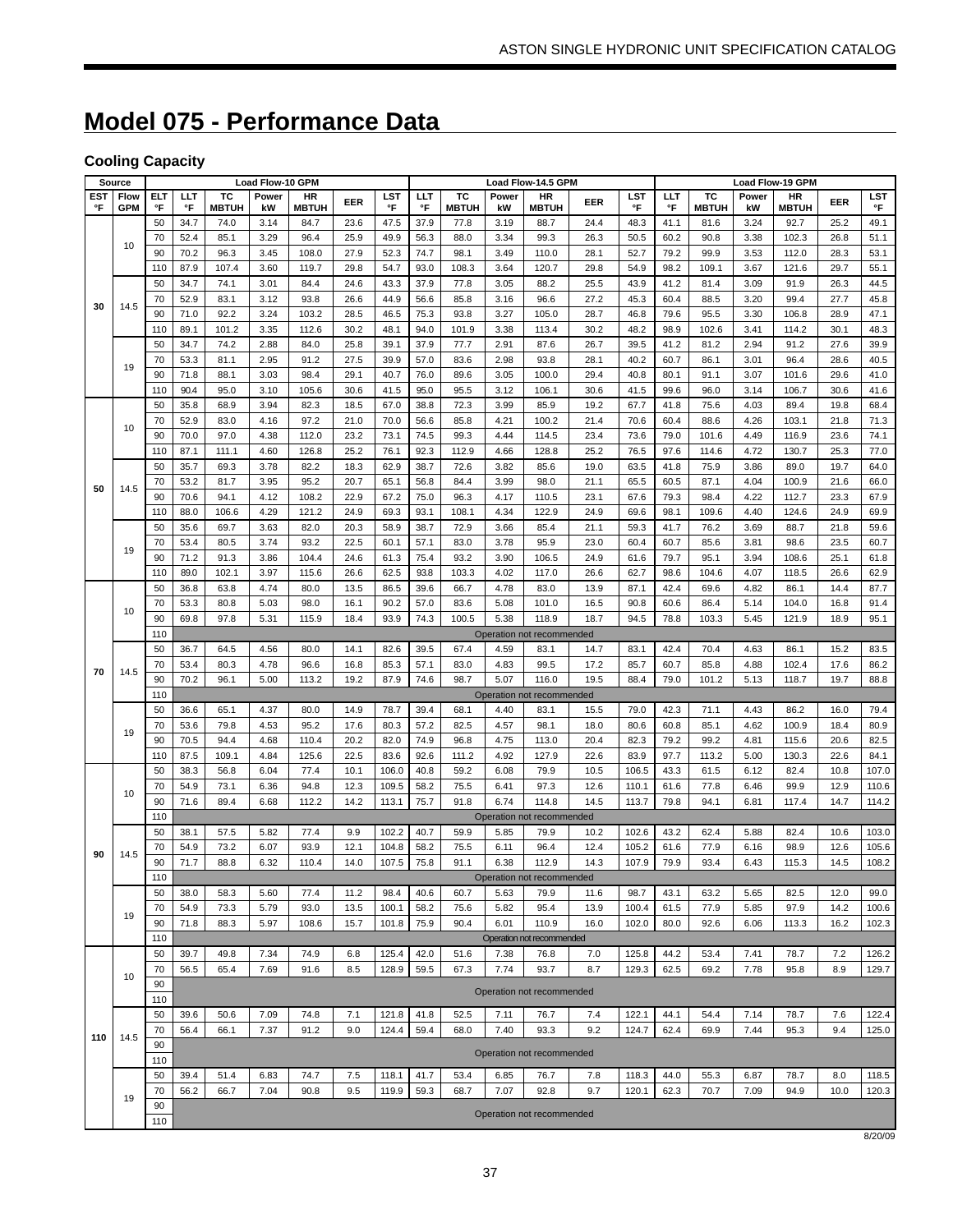# Model 075 - Performance Data

### Cooling Capacity

| Source | | | Load Flow-10 GPM | | | | | | | Load Flow-14.5 GPM | | | | | | | Load Flow-19 GPM | | | | | | |
|---|---|---|---|---|---|---|---|---|---|---|---|---|---|---|---|---|---|---|---|---|---|---|---|
| EST °F | Flow GPM | ELT °F | LLT °F | TC MBTUH | Power kW | HR MBTUH | EER | LST °F | LLT °F | TC MBTUH | Power kW | HR MBTUH | EER | LST °F | LLT °F | TC MBTUH | Power kW | HR MBTUH | EER | LST °F |
| 30 | 10 | 50 | 34.7 | 74.0 | 3.14 | 84.7 | 23.6 | 47.5 | 37.9 | 77.8 | 3.19 | 88.7 | 24.4 | 48.3 | 41.1 | 81.6 | 3.24 | 92.7 | 25.2 | 49.1 |
| | | 70 | 52.4 | 85.1 | 3.29 | 96.4 | 25.9 | 49.9 | 56.3 | 88.0 | 3.34 | 99.3 | 26.3 | 50.5 | 60.2 | 90.8 | 3.38 | 102.3 | 26.8 | 51.1 |
| | | 90 | 70.2 | 96.3 | 3.45 | 108.0 | 27.9 | 52.3 | 74.7 | 98.1 | 3.49 | 110.0 | 28.1 | 52.7 | 79.2 | 99.9 | 3.53 | 112.0 | 28.3 | 53.1 |
| | | 110 | 87.9 | 107.4 | 3.60 | 119.7 | 29.8 | 54.7 | 93.0 | 108.3 | 3.64 | 120.7 | 29.8 | 54.9 | 98.2 | 109.1 | 3.67 | 121.6 | 29.7 | 55.1 |
| | 14.5 | 50 | 34.7 | 74.1 | 3.01 | 84.4 | 24.6 | 43.3 | 37.9 | 77.8 | 3.05 | 88.2 | 25.5 | 43.9 | 41.2 | 81.4 | 3.09 | 91.9 | 26.3 | 44.5 |
| | | 70 | 52.9 | 83.1 | 3.12 | 93.8 | 26.6 | 44.9 | 56.6 | 85.8 | 3.16 | 96.6 | 27.2 | 45.3 | 60.4 | 88.5 | 3.20 | 99.4 | 27.7 | 45.8 |
| | | 90 | 71.0 | 92.2 | 3.24 | 103.2 | 28.5 | 46.5 | 75.3 | 93.8 | 3.27 | 105.0 | 28.7 | 46.8 | 79.6 | 95.5 | 3.30 | 106.8 | 28.9 | 47.1 |
| | | 110 | 89.1 | 101.2 | 3.35 | 112.6 | 30.2 | 48.1 | 94.0 | 101.9 | 3.38 | 113.4 | 30.2 | 48.2 | 98.9 | 102.6 | 3.41 | 114.2 | 30.1 | 48.3 |
| | 19 | 50 | 34.7 | 74.2 | 2.88 | 84.0 | 25.8 | 39.1 | 37.9 | 77.7 | 2.91 | 87.6 | 26.7 | 39.5 | 41.2 | 81.2 | 2.94 | 91.2 | 27.6 | 39.9 |
| | | 70 | 53.3 | 81.1 | 2.95 | 91.2 | 27.5 | 39.9 | 57.0 | 83.6 | 2.98 | 93.8 | 28.1 | 40.2 | 60.7 | 86.1 | 3.01 | 96.4 | 28.6 | 40.5 |
| | | 90 | 71.8 | 88.1 | 3.03 | 98.4 | 29.1 | 40.7 | 76.0 | 89.6 | 3.05 | 100.0 | 29.4 | 40.8 | 80.1 | 91.1 | 3.07 | 101.6 | 29.6 | 41.0 |
| | | 110 | 90.4 | 95.0 | 3.10 | 105.6 | 30.6 | 41.5 | 95.0 | 95.5 | 3.12 | 106.1 | 30.6 | 41.5 | 99.6 | 96.0 | 3.14 | 106.7 | 30.6 | 41.6 |
| 50 | 10 | 50 | 35.8 | 68.9 | 3.94 | 82.3 | 18.5 | 67.0 | 38.8 | 72.3 | 3.99 | 85.9 | 19.2 | 67.7 | 41.8 | 75.6 | 4.03 | 89.4 | 19.8 | 68.4 |
| | | 70 | 52.9 | 83.0 | 4.16 | 97.2 | 21.0 | 70.0 | 56.6 | 85.8 | 4.21 | 100.2 | 21.4 | 70.6 | 60.4 | 88.6 | 4.26 | 103.1 | 21.8 | 71.3 |
| | | 90 | 70.0 | 97.0 | 4.38 | 112.0 | 23.2 | 73.1 | 74.5 | 99.3 | 4.44 | 114.5 | 23.4 | 73.6 | 79.0 | 101.6 | 4.49 | 116.9 | 23.6 | 74.1 |
| | | 110 | 87.1 | 111.1 | 4.60 | 126.8 | 25.2 | 76.1 | 92.3 | 112.9 | 4.66 | 128.8 | 25.2 | 76.5 | 97.6 | 114.6 | 4.72 | 130.7 | 25.3 | 77.0 |
| | 14.5 | 50 | 35.7 | 69.3 | 3.78 | 82.2 | 18.3 | 62.9 | 38.7 | 72.6 | 3.82 | 85.6 | 19.0 | 63.5 | 41.8 | 75.9 | 3.86 | 89.0 | 19.7 | 64.0 |
| | | 70 | 53.2 | 81.7 | 3.95 | 95.2 | 20.7 | 65.1 | 56.8 | 84.4 | 3.99 | 98.0 | 21.1 | 65.5 | 60.5 | 87.1 | 4.04 | 100.9 | 21.6 | 66.0 |
| | | 90 | 70.6 | 94.1 | 4.12 | 108.2 | 22.9 | 67.2 | 75.0 | 96.3 | 4.17 | 110.5 | 23.1 | 67.6 | 79.3 | 98.4 | 4.22 | 112.7 | 23.3 | 67.9 |
| | | 110 | 88.0 | 106.6 | 4.29 | 121.2 | 24.9 | 69.3 | 93.1 | 108.1 | 4.34 | 122.9 | 24.9 | 69.6 | 98.1 | 109.6 | 4.40 | 124.6 | 24.9 | 69.9 |
| | 19 | 50 | 35.6 | 69.7 | 3.63 | 82.0 | 20.3 | 58.9 | 38.7 | 72.9 | 3.66 | 85.4 | 21.1 | 59.3 | 41.7 | 76.2 | 3.69 | 88.7 | 21.8 | 59.6 |
| | | 70 | 53.4 | 80.5 | 3.74 | 93.2 | 22.5 | 60.1 | 57.1 | 83.0 | 3.78 | 95.9 | 23.0 | 60.4 | 60.7 | 85.6 | 3.81 | 98.6 | 23.5 | 60.7 |
| | | 90 | 71.2 | 91.3 | 3.86 | 104.4 | 24.6 | 61.3 | 75.4 | 93.2 | 3.90 | 106.5 | 24.9 | 61.6 | 79.7 | 95.1 | 3.94 | 108.6 | 25.1 | 61.8 |
| | | 110 | 89.0 | 102.1 | 3.97 | 115.6 | 26.6 | 62.5 | 93.8 | 103.3 | 4.02 | 117.0 | 26.6 | 62.7 | 98.6 | 104.6 | 4.07 | 118.5 | 26.6 | 62.9 |
| 70 | 10 | 50 | 36.8 | 63.8 | 4.74 | 80.0 | 13.5 | 86.5 | 39.6 | 66.7 | 4.78 | 83.0 | 13.9 | 87.1 | 42.4 | 69.6 | 4.82 | 86.1 | 14.4 | 87.7 |
| | | 70 | 53.3 | 80.8 | 5.03 | 98.0 | 16.1 | 90.2 | 57.0 | 83.6 | 5.08 | 101.0 | 16.5 | 90.8 | 60.6 | 86.4 | 5.14 | 104.0 | 16.8 | 91.4 |
| | | 90 | 69.8 | 97.8 | 5.31 | 115.9 | 18.4 | 93.9 | 74.3 | 100.5 | 5.38 | 118.9 | 18.7 | 94.5 | 78.8 | 103.3 | 5.45 | 121.9 | 18.9 | 95.1 |
| | | 110 | Operation not recommended | | | | | | | | | | | | | | | | | |
| | 14.5 | 50 | 36.7 | 64.5 | 4.56 | 80.0 | 14.1 | 82.6 | 39.5 | 67.4 | 4.59 | 83.1 | 14.7 | 83.1 | 42.4 | 70.4 | 4.63 | 86.1 | 15.2 | 83.5 |
| | | 70 | 53.4 | 80.3 | 4.78 | 96.6 | 16.8 | 85.3 | 57.1 | 83.0 | 4.83 | 99.5 | 17.2 | 85.7 | 60.7 | 85.8 | 4.88 | 102.4 | 17.6 | 86.2 |
| | | 90 | 70.2 | 96.1 | 5.00 | 113.2 | 19.2 | 87.9 | 74.6 | 98.7 | 5.07 | 116.0 | 19.5 | 88.4 | 79.0 | 101.2 | 5.13 | 118.7 | 19.7 | 88.8 |
| | | 110 | Operation not recommended | | | | | | | | | | | | | | | | | |
| | 19 | 50 | 36.6 | 65.1 | 4.37 | 80.0 | 14.9 | 78.7 | 39.4 | 68.1 | 4.40 | 83.1 | 15.5 | 79.0 | 42.3 | 71.1 | 4.43 | 86.2 | 16.0 | 79.4 |
| | | 70 | 53.6 | 79.8 | 4.53 | 95.2 | 17.6 | 80.3 | 57.2 | 82.5 | 4.57 | 98.1 | 18.0 | 80.6 | 60.8 | 85.1 | 4.62 | 100.9 | 18.4 | 80.9 |
| | | 90 | 70.5 | 94.4 | 4.68 | 110.4 | 20.2 | 82.0 | 74.9 | 96.8 | 4.75 | 113.0 | 20.4 | 82.3 | 79.2 | 99.2 | 4.81 | 115.6 | 20.6 | 82.5 |
| | | 110 | 87.5 | 109.1 | 4.84 | 125.6 | 22.5 | 83.6 | 92.6 | 111.2 | 4.92 | 127.9 | 22.6 | 83.9 | 97.7 | 113.2 | 5.00 | 130.3 | 22.6 | 84.1 |
| 90 | 10 | 50 | 38.3 | 56.8 | 6.04 | 77.4 | 10.1 | 106.0 | 40.8 | 59.2 | 6.08 | 79.9 | 10.5 | 106.5 | 43.3 | 61.5 | 6.12 | 82.4 | 10.8 | 107.0 |
| | | 70 | 54.9 | 73.1 | 6.36 | 94.8 | 12.3 | 109.5 | 58.2 | 75.5 | 6.41 | 97.3 | 12.6 | 110.1 | 61.6 | 77.8 | 6.46 | 99.9 | 12.9 | 110.6 |
| | | 90 | 71.6 | 89.4 | 6.68 | 112.2 | 14.2 | 113.1 | 75.7 | 91.8 | 6.74 | 114.8 | 14.5 | 113.7 | 79.8 | 94.1 | 6.81 | 117.4 | 14.7 | 114.2 |
| | | 110 | Operation not recommended | | | | | | | | | | | | | | | | | |
| | 14.5 | 50 | 38.1 | 57.5 | 5.82 | 77.4 | 9.9 | 102.2 | 40.7 | 59.9 | 5.85 | 79.9 | 10.2 | 102.6 | 43.2 | 62.4 | 5.88 | 82.4 | 10.6 | 103.0 |
| | | 70 | 54.9 | 73.2 | 6.07 | 93.9 | 12.1 | 104.8 | 58.2 | 75.5 | 6.11 | 96.4 | 12.4 | 105.2 | 61.6 | 77.9 | 6.16 | 98.9 | 12.6 | 105.6 |
| | | 90 | 71.7 | 88.8 | 6.32 | 110.4 | 14.0 | 107.5 | 75.8 | 91.1 | 6.38 | 112.9 | 14.3 | 107.9 | 79.9 | 93.4 | 6.43 | 115.3 | 14.5 | 108.2 |
| | | 110 | Operation not recommended | | | | | | | | | | | | | | | | | |
| | 19 | 50 | 38.0 | 58.3 | 5.60 | 77.4 | 11.2 | 98.4 | 40.6 | 60.7 | 5.63 | 79.9 | 11.6 | 98.7 | 43.1 | 63.2 | 5.65 | 82.5 | 12.0 | 99.0 |
| | | 70 | 54.9 | 73.3 | 5.79 | 93.0 | 13.5 | 100.1 | 58.2 | 75.6 | 5.82 | 95.4 | 13.9 | 100.4 | 61.5 | 77.9 | 5.85 | 97.9 | 14.2 | 100.6 |
| | | 90 | 71.8 | 88.3 | 5.97 | 108.6 | 15.7 | 101.8 | 75.9 | 90.4 | 6.01 | 110.9 | 16.0 | 102.0 | 80.0 | 92.6 | 6.06 | 113.3 | 16.2 | 102.3 |
| | | 110 | Operation not recommended | | | | | | | | | | | | | | | | | |
| 110 | 10 | 50 | 39.7 | 49.8 | 7.34 | 74.9 | 6.8 | 125.4 | 42.0 | 51.6 | 7.38 | 76.8 | 7.0 | 125.8 | 44.2 | 53.4 | 7.41 | 78.7 | 7.2 | 126.2 |
| | | 70 | 56.5 | 65.4 | 7.69 | 91.6 | 8.5 | 128.9 | 59.5 | 67.3 | 7.74 | 93.7 | 8.7 | 129.3 | 62.5 | 69.2 | 7.78 | 95.8 | 8.9 | 129.7 |
| | | 90 | Operation not recommended | | | | | | | | | | | | | | | | | |
| | | 110 | Operation not recommended | | | | | | | | | | | | | | | | | |
| | 14.5 | 50 | 39.6 | 50.6 | 7.09 | 74.8 | 7.1 | 121.8 | 41.8 | 52.5 | 7.11 | 76.7 | 7.4 | 122.1 | 44.1 | 54.4 | 7.14 | 78.7 | 7.6 | 122.4 |
| | | 70 | 56.4 | 66.1 | 7.37 | 91.2 | 9.0 | 124.4 | 59.4 | 68.0 | 7.40 | 93.3 | 9.2 | 124.7 | 62.4 | 69.9 | 7.44 | 95.3 | 9.4 | 125.0 |
| | | 90 | Operation not recommended | | | | | | | | | | | | | | | | | |
| | | 110 | Operation not recommended | | | | | | | | | | | | | | | | | |
| | 19 | 50 | 39.4 | 51.4 | 6.83 | 74.7 | 7.5 | 118.1 | 41.7 | 53.4 | 6.85 | 76.7 | 7.8 | 118.3 | 44.0 | 55.3 | 6.87 | 78.7 | 8.0 | 118.5 |
| | | 70 | 56.2 | 66.7 | 7.04 | 90.8 | 9.5 | 119.9 | 59.3 | 68.7 | 7.07 | 92.8 | 9.7 | 120.1 | 62.3 | 70.7 | 7.09 | 94.9 | 10.0 | 120.3 |
| | | 90 | Operation not recommended | | | | | | | | | | | | | | | | | |
| | | 110 | Operation not recommended | | | | | | | | | | | | | | | | | |

8/20/09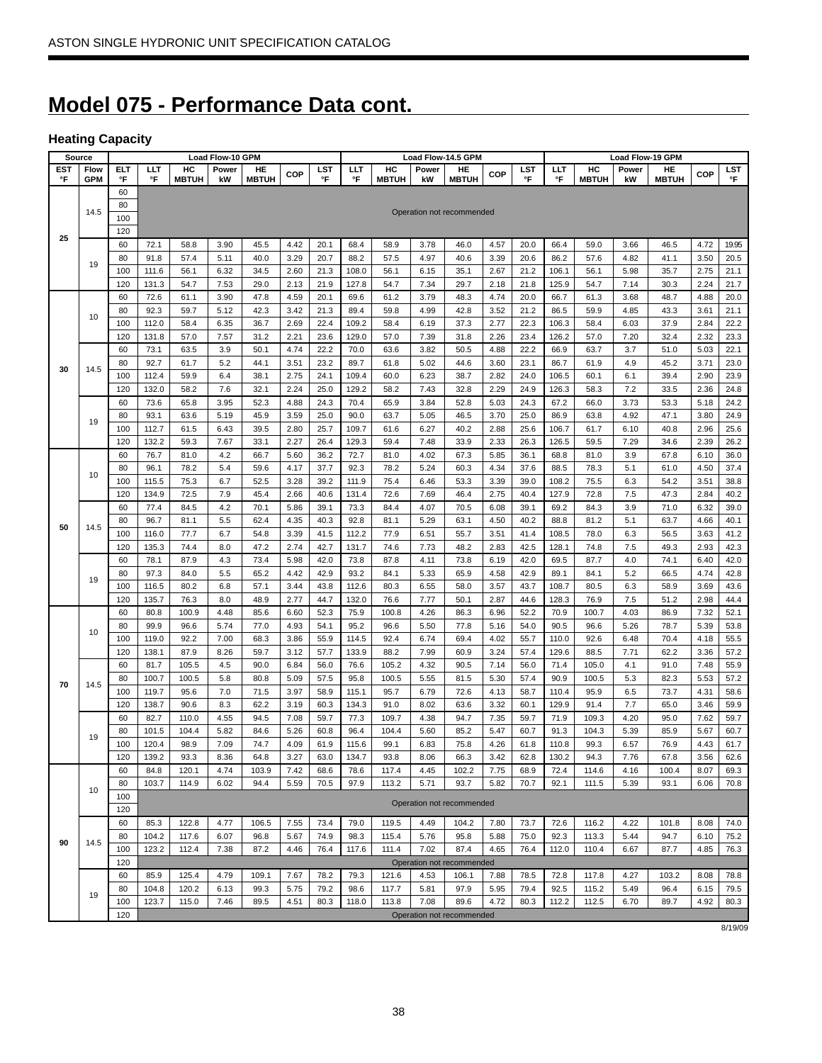# Model 075 - Performance Data cont.

### Heating Capacity

| Source | | | Load Flow-10 GPM | | | | | | Load Flow-14.5 GPM | | | | | | Load Flow-19 GPM | | | | | |
|---|---|---|---|---|---|---|---|---|---|---|---|---|---|---|---|---|---|---|---|---|
| EST °F | Flow GPM | ELT °F | LLT °F | HC MBTUH | Power kW | HE MBTUH | COP | LST °F | LLT °F | HC MBTUH | Power kW | HE MBTUH | COP | LST °F | LLT °F | HC MBTUH | Power kW | HE MBTUH | COP | LST °F |
| 25 | 14.5 | 60 | Operation not recommended | | | | | | | | | | | | | | | | | |
| | | 80 | | | | | | | | | | | | | | | | | | |
| | | 100 | | | | | | | | | | | | | | | | | | |
| | | 120 | | | | | | | | | | | | | | | | | | |
| | 19 | 60 | 72.1 | 58.8 | 3.90 | 45.5 | 4.42 | 20.1 | 68.4 | 58.9 | 3.78 | 46.0 | 4.57 | 20.0 | 66.4 | 59.0 | 3.66 | 46.5 | 4.72 | 19.95 |
| | | 80 | 91.8 | 57.4 | 5.11 | 40.0 | 3.29 | 20.7 | 88.2 | 57.5 | 4.97 | 40.6 | 3.39 | 20.6 | 86.2 | 57.6 | 4.82 | 41.1 | 3.50 | 20.5 |
| | | 100 | 111.6 | 56.1 | 6.32 | 34.5 | 2.60 | 21.3 | 108.0 | 56.1 | 6.15 | 35.1 | 2.67 | 21.2 | 106.1 | 56.1 | 5.98 | 35.7 | 2.75 | 21.1 |
| | | 120 | 131.3 | 54.7 | 7.53 | 29.0 | 2.13 | 21.9 | 127.8 | 54.7 | 7.34 | 29.7 | 2.18 | 21.8 | 125.9 | 54.7 | 7.14 | 30.3 | 2.24 | 21.7 |
| 30 | 10 | 60 | 72.6 | 61.1 | 3.90 | 47.8 | 4.59 | 20.1 | 69.6 | 61.2 | 3.79 | 48.3 | 4.74 | 20.0 | 66.7 | 61.3 | 3.68 | 48.7 | 4.88 | 20.0 |
| | | 80 | 92.3 | 59.7 | 5.12 | 42.3 | 3.42 | 21.3 | 89.4 | 59.8 | 4.99 | 42.8 | 3.52 | 21.2 | 86.5 | 59.9 | 4.85 | 43.3 | 3.61 | 21.1 |
| | | 100 | 112.0 | 58.4 | 6.35 | 36.7 | 2.69 | 22.4 | 109.2 | 58.4 | 6.19 | 37.3 | 2.77 | 22.3 | 106.3 | 58.4 | 6.03 | 37.9 | 2.84 | 22.2 |
| | | 120 | 131.8 | 57.0 | 7.57 | 31.2 | 2.21 | 23.6 | 129.0 | 57.0 | 7.39 | 31.8 | 2.26 | 23.4 | 126.2 | 57.0 | 7.20 | 32.4 | 2.32 | 23.3 |
| | 14.5 | 60 | 73.1 | 63.5 | 3.9 | 50.1 | 4.74 | 22.2 | 70.0 | 63.6 | 3.82 | 50.5 | 4.88 | 22.2 | 66.9 | 63.7 | 3.7 | 51.0 | 5.03 | 22.1 |
| | | 80 | 92.7 | 61.7 | 5.2 | 44.1 | 3.51 | 23.2 | 89.7 | 61.8 | 5.02 | 44.6 | 3.60 | 23.1 | 86.7 | 61.9 | 4.9 | 45.2 | 3.71 | 23.0 |
| | | 100 | 112.4 | 59.9 | 6.4 | 38.1 | 2.75 | 24.1 | 109.4 | 60.0 | 6.23 | 38.7 | 2.82 | 24.0 | 106.5 | 60.1 | 6.1 | 39.4 | 2.90 | 23.9 |
| | | 120 | 132.0 | 58.2 | 7.6 | 32.1 | 2.24 | 25.0 | 129.2 | 58.2 | 7.43 | 32.8 | 2.29 | 24.9 | 126.3 | 58.3 | 7.2 | 33.5 | 2.36 | 24.8 |
| | 19 | 60 | 73.6 | 65.8 | 3.95 | 52.3 | 4.88 | 24.3 | 70.4 | 65.9 | 3.84 | 52.8 | 5.03 | 24.3 | 67.2 | 66.0 | 3.73 | 53.3 | 5.18 | 24.2 |
| | | 80 | 93.1 | 63.6 | 5.19 | 45.9 | 3.59 | 25.0 | 90.0 | 63.7 | 5.05 | 46.5 | 3.70 | 25.0 | 86.9 | 63.8 | 4.92 | 47.1 | 3.80 | 24.9 |
| | | 100 | 112.7 | 61.5 | 6.43 | 39.5 | 2.80 | 25.7 | 109.7 | 61.6 | 6.27 | 40.2 | 2.88 | 25.6 | 106.7 | 61.7 | 6.10 | 40.8 | 2.96 | 25.6 |
| | | 120 | 132.2 | 59.3 | 7.67 | 33.1 | 2.27 | 26.4 | 129.3 | 59.4 | 7.48 | 33.9 | 2.33 | 26.3 | 126.5 | 59.5 | 7.29 | 34.6 | 2.39 | 26.2 |
| 50 | 10 | 60 | 76.7 | 81.0 | 4.2 | 66.7 | 5.60 | 36.2 | 72.7 | 81.0 | 4.02 | 67.3 | 5.85 | 36.1 | 68.8 | 81.0 | 3.9 | 67.8 | 6.10 | 36.0 |
| | | 80 | 96.1 | 78.2 | 5.4 | 59.6 | 4.17 | 37.7 | 92.3 | 78.2 | 5.24 | 60.3 | 4.34 | 37.6 | 88.5 | 78.3 | 5.1 | 61.0 | 4.50 | 37.4 |
| | | 100 | 115.5 | 75.3 | 6.7 | 52.5 | 3.28 | 39.2 | 111.9 | 75.4 | 6.46 | 53.3 | 3.39 | 39.0 | 108.2 | 75.5 | 6.3 | 54.2 | 3.51 | 38.8 |
| | | 120 | 134.9 | 72.5 | 7.9 | 45.4 | 2.66 | 40.6 | 131.4 | 72.6 | 7.69 | 46.4 | 2.75 | 40.4 | 127.9 | 72.8 | 7.5 | 47.3 | 2.84 | 40.2 |
| | 14.5 | 60 | 77.4 | 84.5 | 4.2 | 70.1 | 5.86 | 39.1 | 73.3 | 84.4 | 4.07 | 70.5 | 6.08 | 39.1 | 69.2 | 84.3 | 3.9 | 71.0 | 6.32 | 39.0 |
| | | 80 | 96.7 | 81.1 | 5.5 | 62.4 | 4.35 | 40.3 | 92.8 | 81.1 | 5.29 | 63.1 | 4.50 | 40.2 | 88.8 | 81.2 | 5.1 | 63.7 | 4.66 | 40.1 |
| | | 100 | 116.0 | 77.7 | 6.7 | 54.8 | 3.39 | 41.5 | 112.2 | 77.9 | 6.51 | 55.7 | 3.51 | 41.4 | 108.5 | 78.0 | 6.3 | 56.5 | 3.63 | 41.2 |
| | | 120 | 135.3 | 74.4 | 8.0 | 47.2 | 2.74 | 42.7 | 131.7 | 74.6 | 7.73 | 48.2 | 2.83 | 42.5 | 128.1 | 74.8 | 7.5 | 49.3 | 2.93 | 42.3 |
| | 19 | 60 | 78.1 | 87.9 | 4.3 | 73.4 | 5.98 | 42.0 | 73.8 | 87.8 | 4.11 | 73.8 | 6.19 | 42.0 | 69.5 | 87.7 | 4.0 | 74.1 | 6.40 | 42.0 |
| | | 80 | 97.3 | 84.0 | 5.5 | 65.2 | 4.42 | 42.9 | 93.2 | 84.1 | 5.33 | 65.9 | 4.58 | 42.9 | 89.1 | 84.1 | 5.2 | 66.5 | 4.74 | 42.8 |
| | | 100 | 116.5 | 80.2 | 6.8 | 57.1 | 3.44 | 43.8 | 112.6 | 80.3 | 6.55 | 58.0 | 3.57 | 43.7 | 108.7 | 80.5 | 6.3 | 58.9 | 3.69 | 43.6 |
| | | 120 | 135.7 | 76.3 | 8.0 | 48.9 | 2.77 | 44.7 | 132.0 | 76.6 | 7.77 | 50.1 | 2.87 | 44.6 | 128.3 | 76.9 | 7.5 | 51.2 | 2.98 | 44.4 |
| 70 | 10 | 60 | 80.8 | 100.9 | 4.48 | 85.6 | 6.60 | 52.3 | 75.9 | 100.8 | 4.26 | 86.3 | 6.96 | 52.2 | 70.9 | 100.7 | 4.03 | 86.9 | 7.32 | 52.1 |
| | | 80 | 99.9 | 96.6 | 5.74 | 77.0 | 4.93 | 54.1 | 95.2 | 96.6 | 5.50 | 77.8 | 5.16 | 54.0 | 90.5 | 96.6 | 5.26 | 78.7 | 5.39 | 53.8 |
| | | 100 | 119.0 | 92.2 | 7.00 | 68.3 | 3.86 | 55.9 | 114.5 | 92.4 | 6.74 | 69.4 | 4.02 | 55.7 | 110.0 | 92.6 | 6.48 | 70.4 | 4.18 | 55.5 |
| | | 120 | 138.1 | 87.9 | 8.26 | 59.7 | 3.12 | 57.7 | 133.9 | 88.2 | 7.99 | 60.9 | 3.24 | 57.4 | 129.6 | 88.5 | 7.71 | 62.2 | 3.36 | 57.2 |
| | 14.5 | 60 | 81.7 | 105.5 | 4.5 | 90.0 | 6.84 | 56.0 | 76.6 | 105.2 | 4.32 | 90.5 | 7.14 | 56.0 | 71.4 | 105.0 | 4.1 | 91.0 | 7.48 | 55.9 |
| | | 80 | 100.7 | 100.5 | 5.8 | 80.8 | 5.09 | 57.5 | 95.8 | 100.5 | 5.55 | 81.5 | 5.30 | 57.4 | 90.9 | 100.5 | 5.3 | 82.3 | 5.53 | 57.2 |
| | | 100 | 119.7 | 95.6 | 7.0 | 71.5 | 3.97 | 58.9 | 115.1 | 95.7 | 6.79 | 72.6 | 4.13 | 58.7 | 110.4 | 95.9 | 6.5 | 73.7 | 4.31 | 58.6 |
| | | 120 | 138.7 | 90.6 | 8.3 | 62.2 | 3.19 | 60.3 | 134.3 | 91.0 | 8.02 | 63.6 | 3.32 | 60.1 | 129.9 | 91.4 | 7.7 | 65.0 | 3.46 | 59.9 |
| | 19 | 60 | 82.7 | 110.0 | 4.55 | 94.5 | 7.08 | 59.7 | 77.3 | 109.7 | 4.38 | 94.7 | 7.35 | 59.7 | 71.9 | 109.3 | 4.20 | 95.0 | 7.62 | 59.7 |
| | | 80 | 101.5 | 104.4 | 5.82 | 84.6 | 5.26 | 60.8 | 96.4 | 104.4 | 5.60 | 85.2 | 5.47 | 60.7 | 91.3 | 104.3 | 5.39 | 85.9 | 5.67 | 60.7 |
| | | 100 | 120.4 | 98.9 | 7.09 | 74.7 | 4.09 | 61.9 | 115.6 | 99.1 | 6.83 | 75.8 | 4.26 | 61.8 | 110.8 | 99.3 | 6.57 | 76.9 | 4.43 | 61.7 |
| | | 120 | 139.2 | 93.3 | 8.36 | 64.8 | 3.27 | 63.0 | 134.7 | 93.8 | 8.06 | 66.3 | 3.42 | 62.8 | 130.2 | 94.3 | 7.76 | 67.8 | 3.56 | 62.6 |
| 90 | 10 | 60 | 84.8 | 120.1 | 4.74 | 103.9 | 7.42 | 68.6 | 78.6 | 117.4 | 4.45 | 102.2 | 7.75 | 68.9 | 72.4 | 114.6 | 4.16 | 100.4 | 8.07 | 69.3 |
| | | 80 | 103.7 | 114.9 | 6.02 | 94.4 | 5.59 | 70.5 | 97.9 | 113.2 | 5.71 | 93.7 | 5.82 | 70.7 | 92.1 | 111.5 | 5.39 | 93.1 | 6.06 | 70.8 |
| | | 100 | Operation not recommended | | | | | | | | | | | | | | | | | |
| | | 120 | | | | | | | | | | | | | | | | | | |
| | 14.5 | 60 | 85.3 | 122.8 | 4.77 | 106.5 | 7.55 | 73.4 | 79.0 | 119.5 | 4.49 | 104.2 | 7.80 | 73.7 | 72.6 | 116.2 | 4.22 | 101.8 | 8.08 | 74.0 |
| | | 80 | 104.2 | 117.6 | 6.07 | 96.8 | 5.67 | 74.9 | 98.3 | 115.4 | 5.76 | 95.8 | 5.88 | 75.0 | 92.3 | 113.3 | 5.44 | 94.7 | 6.10 | 75.2 |
| | | 100 | 123.2 | 112.4 | 7.38 | 87.2 | 4.46 | 76.4 | 117.6 | 111.4 | 7.02 | 87.4 | 4.65 | 76.4 | 112.0 | 110.4 | 6.67 | 87.7 | 4.85 | 76.3 |
| | | 120 | Operation not recommended | | | | | | | | | | | | | | | | | |
| | 19 | 60 | 85.9 | 125.4 | 4.79 | 109.1 | 7.67 | 78.2 | 79.3 | 121.6 | 4.53 | 106.1 | 7.88 | 78.5 | 72.8 | 117.8 | 4.27 | 103.2 | 8.08 | 78.8 |
| | | 80 | 104.8 | 120.2 | 6.13 | 99.3 | 5.75 | 79.2 | 98.6 | 117.7 | 5.81 | 97.9 | 5.95 | 79.4 | 92.5 | 115.2 | 5.49 | 96.4 | 6.15 | 79.5 |
| | | 100 | 123.7 | 115.0 | 7.46 | 89.5 | 4.51 | 80.3 | 118.0 | 113.8 | 7.08 | 89.6 | 4.72 | 80.3 | 112.2 | 112.5 | 6.70 | 89.7 | 4.92 | 80.3 |
| | | 120 | Operation not recommended | | | | | | | | | | | | | | | | | |

8/19/09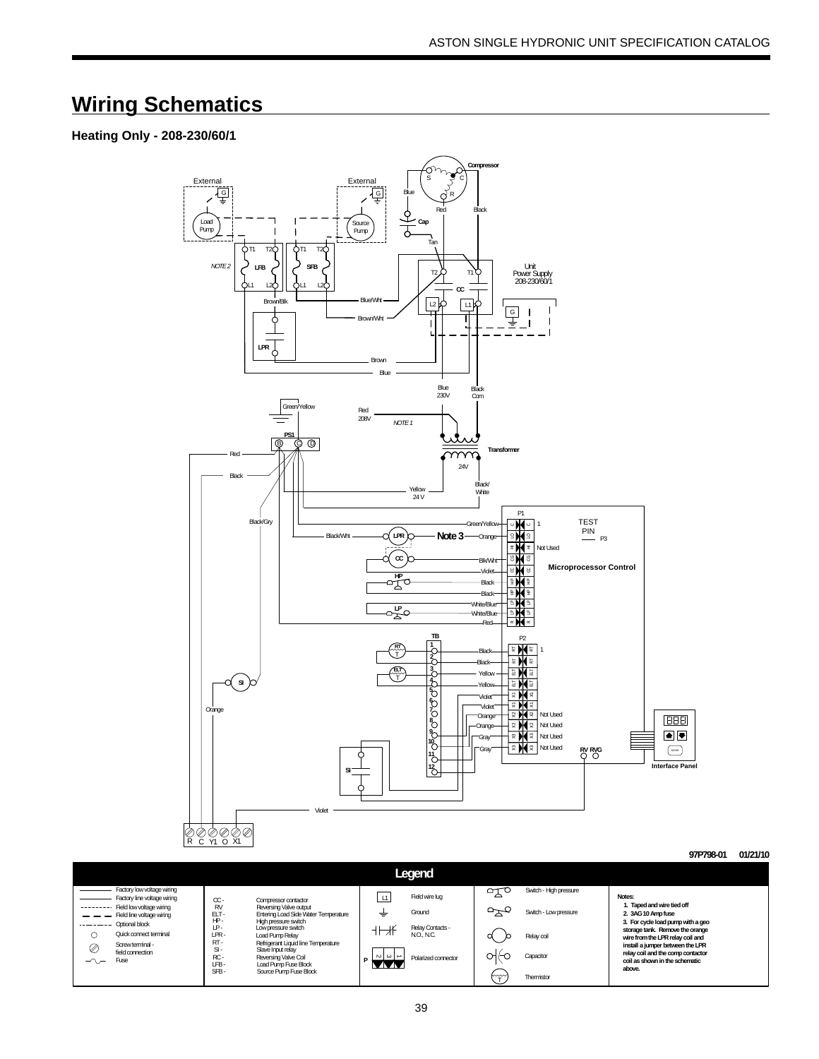# Wiring Schematics

### Heating Only - 208-230/60/1

97P798-01 01/21/10

## Legend

| Symbol | Description |
|---|---|
| ——— | Factory low voltage wiring |
| ——— | Factory line voltage wiring |
| - - - - - | Field low voltage wiring |
| — — — | Field line voltage wiring |
| -·-·-·- | Optional block |
| ○ | Quick connect terminal |
| ⊘ | Screw terminal - field connection |
| ~ | Fuse |

| Abbreviation | Description |
|---|---|
| CC - | Compressor contactor |
| RV | Reversing Valve output |
| ELT - | Entering Load Side Water Temperature |
| HP - | High pressure switch |
| LP - | Low pressure switch |
| LPR - | Load Pump Relay |
| RT - | Refrigerant Liquid line Temperature |
| SI - | Slave Input relay |
| RC - | Reversing Valve Coil |
| LFB - | Load Pump Fuse Block |
| SFB - | Source Pump Fuse Block |

| Symbol | Description |
|---|---|
| L1 | Field wire lug |
| ⏚ | Ground |
| Relay contacts | Relay Contacts - N.O., N.C. |
| P | Polarized connector |
| Switch | Switch - High pressure |
| Switch | Switch - Low pressure |
| Relay coil | Relay coil |
| Capacitor | Capacitor |
| T | Thermistor |

**Notes:**

1. **Taped and wire tied off**
2. **3AG 10 Amp fuse**
3. **For cycle load pump with a geo storage tank. Remove the orange wire from the LPR relay coil and install a jumper between the LPR relay coil and the comp contactor coil as shown in the schematic above.**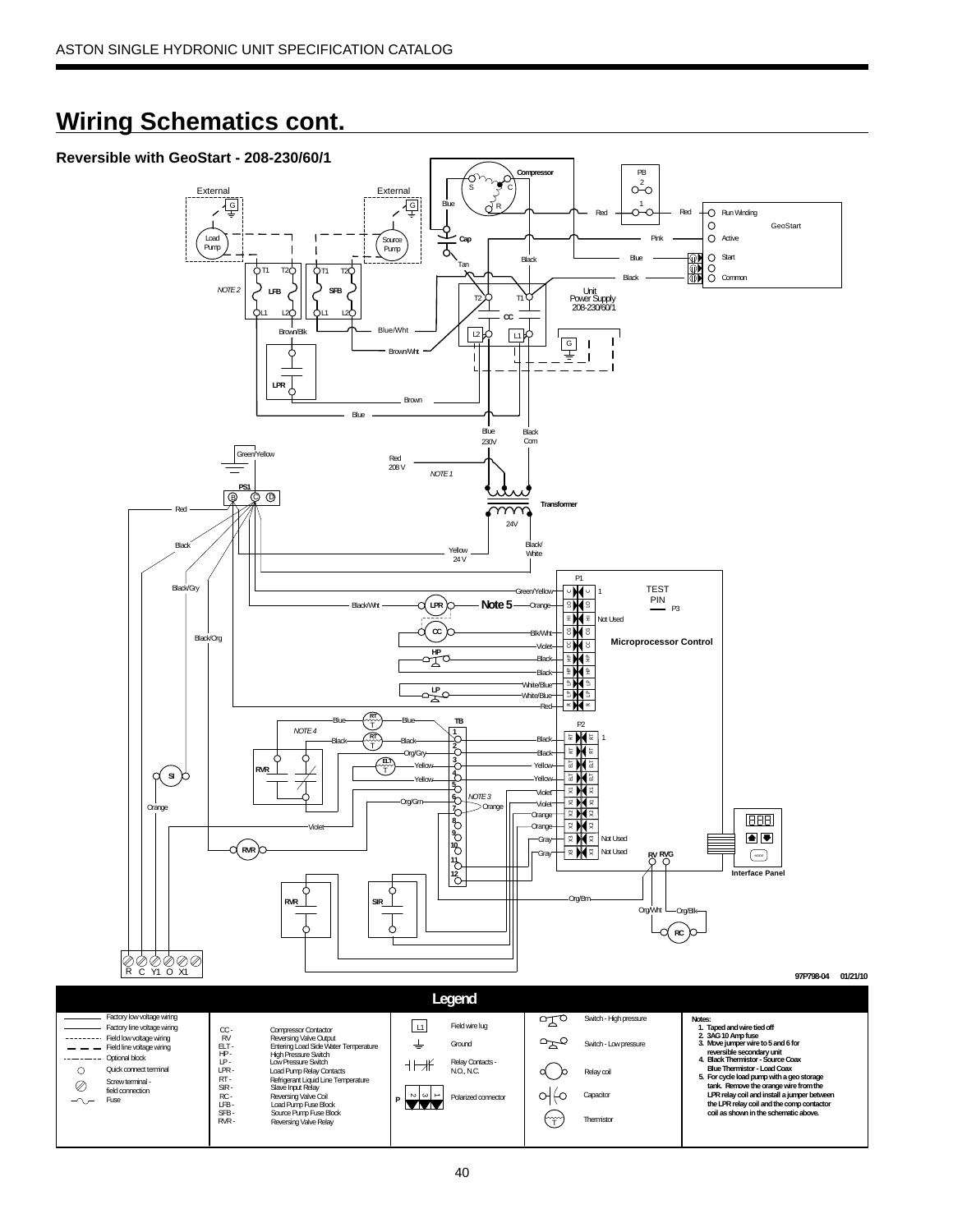## Wiring Schematics cont.

### Reversible with GeoStart - 208-230/60/1

97P798-04 01/21/10

### Legend

- Factory low voltage wiring
- Factory line voltage wiring
- Field low voltage wiring
- Field line voltage wiring
- Optional block
- Quick connect terminal
- Screw terminal - field connection
- Fuse

| Abbreviation | Description |
|---|---|
| CC - | Compressor Contactor |
| RV | Reversing Valve Output |
| ELT - | Entering Load Side Water Temperature |
| HP - | High Pressure Switch |
| LP - | Low Pressure Switch |
| LPR - | Load Pump Relay Contacts |
| RT - | Refrigerant Liquid Line Temperature |
| SIR - | Slave Input Relay |
| RC - | Reversing Valve Coil |
| LFB - | Load Pump Fuse Block |
| SFB - | Source Pump Fuse Block |
| RVR - | Reversing Valve Relay |

- L1 — Field wire lug
- Ground
- Relay Contacts - N.O., N.C.
- Polarized connector
- Switch - High pressure
- Switch - Low pressure
- Relay coil
- Capacitor
- Thermistor

**Notes:**

1. **Taped and wire tied off**
2. **3AG 10 Amp fuse**
3. **Move jumper wire to 5 and 6 for reversible secondary unit**
4. **Black Thermistor - Source Coax Blue Thermistor - Load Coax**
5. **For cycle load pump with a geo storage tank. Remove the orange wire from the LPR relay coil and install a jumper between the LPR relay coil and the comp contactor coil as shown in the schematic above.**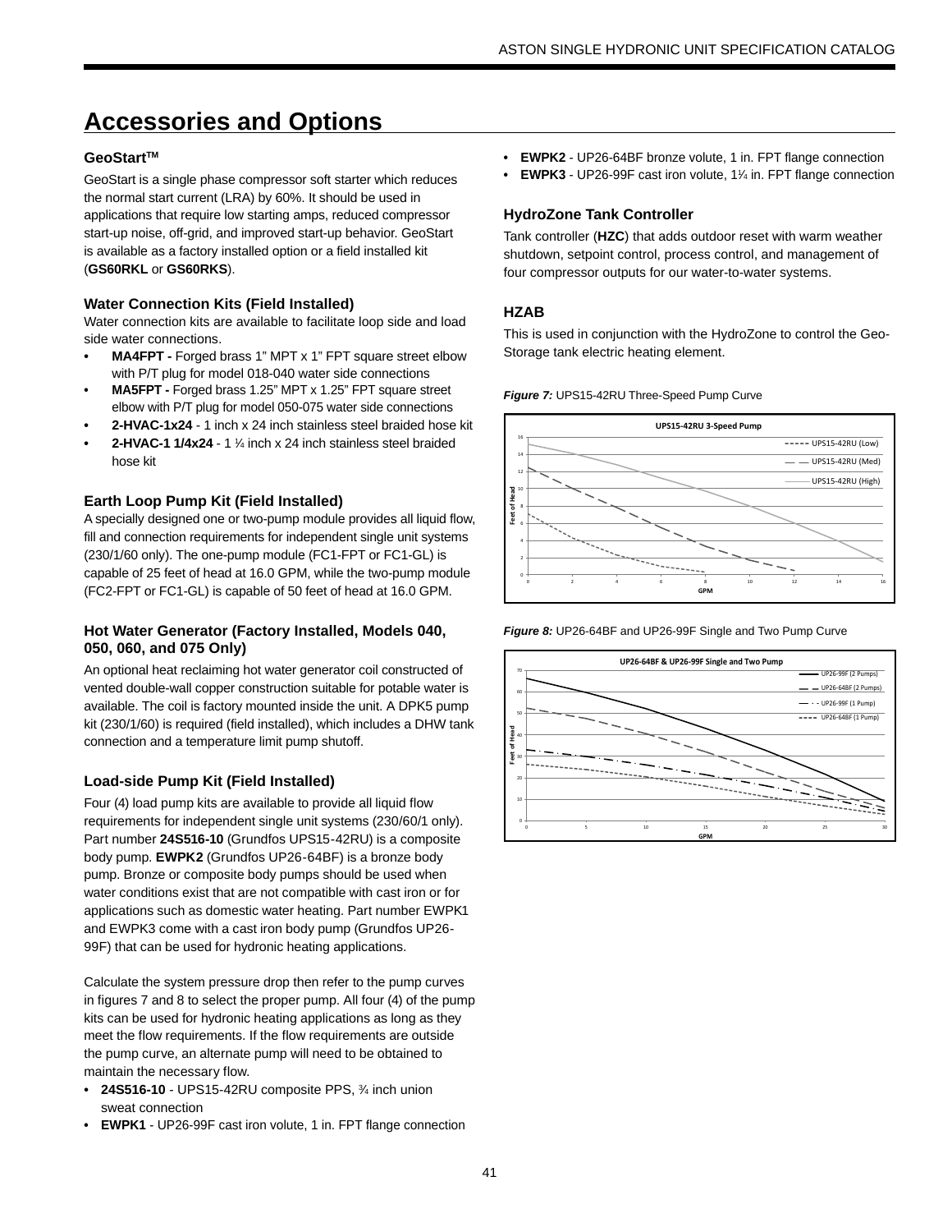# Accessories and Options

### GeoStart™

GeoStart is a single phase compressor soft starter which reduces the normal start current (LRA) by 60%. It should be used in applications that require low starting amps, reduced compressor start-up noise, off-grid, and improved start-up behavior. GeoStart is available as a factory installed option or a field installed kit (**GS60RKL** or **GS60RKS**).

### Water Connection Kits (Field Installed)

Water connection kits are available to facilitate loop side and load side water connections.

- **MA4FPT -** Forged brass 1" MPT x 1" FPT square street elbow with P/T plug for model 018-040 water side connections
- **MA5FPT -** Forged brass 1.25" MPT x 1.25" FPT square street elbow with P/T plug for model 050-075 water side connections
- **2-HVAC-1x24** - 1 inch x 24 inch stainless steel braided hose kit
- **2-HVAC-1 1/4x24** - 1 ¼ inch x 24 inch stainless steel braided hose kit

### Earth Loop Pump Kit (Field Installed)

A specially designed one or two-pump module provides all liquid flow, fill and connection requirements for independent single unit systems (230/1/60 only). The one-pump module (FC1-FPT or FC1-GL) is capable of 25 feet of head at 16.0 GPM, while the two-pump module (FC2-FPT or FC1-GL) is capable of 50 feet of head at 16.0 GPM.

### Hot Water Generator (Factory Installed, Models 040, 050, 060, and 075 Only)

An optional heat reclaiming hot water generator coil constructed of vented double-wall copper construction suitable for potable water is available. The coil is factory mounted inside the unit. A DPK5 pump kit (230/1/60) is required (field installed), which includes a DHW tank connection and a temperature limit pump shutoff.

### Load-side Pump Kit (Field Installed)

Four (4) load pump kits are available to provide all liquid flow requirements for independent single unit systems (230/60/1 only). Part number **24S516-10** (Grundfos UPS15-42RU) is a composite body pump. **EWPK2** (Grundfos UP26-64BF) is a bronze body pump. Bronze or composite body pumps should be used when water conditions exist that are not compatible with cast iron or for applications such as domestic water heating. Part number EWPK1 and EWPK3 come with a cast iron body pump (Grundfos UP26-99F) that can be used for hydronic heating applications.

Calculate the system pressure drop then refer to the pump curves in figures 7 and 8 to select the proper pump. All four (4) of the pump kits can be used for hydronic heating applications as long as they meet the flow requirements. If the flow requirements are outside the pump curve, an alternate pump will need to be obtained to maintain the necessary flow.

- **24S516-10** - UPS15-42RU composite PPS, ¾ inch union sweat connection
- **EWPK1** - UP26-99F cast iron volute, 1 in. FPT flange connection
- **EWPK2** - UP26-64BF bronze volute, 1 in. FPT flange connection
- **EWPK3** - UP26-99F cast iron volute, 1¼ in. FPT flange connection

### HydroZone Tank Controller

Tank controller (**HZC**) that adds outdoor reset with warm weather shutdown, setpoint control, process control, and management of four compressor outputs for our water-to-water systems.

### HZAB

This is used in conjunction with the HydroZone to control the Geo-Storage tank electric heating element.

***Figure 7:*** UPS15-42RU Three-Speed Pump Curve

***Figure 8:*** UP26-64BF and UP26-99F Single and Two Pump Curve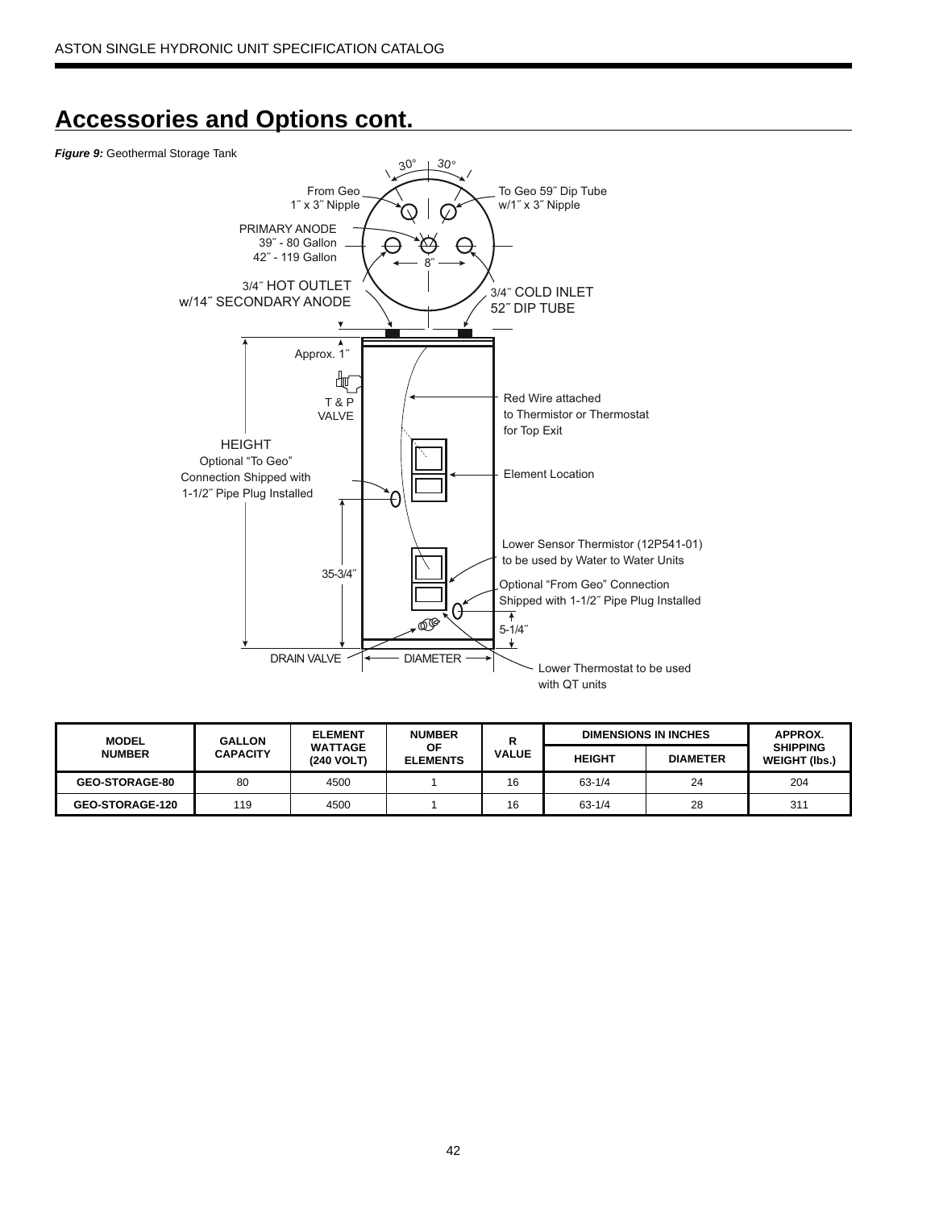## Accessories and Options cont.

***Figure 9:*** Geothermal Storage Tank

30° 30°

From Geo
1˝ x 3˝ Nipple

To Geo 59˝ Dip Tube
w/1˝ x 3˝ Nipple

PRIMARY ANODE
39˝ - 80 Gallon
42˝ - 119 Gallon

8˝

3/4˝ HOT OUTLET
w/14˝ SECONDARY ANODE

3/4˝ COLD INLET
52˝ DIP TUBE

Approx. 1˝

T & P
VALVE

Red Wire attached
to Thermistor or Thermostat
for Top Exit

HEIGHT
Optional "To Geo"
Connection Shipped with
1-1/2˝ Pipe Plug Installed

Element Location

Lower Sensor Thermistor (12P541-01)
to be used by Water to Water Units

35-3/4˝

Optional "From Geo" Connection
Shipped with 1-1/2˝ Pipe Plug Installed

5-1/4˝

DRAIN VALVE

DIAMETER

Lower Thermostat to be used
with QT units

| MODEL NUMBER | GALLON CAPACITY | ELEMENT WATTAGE (240 VOLT) | NUMBER OF ELEMENTS | R VALUE | DIMENSIONS IN INCHES | | APPROX. SHIPPING WEIGHT (lbs.) |
|---|---|---|---|---|---|---|---|
| | | | | | HEIGHT | DIAMETER | |
| GEO-STORAGE-80 | 80 | 4500 | 1 | 16 | 63-1/4 | 24 | 204 |
| GEO-STORAGE-120 | 119 | 4500 | 1 | 16 | 63-1/4 | 28 | 311 |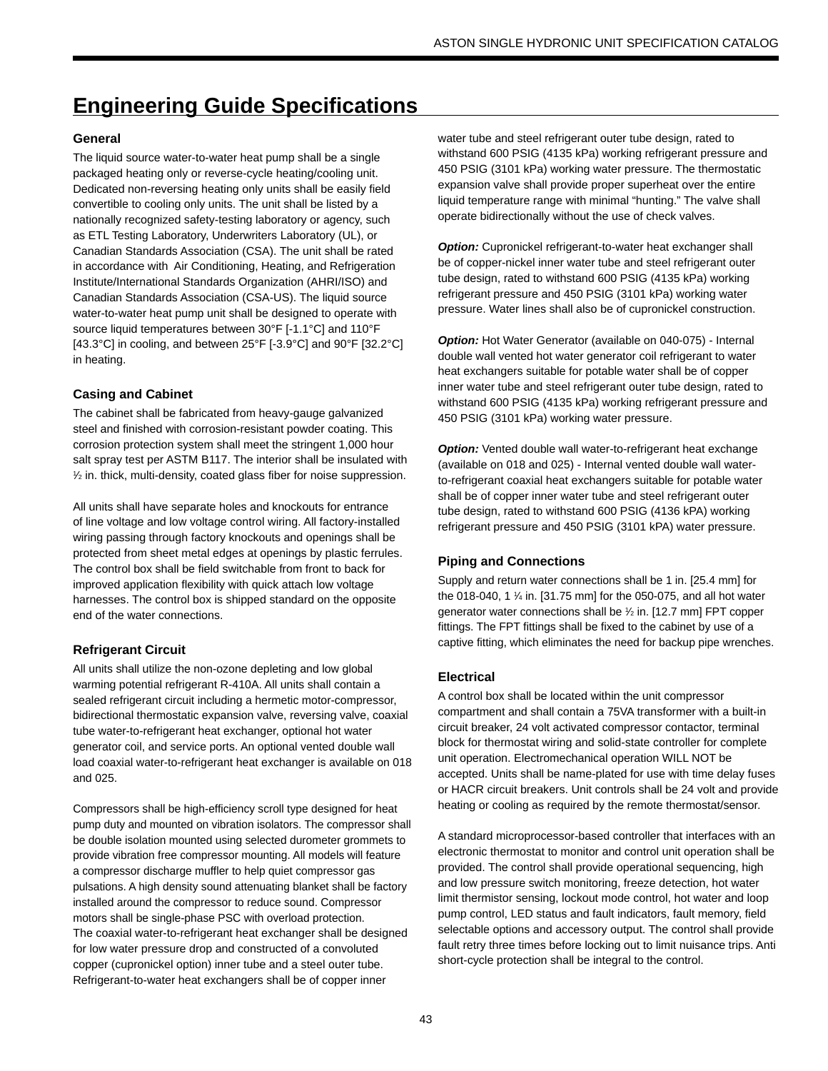# Engineering Guide Specifications

### General

The liquid source water-to-water heat pump shall be a single packaged heating only or reverse-cycle heating/cooling unit. Dedicated non-reversing heating only units shall be easily field convertible to cooling only units. The unit shall be listed by a nationally recognized safety-testing laboratory or agency, such as ETL Testing Laboratory, Underwriters Laboratory (UL), or Canadian Standards Association (CSA). The unit shall be rated in accordance with Air Conditioning, Heating, and Refrigeration Institute/International Standards Organization (AHRI/ISO) and Canadian Standards Association (CSA-US). The liquid source water-to-water heat pump unit shall be designed to operate with source liquid temperatures between 30°F [-1.1°C] and 110°F [43.3°C] in cooling, and between 25°F [-3.9°C] and 90°F [32.2°C] in heating.

### Casing and Cabinet

The cabinet shall be fabricated from heavy-gauge galvanized steel and finished with corrosion-resistant powder coating. This corrosion protection system shall meet the stringent 1,000 hour salt spray test per ASTM B117. The interior shall be insulated with ½ in. thick, multi-density, coated glass fiber for noise suppression.

All units shall have separate holes and knockouts for entrance of line voltage and low voltage control wiring. All factory-installed wiring passing through factory knockouts and openings shall be protected from sheet metal edges at openings by plastic ferrules. The control box shall be field switchable from front to back for improved application flexibility with quick attach low voltage harnesses. The control box is shipped standard on the opposite end of the water connections.

### Refrigerant Circuit

All units shall utilize the non-ozone depleting and low global warming potential refrigerant R-410A. All units shall contain a sealed refrigerant circuit including a hermetic motor-compressor, bidirectional thermostatic expansion valve, reversing valve, coaxial tube water-to-refrigerant heat exchanger, optional hot water generator coil, and service ports. An optional vented double wall load coaxial water-to-refrigerant heat exchanger is available on 018 and 025.

Compressors shall be high-efficiency scroll type designed for heat pump duty and mounted on vibration isolators. The compressor shall be double isolation mounted using selected durometer grommets to provide vibration free compressor mounting. All models will feature a compressor discharge muffler to help quiet compressor gas pulsations. A high density sound attenuating blanket shall be factory installed around the compressor to reduce sound. Compressor motors shall be single-phase PSC with overload protection.
The coaxial water-to-refrigerant heat exchanger shall be designed for low water pressure drop and constructed of a convoluted copper (cupronickel option) inner tube and a steel outer tube. Refrigerant-to-water heat exchangers shall be of copper inner water tube and steel refrigerant outer tube design, rated to withstand 600 PSIG (4135 kPa) working refrigerant pressure and 450 PSIG (3101 kPa) working water pressure. The thermostatic expansion valve shall provide proper superheat over the entire liquid temperature range with minimal "hunting." The valve shall operate bidirectionally without the use of check valves.

***Option:*** Cupronickel refrigerant-to-water heat exchanger shall be of copper-nickel inner water tube and steel refrigerant outer tube design, rated to withstand 600 PSIG (4135 kPa) working refrigerant pressure and 450 PSIG (3101 kPa) working water pressure. Water lines shall also be of cupronickel construction.

***Option:*** Hot Water Generator (available on 040-075) - Internal double wall vented hot water generator coil refrigerant to water heat exchangers suitable for potable water shall be of copper inner water tube and steel refrigerant outer tube design, rated to withstand 600 PSIG (4135 kPa) working refrigerant pressure and 450 PSIG (3101 kPa) working water pressure.

***Option:*** Vented double wall water-to-refrigerant heat exchange (available on 018 and 025) - Internal vented double wall water-to-refrigerant coaxial heat exchangers suitable for potable water shall be of copper inner water tube and steel refrigerant outer tube design, rated to withstand 600 PSIG (4136 kPA) working refrigerant pressure and 450 PSIG (3101 kPA) water pressure.

### Piping and Connections

Supply and return water connections shall be 1 in. [25.4 mm] for the 018-040, 1 ¼ in. [31.75 mm] for the 050-075, and all hot water generator water connections shall be ½ in. [12.7 mm] FPT copper fittings. The FPT fittings shall be fixed to the cabinet by use of a captive fitting, which eliminates the need for backup pipe wrenches.

### Electrical

A control box shall be located within the unit compressor compartment and shall contain a 75VA transformer with a built-in circuit breaker, 24 volt activated compressor contactor, terminal block for thermostat wiring and solid-state controller for complete unit operation. Electromechanical operation WILL NOT be accepted. Units shall be name-plated for use with time delay fuses or HACR circuit breakers. Unit controls shall be 24 volt and provide heating or cooling as required by the remote thermostat/sensor.

A standard microprocessor-based controller that interfaces with an electronic thermostat to monitor and control unit operation shall be provided. The control shall provide operational sequencing, high and low pressure switch monitoring, freeze detection, hot water limit thermistor sensing, lockout mode control, hot water and loop pump control, LED status and fault indicators, fault memory, field selectable options and accessory output. The control shall provide fault retry three times before locking out to limit nuisance trips. Anti short-cycle protection shall be integral to the control.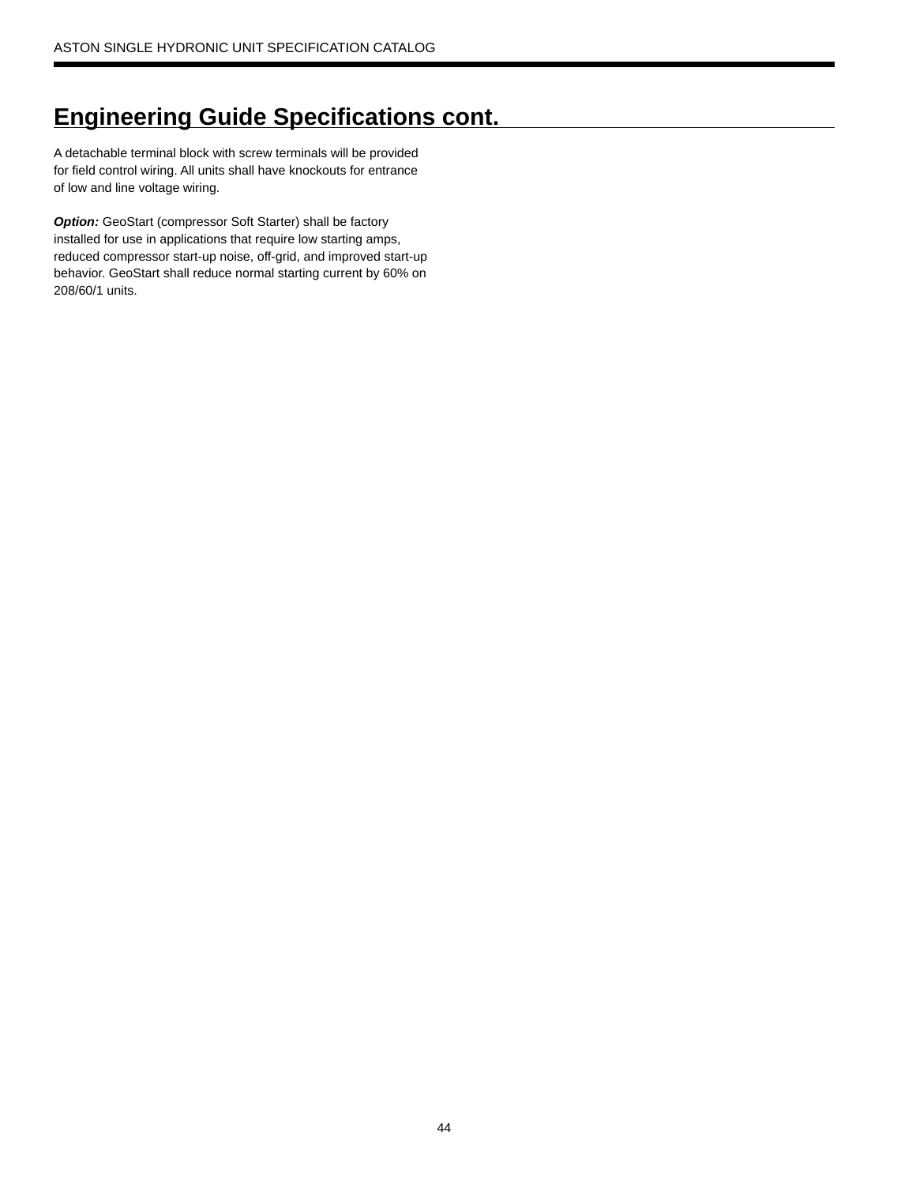## Engineering Guide Specifications cont.

A detachable terminal block with screw terminals will be provided for field control wiring. All units shall have knockouts for entrance of low and line voltage wiring.

***Option:*** GeoStart (compressor Soft Starter) shall be factory installed for use in applications that require low starting amps, reduced compressor start-up noise, off-grid, and improved start-up behavior. GeoStart shall reduce normal starting current by 60% on 208/60/1 units.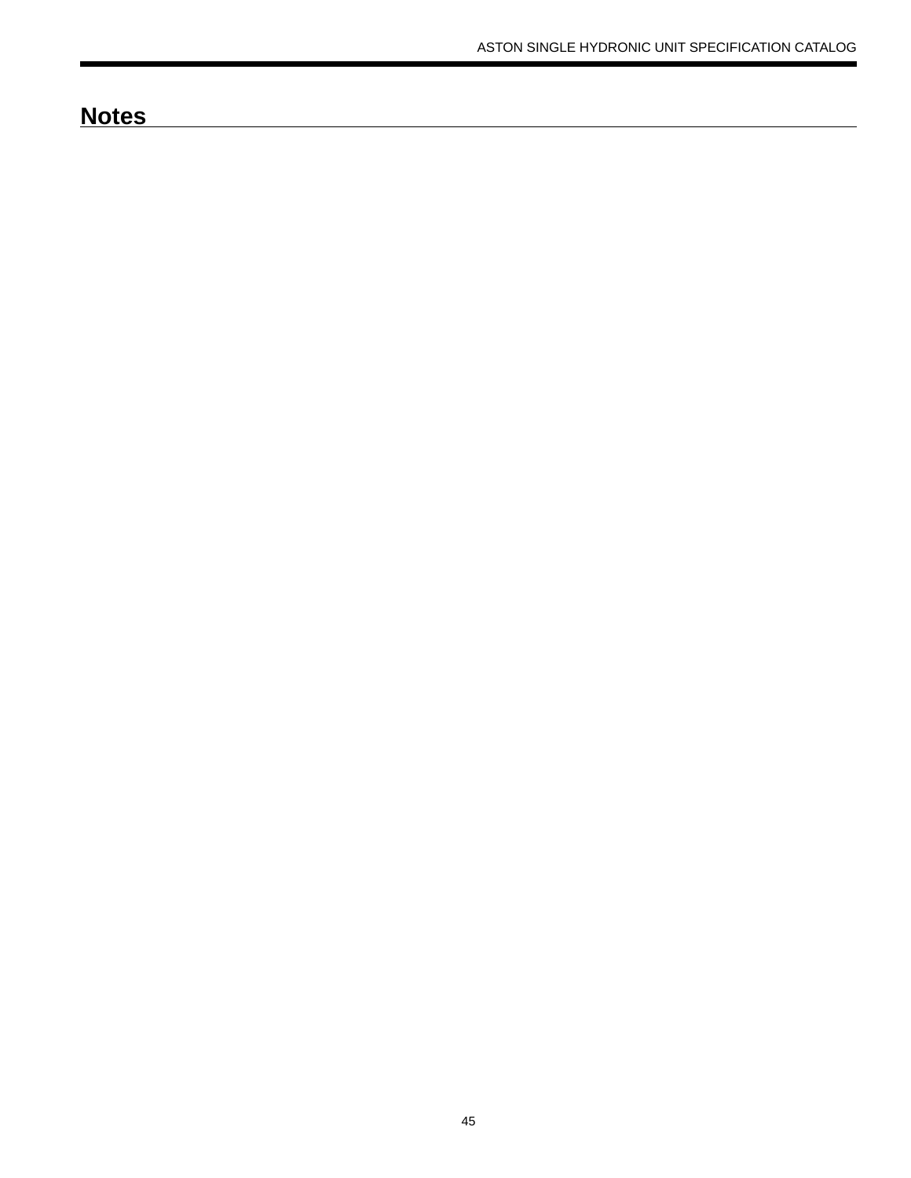## Notes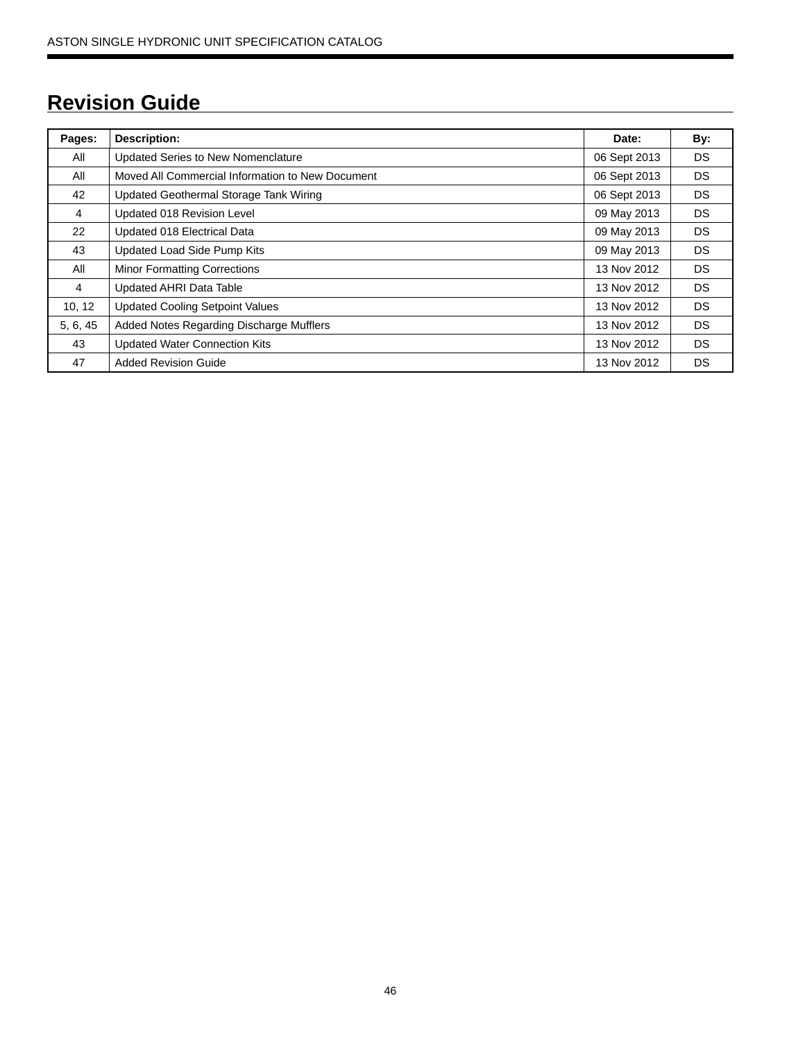## Revision Guide

| Pages: | Description: | Date: | By: |
|---|---|---|---|
| All | Updated Series to New Nomenclature | 06 Sept 2013 | DS |
| All | Moved All Commercial Information to New Document | 06 Sept 2013 | DS |
| 42 | Updated Geothermal Storage Tank Wiring | 06 Sept 2013 | DS |
| 4 | Updated 018 Revision Level | 09 May 2013 | DS |
| 22 | Updated 018 Electrical Data | 09 May 2013 | DS |
| 43 | Updated Load Side Pump Kits | 09 May 2013 | DS |
| All | Minor Formatting Corrections | 13 Nov 2012 | DS |
| 4 | Updated AHRI Data Table | 13 Nov 2012 | DS |
| 10, 12 | Updated Cooling Setpoint Values | 13 Nov 2012 | DS |
| 5, 6, 45 | Added Notes Regarding Discharge Mufflers | 13 Nov 2012 | DS |
| 43 | Updated Water Connection Kits | 13 Nov 2012 | DS |
| 47 | Added Revision Guide | 13 Nov 2012 | DS |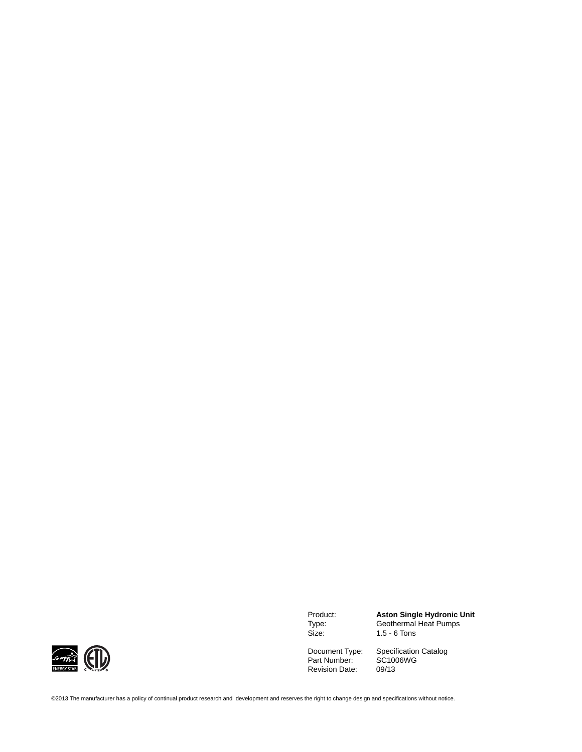| | |
|---|---|
| Product: | **Aston Single Hydronic Unit** |
| Type: | Geothermal Heat Pumps |
| Size: | 1.5 - 6 Tons |
| Document Type: | Specification Catalog |
| Part Number: | SC1006WG |
| Revision Date: | 09/13 |

©2013 The manufacturer has a policy of continual product research and development and reserves the right to change design and specifications without notice.